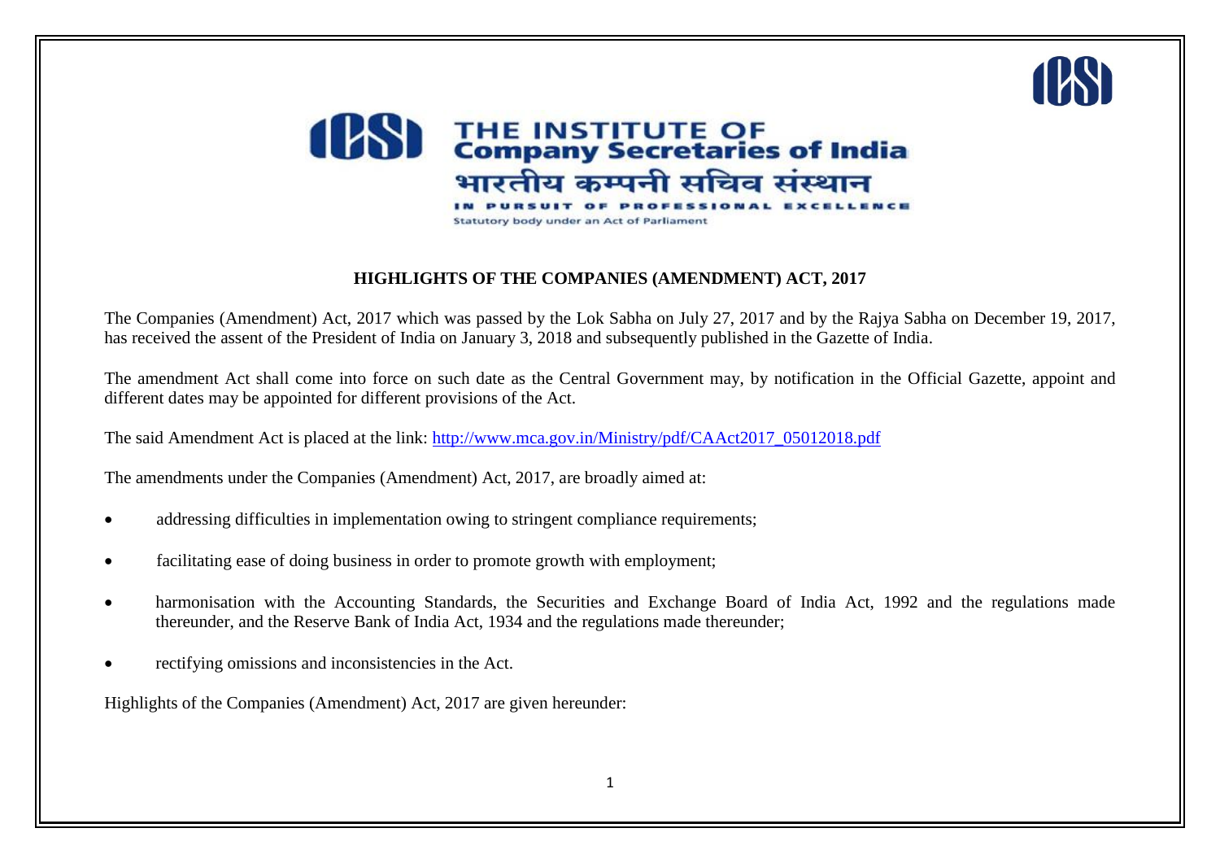**THE INSTITUTE OF Company Secretaries of India**

भारतीय कम्पनी सचिव संस्थान

IN PURSUIT OF PROFESSIONAL EXCELLENCE

Statutory body under an Act of Parliament

# HIGHLIGHTS OF THE COMPANIES (AMENDMENT) ACT, 2017

The Companies (Amendment) Act, 2017 which was passed by the Lok Sabha on July 27, 2017 and by the Rajya Sabha on December 19, 2017, has received the assent of the President of India on January 3, 2018 and subsequently published in the Gazette of India.

The amendment Act shall come into force on such date as the Central Government may, by notification in the Official Gazette, appoint and different dates may be appointed for different provisions of the Act.

The said Amendment Act is placed at the link: [http://www.mca.gov.in/Ministry/pdf/CAAct2017_05012018.pdf](http://www.mca.gov.in/Ministry/pdf/CAAct2017_05012018.pdf)

The amendments under the Companies (Amendment) Act, 2017, are broadly aimed at:

- addressing difficulties in implementation owing to stringent compliance requirements;
- facilitating ease of doing business in order to promote growth with employment;
- harmonisation with the Accounting Standards, the Securities and Exchange Board of India Act, 1992 and the regulations made thereunder, and the Reserve Bank of India Act, 1934 and the regulations made thereunder;
- rectifying omissions and inconsistencies in the Act.

Highlights of the Companies (Amendment) Act, 2017 are given hereunder: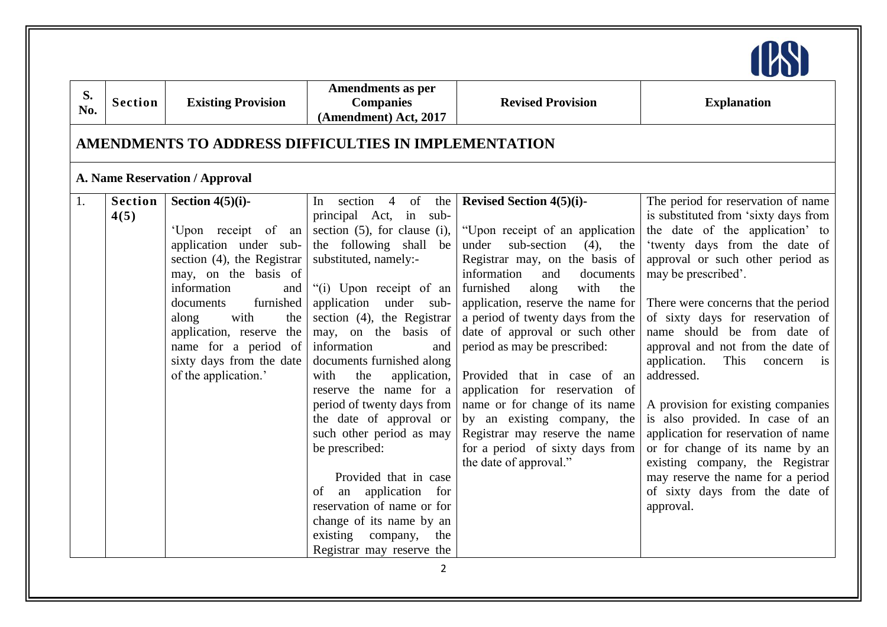| S. No. | Section | Existing Provision | Amendments as per Companies (Amendment) Act, 2017 | Revised Provision | Explanation |
|---|---|---|---|---|---|
| **AMENDMENTS TO ADDRESS DIFFICULTIES IN IMPLEMENTATION** | | | | | |
| **A. Name Reservation / Approval** | | | | | |
| 1. | **Section 4(5)** | **Section 4(5)(i)-** <br><br> 'Upon receipt of an application under sub-section (4), the Registrar may, on the basis of information and documents furnished along with the application, reserve the name for a period of sixty days from the date of the application.' | In section 4 of the principal Act, in sub-section (5), for clause (i), the following shall be substituted, namely:- <br><br> "(i) Upon receipt of an application under sub-section (4), the Registrar may, on the basis of information and documents furnished along with the application, reserve the name for a period of twenty days from the date of approval or such other period as may be prescribed: <br><br> Provided that in case of an application for reservation of name or for change of its name by an existing company, the Registrar may reserve the | **Revised Section 4(5)(i)-** <br><br> "Upon receipt of an application under sub-section (4), the Registrar may, on the basis of information and documents furnished along with the application, reserve the name for a period of twenty days from the date of approval or such other period as may be prescribed: <br><br> Provided that in case of an application for reservation of name or for change of its name by an existing company, the Registrar may reserve the name for a period of sixty days from the date of approval." | The period for reservation of name is substituted from 'sixty days from the date of the application' to 'twenty days from the date of approval or such other period as may be prescribed'. <br><br> There were concerns that the period of sixty days for reservation of name should be from date of approval and not from the date of application. This concern is addressed. <br><br> A provision for existing companies is also provided. In case of an application for reservation of name or for change of its name by an existing company, the Registrar may reserve the name for a period of sixty days from the date of approval. |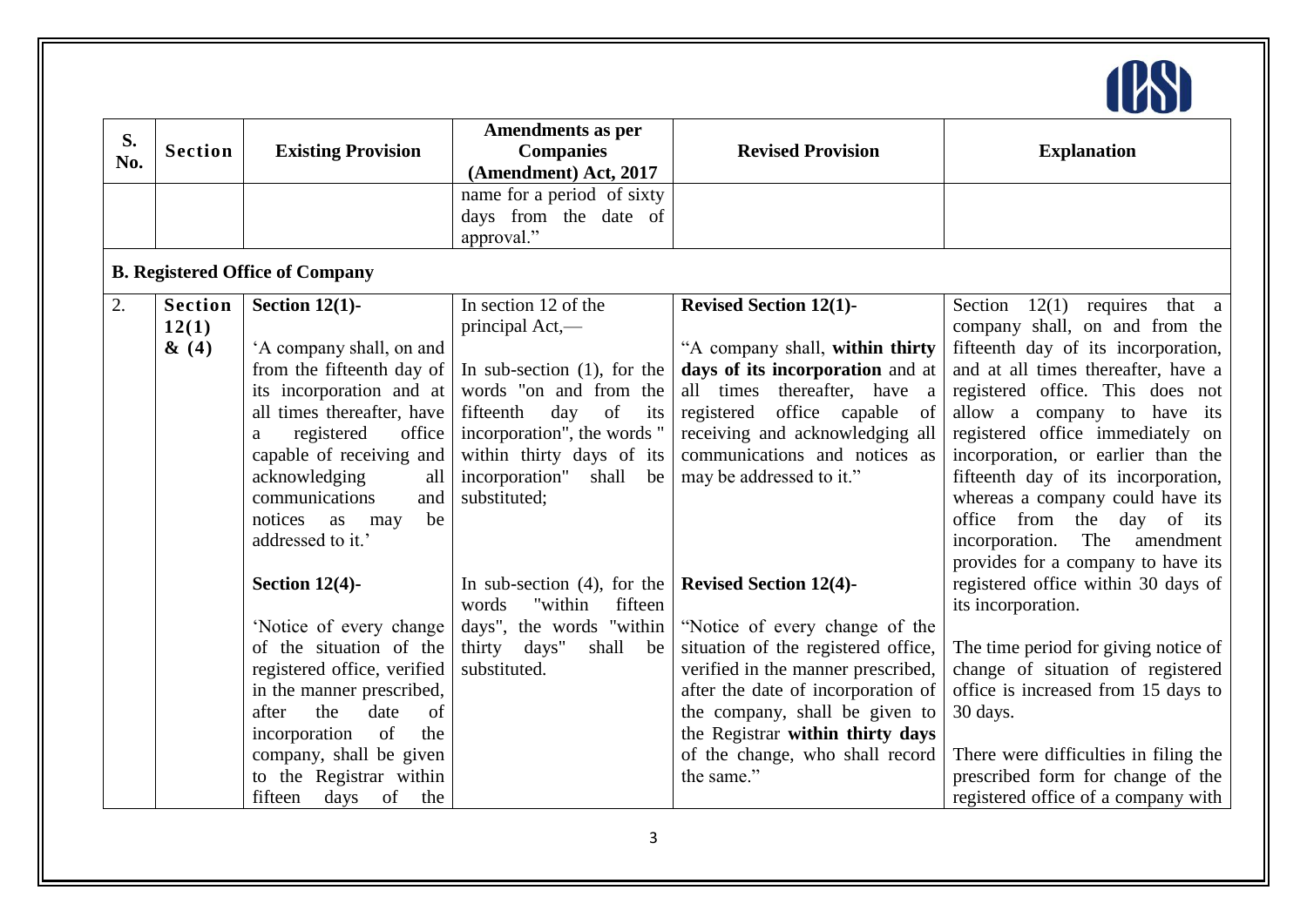| S. No. | Section | Existing Provision | Amendments as per Companies (Amendment) Act, 2017 | Revised Provision | Explanation |
|---|---|---|---|---|---|
| | | | name for a period of sixty days from the date of approval." | | |

**B. Registered Office of Company**

| S. No. | Section | Existing Provision | Amendments as per Companies (Amendment) Act, 2017 | Revised Provision | Explanation |
|---|---|---|---|---|---|
| 2. | Section 12(1) & (4) | **Section 12(1)-**<br><br>'A company shall, on and from the fifteenth day of its incorporation and at all times thereafter, have a registered office capable of receiving and acknowledging all communications and notices as may be addressed to it.'<br><br>**Section 12(4)-**<br><br>'Notice of every change of the situation of the registered office, verified in the manner prescribed, after the date of incorporation of the company, shall be given to the Registrar within fifteen days of the | In section 12 of the principal Act,—<br><br>In sub-section (1), for the words "on and from the fifteenth day of its incorporation", the words " within thirty days of its incorporation" shall be substituted;<br><br>In sub-section (4), for the words "within fifteen days", the words "within thirty days" shall be substituted. | **Revised Section 12(1)-**<br><br>"A company shall, **within thirty days of its incorporation** and at all times thereafter, have a registered office capable of receiving and acknowledging all communications and notices as may be addressed to it."<br><br>**Revised Section 12(4)-**<br><br>"Notice of every change of the situation of the registered office, verified in the manner prescribed, after the date of incorporation of the company, shall be given to the Registrar **within thirty days** of the change, who shall record the same." | Section 12(1) requires that a company shall, on and from the fifteenth day of its incorporation, and at all times thereafter, have a registered office. This does not allow a company to have its registered office immediately on incorporation, or earlier than the fifteenth day of its incorporation, whereas a company could have its office from the day of its incorporation. The amendment provides for a company to have its registered office within 30 days of its incorporation.<br><br>The time period for giving notice of change of situation of registered office is increased from 15 days to 30 days.<br><br>There were difficulties in filing the prescribed form for change of the registered office of a company with |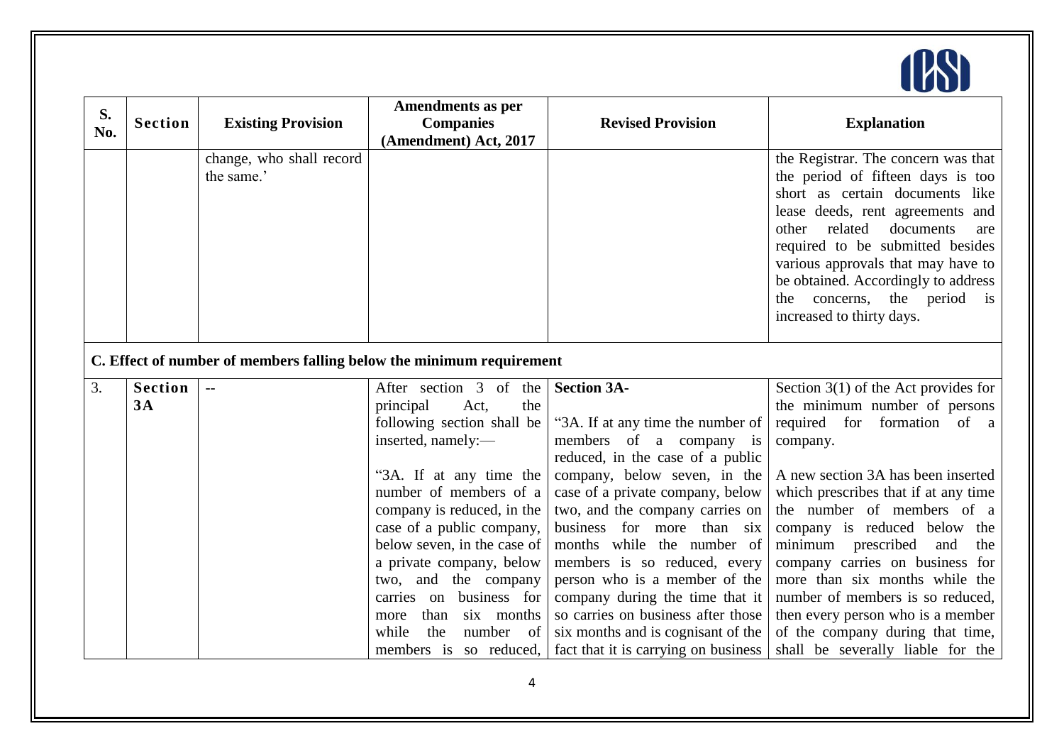| S. No. | Section | Existing Provision | Amendments as per Companies (Amendment) Act, 2017 | Revised Provision | Explanation |
|---|---|---|---|---|---|
| | | change, who shall record the same.' | | | the Registrar. The concern was that the period of fifteen days is too short as certain documents like lease deeds, rent agreements and other related documents are required to be submitted besides various approvals that may have to be obtained. Accordingly to address the concerns, the period is increased to thirty days. |

**C. Effect of number of members falling below the minimum requirement**

| S. No. | Section | Existing Provision | Amendments as per Companies (Amendment) Act, 2017 | Revised Provision | Explanation |
|---|---|---|---|---|---|
| 3. | **Section 3A** | -- | After section 3 of the principal Act, the following section shall be inserted, namely:—<br><br>"3A. If at any time the number of members of a company is reduced, in the case of a public company, below seven, in the case of a private company, below two, and the company carries on business for more than six months while the number of members is so reduced, | **Section 3A-**<br><br>"3A. If at any time the number of members of a company is reduced, in the case of a public company, below seven, in the case of a private company, below two, and the company carries on business for more than six months while the number of members is so reduced, every person who is a member of the company during the time that it so carries on business after those six months and is cognisant of the fact that it is carrying on business | Section 3(1) of the Act provides for the minimum number of persons required for formation of a company.<br><br>A new section 3A has been inserted which prescribes that if at any time the number of members of a company is reduced below the minimum prescribed and the company carries on business for more than six months while the number of members is so reduced, then every person who is a member of the company during that time, shall be severally liable for the |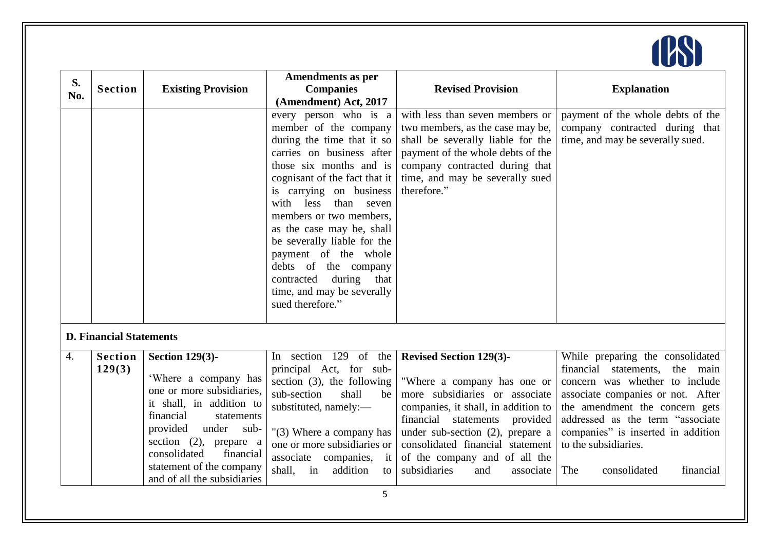| S. No. | Section | Existing Provision | Amendments as per Companies (Amendment) Act, 2017 | Revised Provision | Explanation |
|---|---|---|---|---|---|
| | | | every person who is a member of the company during the time that it so carries on business after those six months and is cognisant of the fact that it is carrying on business with less than seven members or two members, as the case may be, shall be severally liable for the payment of the whole debts of the company contracted during that time, and may be severally sued therefore." | with less than seven members or two members, as the case may be, shall be severally liable for the payment of the whole debts of the company contracted during that time, and may be severally sued therefore." | payment of the whole debts of the company contracted during that time, and may be severally sued. |
| **D. Financial Statements** | | | | | |
| 4. | **Section 129(3)** | **Section 129(3)-** 'Where a company has one or more subsidiaries, it shall, in addition to financial statements provided under sub-section (2), prepare a consolidated financial statement of the company and of all the subsidiaries | In section 129 of the principal Act, for sub-section (3), the following sub-section shall be substituted, namely:— "(3) Where a company has one or more subsidiaries or associate companies, it shall, in addition to | **Revised Section 129(3)-** "Where a company has one or more subsidiaries or associate companies, it shall, in addition to financial statements provided under sub-section (2), prepare a consolidated financial statement of the company and of all the subsidiaries and associate | While preparing the consolidated financial statements, the main concern was whether to include associate companies or not. After the amendment the concern gets addressed as the term "associate companies" is inserted in addition to the subsidiaries. The consolidated financial |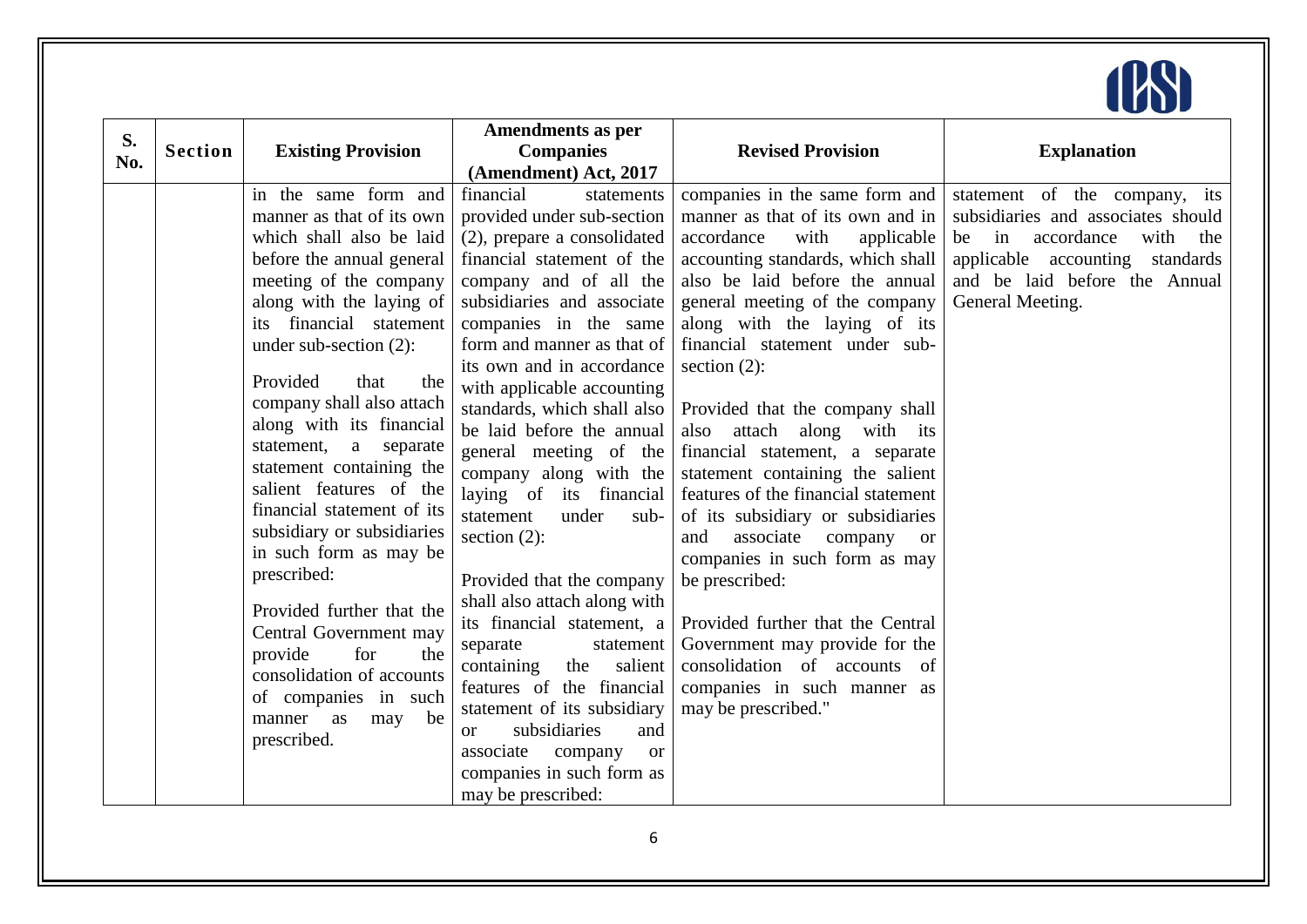| S. No. | Section | Existing Provision | Amendments as per Companies (Amendment) Act, 2017 | Revised Provision | Explanation |
|---|---|---|---|---|---|
| | | in the same form and manner as that of its own which shall also be laid before the annual general meeting of the company along with the laying of its financial statement under sub-section (2):<br><br>Provided that the company shall also attach along with its financial statement, a separate statement containing the salient features of the financial statement of its subsidiary or subsidiaries in such form as may be prescribed:<br><br>Provided further that the Central Government may provide for the consolidation of accounts of companies in such manner as may be prescribed. | financial statements provided under sub-section (2), prepare a consolidated financial statement of the company and of all the subsidiaries and associate companies in the same form and manner as that of its own and in accordance with applicable accounting standards, which shall also be laid before the annual general meeting of the company along with the laying of its financial statement under sub-section (2):<br><br>Provided that the company shall also attach along with its financial statement, a separate statement containing the salient features of the financial statement of its subsidiary or subsidiaries and associate company or companies in such form as may be prescribed: | companies in the same form and manner as that of its own and in accordance with applicable accounting standards, which shall also be laid before the annual general meeting of the company along with the laying of its financial statement under sub-section (2):<br><br>Provided that the company shall also attach along with its financial statement, a separate statement containing the salient features of the financial statement of its subsidiary or subsidiaries and associate company or companies in such form as may be prescribed:<br><br>Provided further that the Central Government may provide for the consolidation of accounts of companies in such manner as may be prescribed." | statement of the company, its subsidiaries and associates should be in accordance with the applicable accounting standards and be laid before the Annual General Meeting. |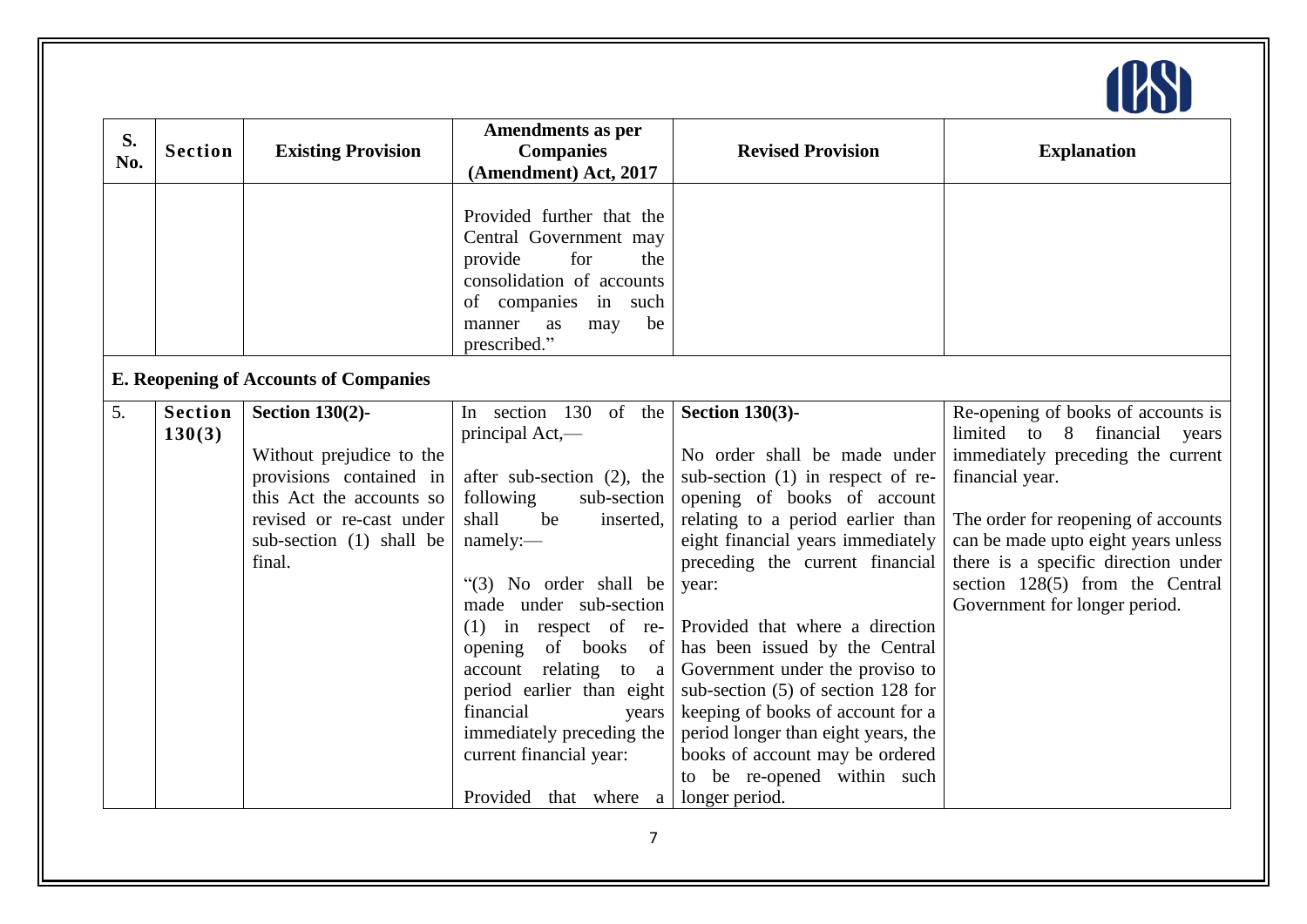| S. No. | Section | Existing Provision | Amendments as per Companies (Amendment) Act, 2017 | Revised Provision | Explanation |
| --- | --- | --- | --- | --- | --- |
| | | | Provided further that the Central Government may provide for the consolidation of accounts of companies in such manner as may be prescribed." | | |
| **E. Reopening of Accounts of Companies** | | | | | |
| 5. | **Section 130(3)** | **Section 130(2)-**<br><br>Without prejudice to the provisions contained in this Act the accounts so revised or re-cast under sub-section (1) shall be final. | In section 130 of the principal Act,—<br><br>after sub-section (2), the following sub-section shall be inserted, namely:—<br><br>"(3) No order shall be made under sub-section (1) in respect of re-opening of books of account relating to a period earlier than eight financial years immediately preceding the current financial year:<br><br>Provided that where a | **Section 130(3)-**<br><br>No order shall be made under sub-section (1) in respect of re-opening of books of account relating to a period earlier than eight financial years immediately preceding the current financial year:<br><br>Provided that where a direction has been issued by the Central Government under the proviso to sub-section (5) of section 128 for keeping of books of account for a period longer than eight years, the books of account may be ordered to be re-opened within such longer period. | Re-opening of books of accounts is limited to 8 financial years immediately preceding the current financial year.<br><br>The order for reopening of accounts can be made upto eight years unless there is a specific direction under section 128(5) from the Central Government for longer period. |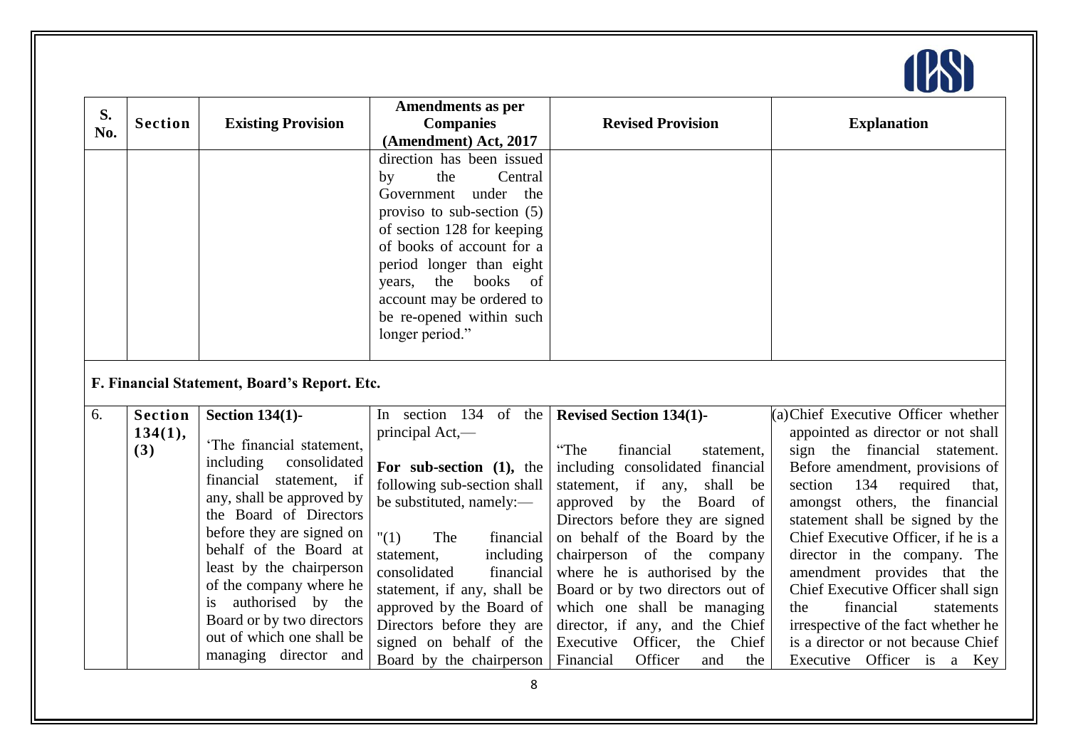| S. No. | Section | Existing Provision | Amendments as per Companies (Amendment) Act, 2017 | Revised Provision | Explanation |
|---|---|---|---|---|---|
| | | | direction has been issued by the Central Government under the proviso to sub-section (5) of section 128 for keeping of books of account for a period longer than eight years, the books of account may be ordered to be re-opened within such longer period." | | |

**F. Financial Statement, Board's Report. Etc.**

| S. No. | Section | Existing Provision | Amendments as per Companies (Amendment) Act, 2017 | Revised Provision | Explanation |
|---|---|---|---|---|---|
| 6. | **Section 134(1), (3)** | **Section 134(1)-** 'The financial statement, including consolidated financial statement, if any, shall be approved by the Board of Directors before they are signed on behalf of the Board at least by the chairperson of the company where he is authorised by the Board or by two directors out of which one shall be managing director and | In section 134 of the principal Act,— **For sub-section (1),** the following sub-section shall be substituted, namely:— "(1) The financial statement, including consolidated financial statement, if any, shall be approved by the Board of Directors before they are signed on behalf of the Board by the chairperson | **Revised Section 134(1)-** "The financial statement, including consolidated financial statement, if any, shall be approved by the Board of Directors before they are signed on behalf of the Board by the chairperson of the company where he is authorised by the Board or by two directors out of which one shall be managing director, if any, and the Chief Executive Officer, the Chief Financial Officer and the | (a) Chief Executive Officer whether appointed as director or not shall sign the financial statement. Before amendment, provisions of section 134 required that, amongst others, the financial statement shall be signed by the Chief Executive Officer, if he is a director in the company. The amendment provides that the Chief Executive Officer shall sign the financial statements irrespective of the fact whether he is a director or not because Chief Executive Officer is a Key |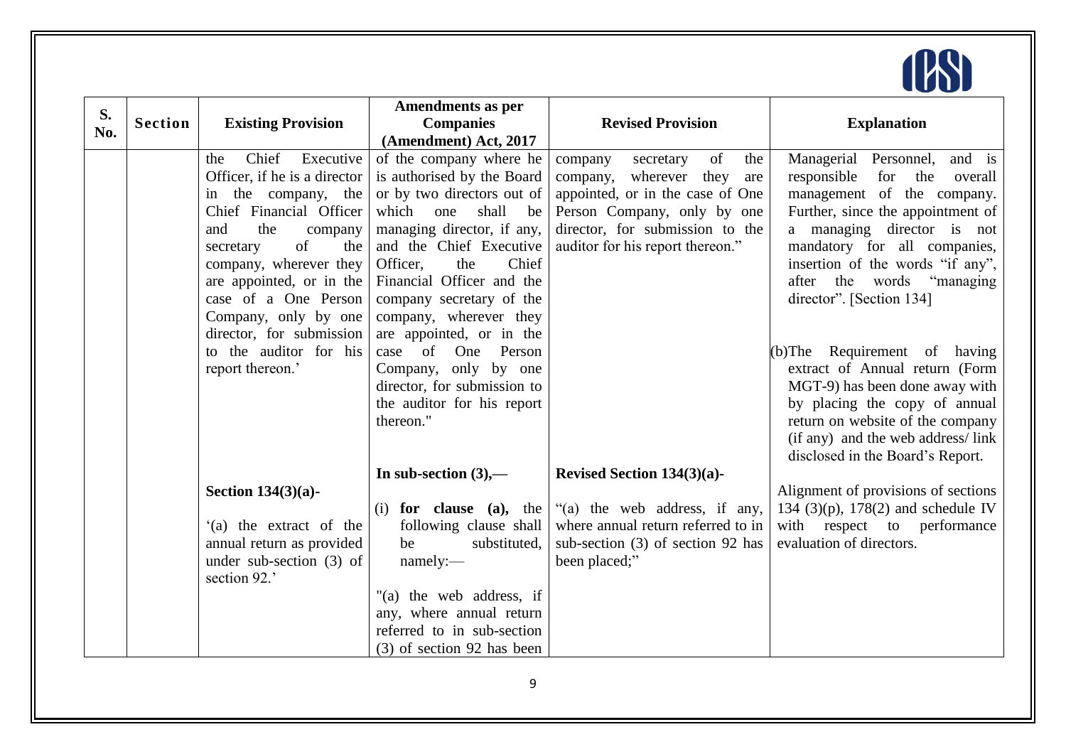| S. No. | Section | Existing Provision | Amendments as per Companies (Amendment) Act, 2017 | Revised Provision | Explanation |
|---|---|---|---|---|---|
| | | the Chief Executive Officer, if he is a director in the company, the Chief Financial Officer and the company secretary of the company, wherever they are appointed, or in the case of a One Person Company, only by one director, for submission to the auditor for his report thereon.' | of the company where he is authorised by the Board or by two directors out of which one shall be managing director, if any, and the Chief Executive Officer, the Chief Financial Officer and the company secretary of the company, wherever they are appointed, or in the case of One Person Company, only by one director, for submission to the auditor for his report thereon." | company secretary of the company, wherever they are appointed, or in the case of One Person Company, only by one director, for submission to the auditor for his report thereon." | Managerial Personnel, and is responsible for the overall management of the company. Further, since the appointment of a managing director is not mandatory for all companies, insertion of the words "if any", after the words "managing director". [Section 134]<br><br>(b)The Requirement of having extract of Annual return (Form MGT-9) has been done away with by placing the copy of annual return on website of the company (if any) and the web address/ link disclosed in the Board's Report. |
| | | **Section 134(3)(a)-**<br><br>'(a) the extract of the annual return as provided under sub-section (3) of section 92.' | **In sub-section (3),—**<br><br>(i) **for clause (a),** the following clause shall be substituted, namely:—<br><br>"(a) the web address, if any, where annual return referred to in sub-section (3) of section 92 has been | **Revised Section 134(3)(a)-**<br><br>"(a) the web address, if any, where annual return referred to in sub-section (3) of section 92 has been placed;" | Alignment of provisions of sections 134 (3)(p), 178(2) and schedule IV with respect to performance evaluation of directors. |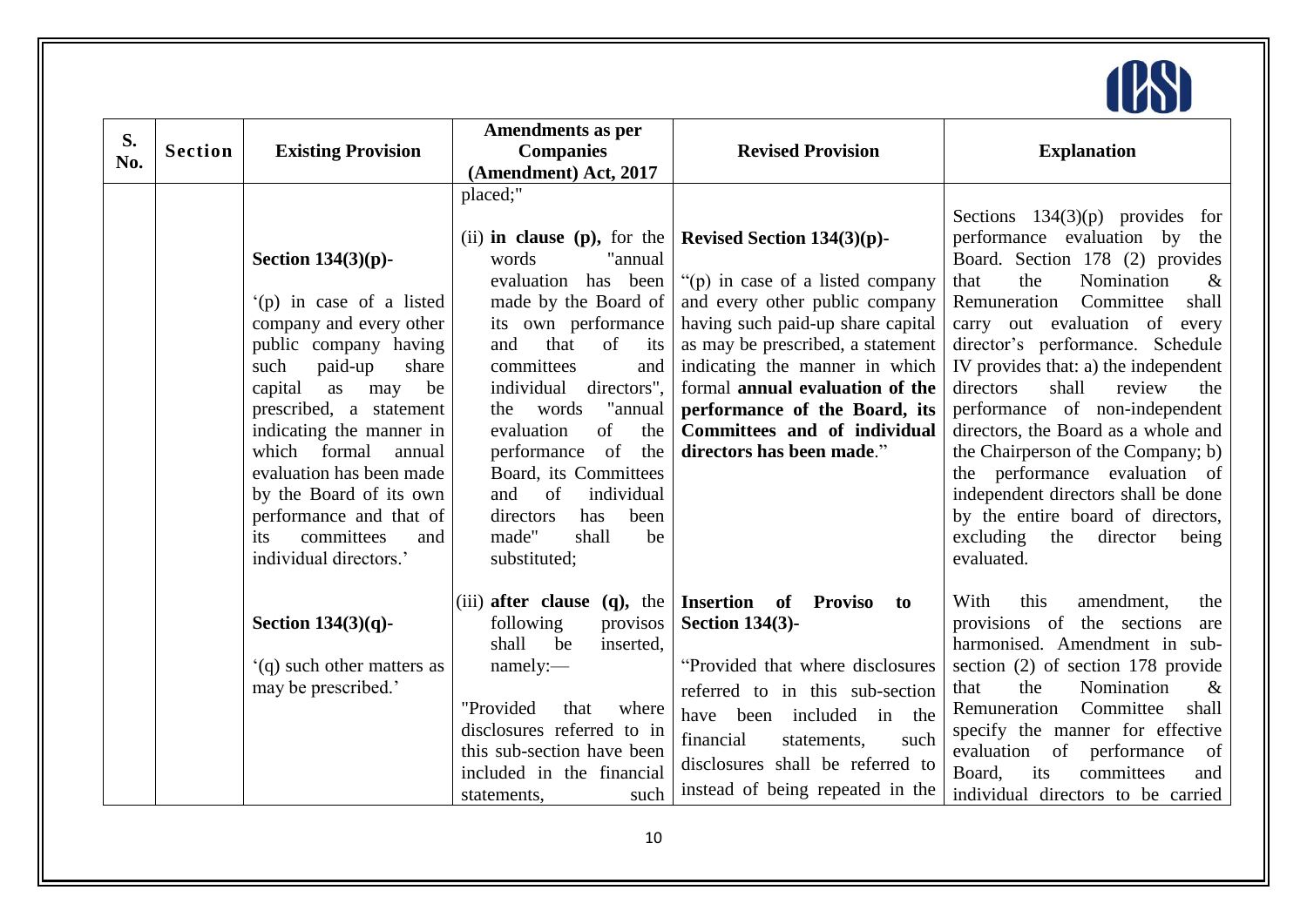| S. No. | Section | Existing Provision | Amendments as per Companies (Amendment) Act, 2017 | Revised Provision | Explanation |
|---|---|---|---|---|---|
| | | | placed;" | | |
| | | **Section 134(3)(p)-** <br><br> '(p) in case of a listed company and every other public company having such paid-up share capital as may be prescribed, a statement indicating the manner in which formal annual evaluation has been made by the Board of its own performance and that of its committees and individual directors.' | (ii) **in clause (p),** for the words "annual evaluation has been made by the Board of its own performance and that of its committees and individual directors", the words "annual evaluation of the performance of the Board, its Committees and of individual directors has been made" shall be substituted; | **Revised Section 134(3)(p)-** <br><br> "(p) in case of a listed company and every other public company having such paid-up share capital as may be prescribed, a statement indicating the manner in which formal **annual evaluation of the performance of the Board, its Committees and of individual directors has been made**." | Sections 134(3)(p) provides for performance evaluation by the Board. Section 178 (2) provides that the Nomination & Remuneration Committee shall carry out evaluation of every director's performance. Schedule IV provides that: a) the independent directors shall review the performance of non-independent directors, the Board as a whole and the Chairperson of the Company; b) the performance evaluation of independent directors shall be done by the entire board of directors, excluding the director being evaluated. |
| | | **Section 134(3)(q)-** <br><br> '(q) such other matters as may be prescribed.' | (iii) **after clause (q),** the following provisos shall be inserted, namely:— <br><br> "Provided that where disclosures referred to in this sub-section have been included in the financial statements, such | **Insertion of Proviso to Section 134(3)-** <br><br> "Provided that where disclosures referred to in this sub-section have been included in the financial statements, such disclosures shall be referred to instead of being repeated in the | With this amendment, the provisions of the sections are harmonised. Amendment in sub-section (2) of section 178 provide that the Nomination & Remuneration Committee shall specify the manner for effective evaluation of performance of Board, its committees and individual directors to be carried |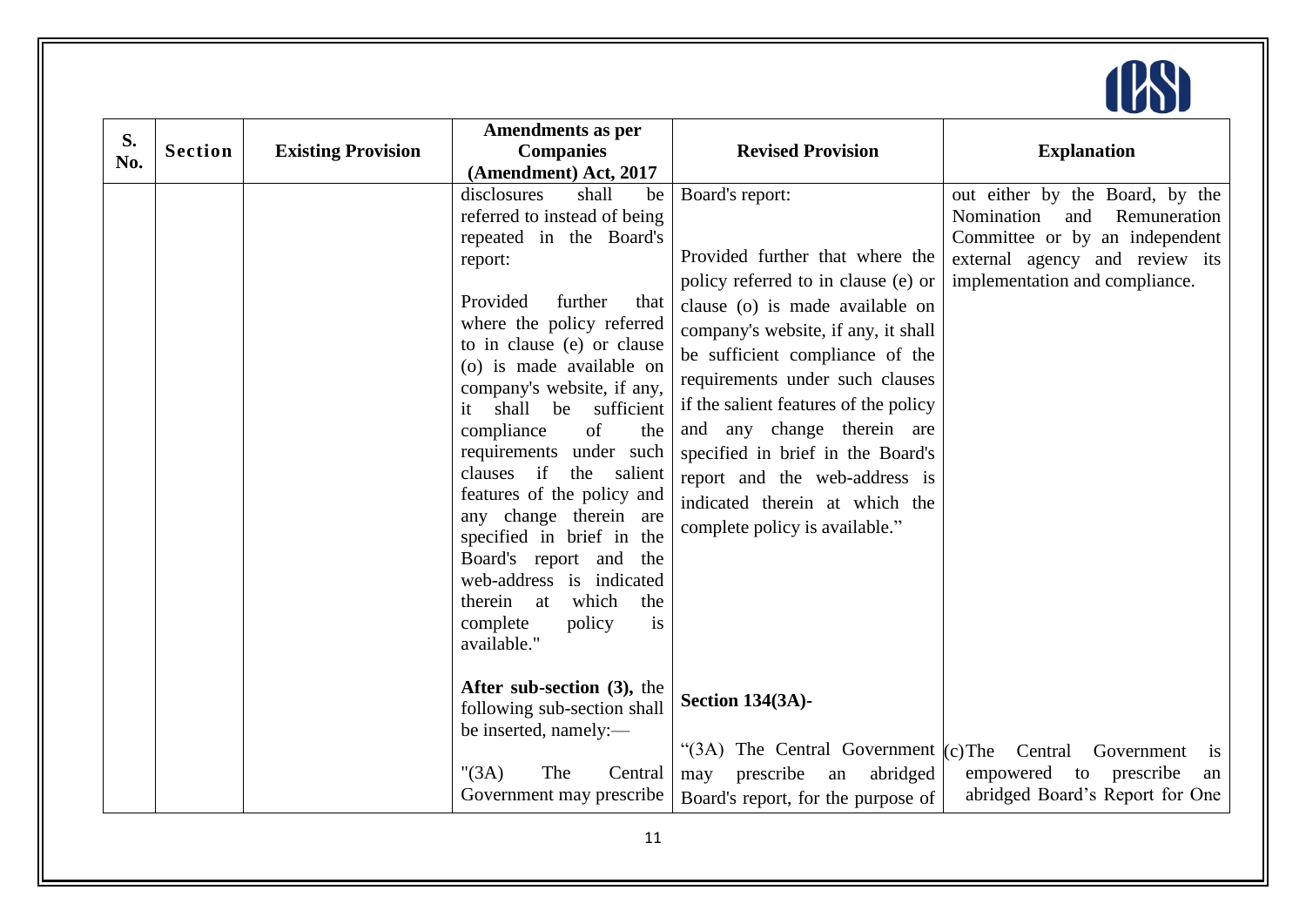| S. No. | Section | Existing Provision | Amendments as per Companies (Amendment) Act, 2017 | Revised Provision | Explanation |
|---|---|---|---|---|---|
| | | | disclosures shall be referred to instead of being repeated in the Board's report:<br><br>Provided further that where the policy referred to in clause (e) or clause (o) is made available on company's website, if any, it shall be sufficient compliance of the requirements under such clauses if the salient features of the policy and any change therein are specified in brief in the Board's report and the web-address is indicated therein at which the complete policy is available." | Board's report:<br><br>Provided further that where the policy referred to in clause (e) or clause (o) is made available on company's website, if any, it shall be sufficient compliance of the requirements under such clauses if the salient features of the policy and any change therein are specified in brief in the Board's report and the web-address is indicated therein at which the complete policy is available." | out either by the Board, by the Nomination and Remuneration Committee or by an independent external agency and review its implementation and compliance. |
| | | | **After sub-section (3),** the following sub-section shall be inserted, namely:—<br><br>"(3A) The Central Government may prescribe | **Section 134(3A)-**<br><br>"(3A) The Central Government may prescribe an abridged Board's report, for the purpose of | (c) The Central Government is empowered to prescribe an abridged Board's Report for One |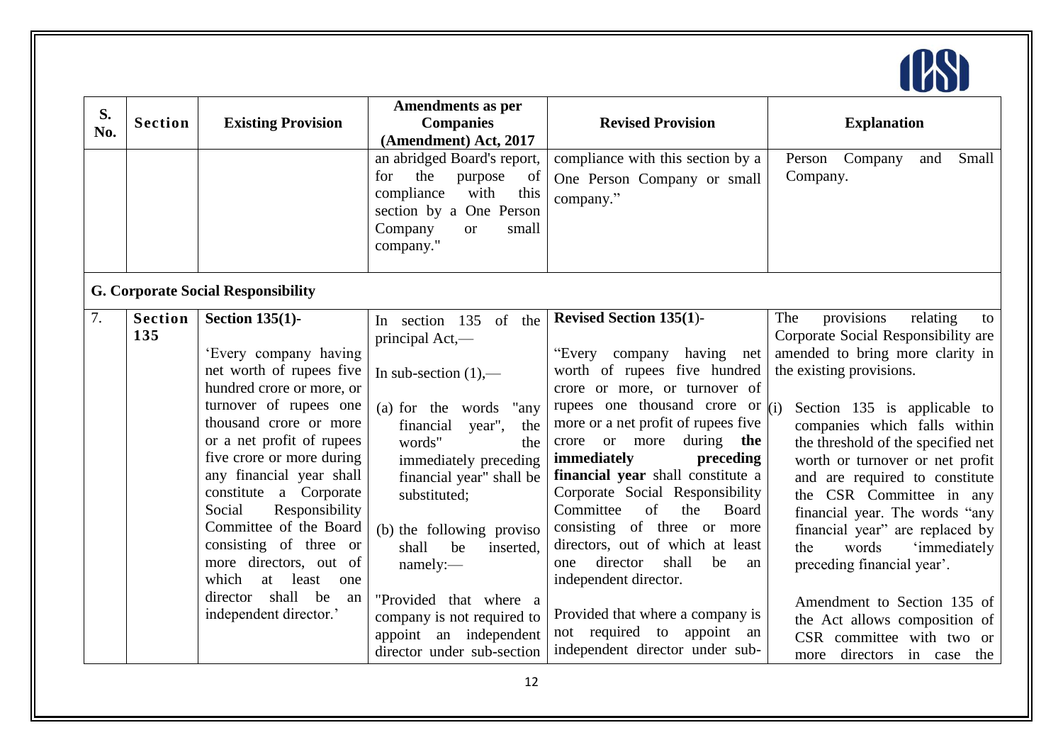| S. No. | Section | Existing Provision | Amendments as per Companies (Amendment) Act, 2017 | Revised Provision | Explanation |
|---|---|---|---|---|---|
| | | | an abridged Board's report, for the purpose of compliance with this section by a One Person Company or small company." | compliance with this section by a One Person Company or small company." | Person Company and Small Company. |
| **G. Corporate Social Responsibility** | | | | | |
| 7. | **Section 135** | **Section 135(1)-** <br><br> 'Every company having net worth of rupees five hundred crore or more, or turnover of rupees one thousand crore or more or a net profit of rupees five crore or more during any financial year shall constitute a Corporate Social Responsibility Committee of the Board consisting of three or more directors, out of which at least one director shall be an independent director.' | In section 135 of the principal Act,— <br><br> In sub-section (1),— <br><br> (a) for the words "any financial year", the words" the immediately preceding financial year" shall be substituted; <br><br> (b) the following proviso shall be inserted, namely:— <br><br> "Provided that where a company is not required to appoint an independent director under sub-section | **Revised Section 135(1)-** <br><br> "Every company having net worth of rupees five hundred crore or more, or turnover of rupees one thousand crore or more or a net profit of rupees five crore or more during **the immediately preceding financial year** shall constitute a Corporate Social Responsibility Committee of the Board consisting of three or more directors, out of which at least one director shall be an independent director. <br><br> Provided that where a company is not required to appoint an independent director under sub- | The provisions relating to Corporate Social Responsibility are amended to bring more clarity in the existing provisions. <br><br> (i) Section 135 is applicable to companies which falls within the threshold of the specified net worth or turnover or net profit and are required to constitute the CSR Committee in any financial year. The words "any financial year" are replaced by the words 'immediately preceding financial year'. <br><br> Amendment to Section 135 of the Act allows composition of CSR committee with two or more directors in case the |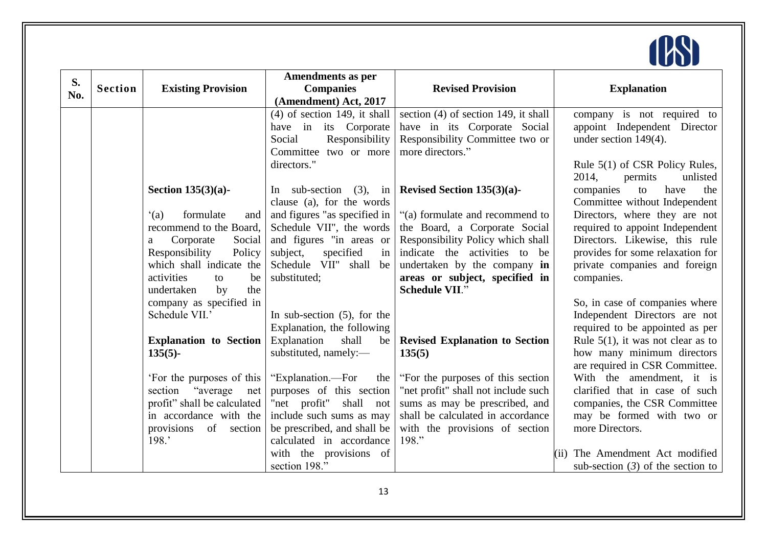| S. No. | Section | Existing Provision | Amendments as per Companies (Amendment) Act, 2017 | Revised Provision | Explanation |
|---|---|---|---|---|---|
| | | | (4) of section 149, it shall have in its Corporate Social Responsibility Committee two or more directors." | section (4) of section 149, it shall have in its Corporate Social Responsibility Committee two or more directors." | company is not required to appoint Independent Director under section 149(4).<br><br>Rule 5(1) of CSR Policy Rules, 2014, permits unlisted companies to have the Committee without Independent Directors, where they are not required to appoint Independent Directors. Likewise, this rule provides for some relaxation for private companies and foreign companies.<br><br>So, in case of companies where Independent Directors are not required to be appointed as per Rule 5(1), it was not clear as to how many minimum directors are required in CSR Committee. With the amendment, it is clarified that in case of such companies, the CSR Committee may be formed with two or more Directors.<br><br>(ii) The Amendment Act modified sub-section (*3*) of the section to |
| | | **Section 135(3)(a)-**<br><br>'(a) formulate and recommend to the Board, a Corporate Social Responsibility Policy which shall indicate the activities to be undertaken by the company as specified in Schedule VII.'<br><br>**Explanation to Section 135(5)-**<br><br>'For the purposes of this section "average net profit" shall be calculated in accordance with the provisions of section 198.' | In sub-section (3), in clause (a), for the words and figures "as specified in Schedule VII", the words and figures "in areas or subject, specified in Schedule VII" shall be substituted;<br><br>In sub-section (5), for the Explanation, the following Explanation shall be substituted, namely:—<br><br>"Explanation.—For the purposes of this section "net profit" shall not include such sums as may be prescribed, and shall be calculated in accordance with the provisions of section 198." | **Revised Section 135(3)(a)-**<br><br>"(a) formulate and recommend to the Board, a Corporate Social Responsibility Policy which shall indicate the activities to be undertaken by the company **in areas or subject, specified in Schedule VII**."<br><br>**Revised Explanation to Section 135(5)**<br><br>"For the purposes of this section "net profit" shall not include such sums as may be prescribed, and shall be calculated in accordance with the provisions of section 198." | |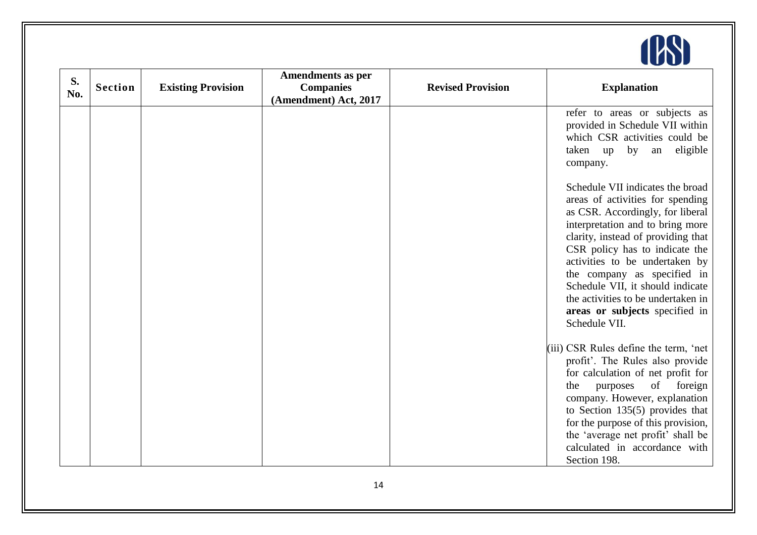| S. No. | Section | Existing Provision | Amendments as per Companies (Amendment) Act, 2017 | Revised Provision | Explanation |
|---|---|---|---|---|---|
| | | | | | refer to areas or subjects as provided in Schedule VII within which CSR activities could be taken up by an eligible company.<br><br>Schedule VII indicates the broad areas of activities for spending as CSR. Accordingly, for liberal interpretation and to bring more clarity, instead of providing that CSR policy has to indicate the activities to be undertaken by the company as specified in Schedule VII, it should indicate the activities to be undertaken in **areas or subjects** specified in Schedule VII.<br><br>(iii) CSR Rules define the term, 'net profit'. The Rules also provide for calculation of net profit for the purposes of foreign company. However, explanation to Section 135(5) provides that for the purpose of this provision, the 'average net profit' shall be calculated in accordance with Section 198. |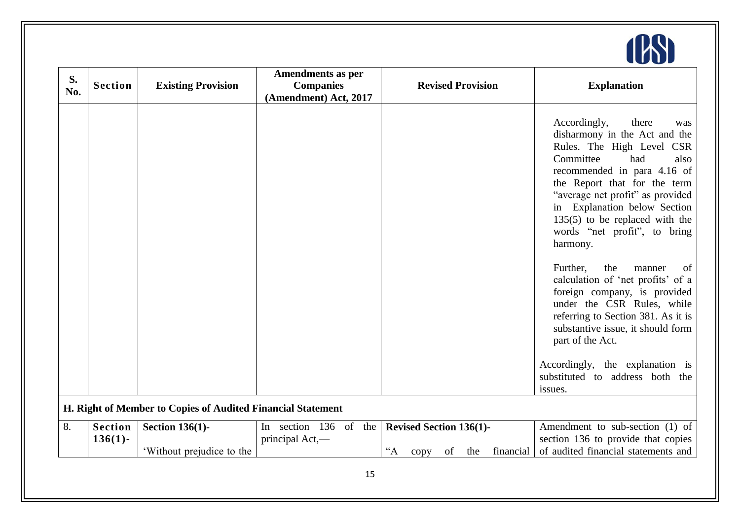| S. No. | Section | Existing Provision | Amendments as per Companies (Amendment) Act, 2017 | Revised Provision | Explanation |
|---|---|---|---|---|---|
| | | | | | Accordingly, there was disharmony in the Act and the Rules. The High Level CSR Committee had also recommended in para 4.16 of the Report that for the term "average net profit" as provided in Explanation below Section 135(5) to be replaced with the words "net profit", to bring harmony. Further, the manner of calculation of 'net profits' of a foreign company, is provided under the CSR Rules, while referring to Section 381. As it is substantive issue, it should form part of the Act. Accordingly, the explanation is substituted to address both the issues. |
| **H. Right of Member to Copies of Audited Financial Statement** | | | | | |
| 8. | **Section 136(1)-** | **Section 136(1)-** 'Without prejudice to the | In section 136 of the principal Act,— | **Revised Section 136(1)-** "A copy of the financial | Amendment to sub-section (1) of section 136 to provide that copies of audited financial statements and |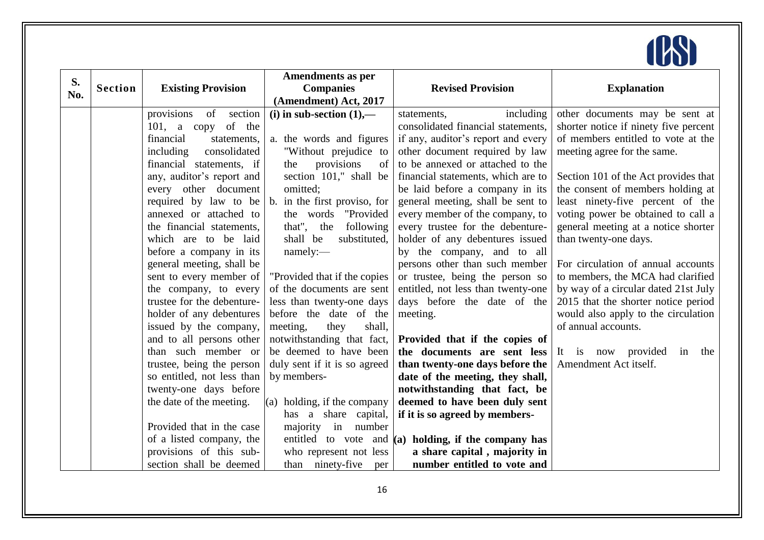| S. No. | Section | Existing Provision | Amendments as per Companies (Amendment) Act, 2017 | Revised Provision | Explanation |
|---|---|---|---|---|---|
| | | provisions of section 101, a copy of the financial statements, including consolidated financial statements, if any, auditor's report and every other document required by law to be annexed or attached to the financial statements, which are to be laid before a company in its general meeting, shall be sent to every member of the company, to every trustee for the debenture-holder of any debentures issued by the company, and to all persons other than such member or trustee, being the person so entitled, not less than twenty-one days before the date of the meeting.<br><br>Provided that in the case of a listed company, the provisions of this sub-section shall be deemed | **(i) in sub-section (1),—**<br><br>a. the words and figures "Without prejudice to the provisions of section 101," shall be omitted;<br>b. in the first proviso, for the words "Provided that", the following shall be substituted, namely:—<br><br>"Provided that if the copies of the documents are sent less than twenty-one days before the date of the meeting, they shall, notwithstanding that fact, be deemed to have been duly sent if it is so agreed by members-<br><br>(a) holding, if the company has a share capital, majority in number entitled to vote and who represent not less than ninety-five per | statements, including consolidated financial statements, if any, auditor's report and every other document required by law to be annexed or attached to the financial statements, which are to be laid before a company in its general meeting, shall be sent to every member of the company, to every trustee for the debenture-holder of any debentures issued by the company, and to all persons other than such member or trustee, being the person so entitled, not less than twenty-one days before the date of the meeting.<br><br>**Provided that if the copies of the documents are sent less than twenty-one days before the date of the meeting, they shall, notwithstanding that fact, be deemed to have been duly sent if it is so agreed by members-**<br><br>**(a) holding, if the company has a share capital , majority in number entitled to vote and** | other documents may be sent at shorter notice if ninety five percent of members entitled to vote at the meeting agree for the same.<br><br>Section 101 of the Act provides that the consent of members holding at least ninety-five percent of the voting power be obtained to call a general meeting at a notice shorter than twenty-one days.<br><br>For circulation of annual accounts to members, the MCA had clarified by way of a circular dated 21st July 2015 that the shorter notice period would also apply to the circulation of annual accounts.<br><br>It is now provided in the Amendment Act itself. |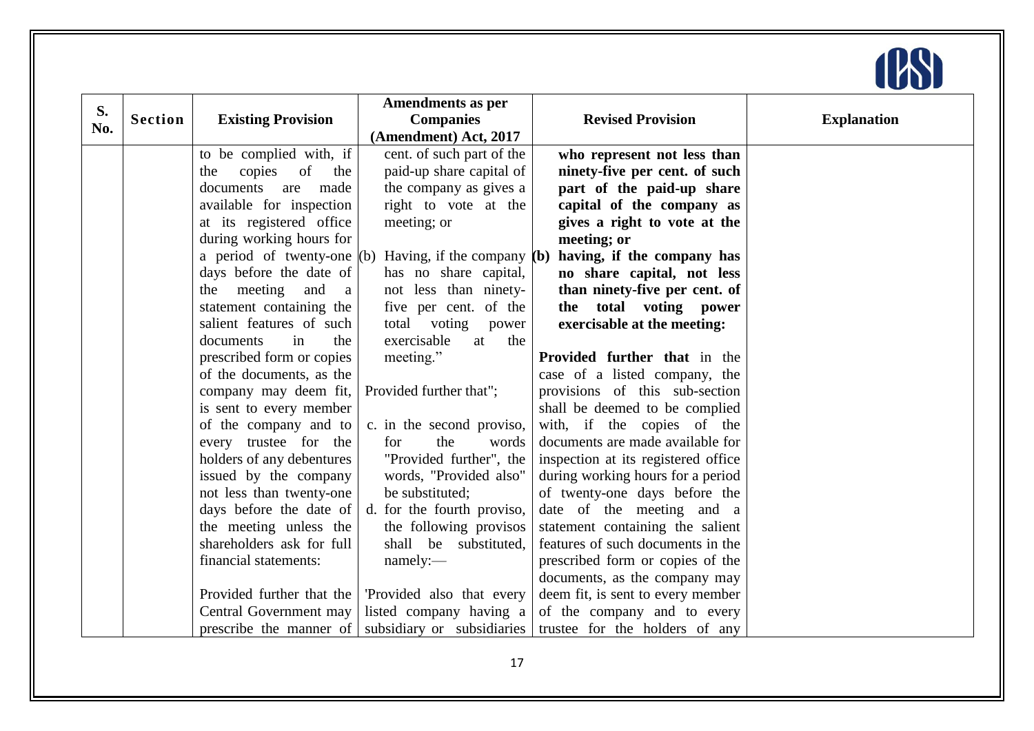| S. No. | Section | Existing Provision | Amendments as per Companies (Amendment) Act, 2017 | Revised Provision | Explanation |
|---|---|---|---|---|---|
| | | to be complied with, if the copies of the documents are made available for inspection at its registered office during working hours for a period of twenty-one days before the date of the meeting and a statement containing the salient features of such documents in the prescribed form or copies of the documents, as the company may deem fit, is sent to every member of the company and to every trustee for the holders of any debentures issued by the company not less than twenty-one days before the date of the meeting unless the shareholders ask for full financial statements:<br><br>Provided further that the Central Government may prescribe the manner of | cent. of such part of the paid-up share capital of the company as gives a right to vote at the meeting; or<br><br>(b) Having, if the company has no share capital, not less than ninety-five per cent. of the total voting power exercisable at the meeting."<br><br>Provided further that";<br><br>c. in the second proviso, for the words "Provided further", the words, "Provided also" be substituted;<br><br>d. for the fourth proviso, the following provisos shall be substituted, namely:—<br><br>'Provided also that every listed company having a subsidiary or subsidiaries | **who represent not less than ninety-five per cent. of such part of the paid-up share capital of the company as gives a right to vote at the meeting; or**<br><br>**(b) having, if the company has no share capital, not less than ninety-five per cent. of the total voting power exercisable at the meeting:**<br><br>**Provided further that** in the case of a listed company, the provisions of this sub-section shall be deemed to be complied with, if the copies of the documents are made available for inspection at its registered office during working hours for a period of twenty-one days before the date of the meeting and a statement containing the salient features of such documents in the prescribed form or copies of the documents, as the company may deem fit, is sent to every member of the company and to every trustee for the holders of any | |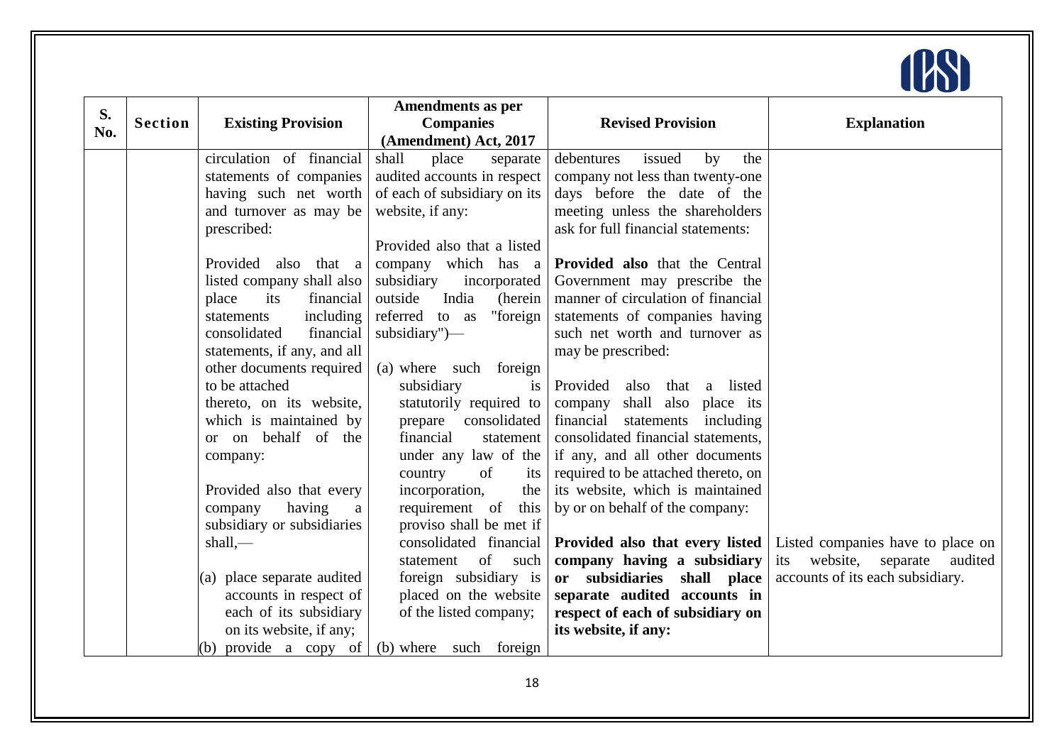| S. No. | Section | Existing Provision | Amendments as per Companies (Amendment) Act, 2017 | Revised Provision | Explanation |
|---|---|---|---|---|---|
| | | circulation of financial statements of companies having such net worth and turnover as may be prescribed:<br><br>Provided also that a listed company shall also place its financial statements including consolidated financial statements, if any, and all other documents required to be attached thereto, on its website, which is maintained by or on behalf of the company:<br><br>Provided also that every company having a subsidiary or subsidiaries shall,—<br><br>(a) place separate audited accounts in respect of each of its subsidiary on its website, if any;<br>(b) provide a copy of | shall place separate audited accounts in respect of each of subsidiary on its website, if any:<br><br>Provided also that a listed company which has a subsidiary incorporated outside India (herein referred to as "foreign subsidiary")—<br><br>(a) where such foreign subsidiary is statutorily required to prepare consolidated financial statement under any law of the country of its incorporation, the requirement of this proviso shall be met if consolidated financial statement of such foreign subsidiary is placed on the website of the listed company;<br>(b) where such foreign | debentures issued by the company not less than twenty-one days before the date of the meeting unless the shareholders ask for full financial statements:<br><br>**Provided also** that the Central Government may prescribe the manner of circulation of financial statements of companies having such net worth and turnover as may be prescribed:<br><br>Provided also that a listed company shall also place its financial statements including consolidated financial statements, if any, and all other documents required to be attached thereto, on its website, which is maintained by or on behalf of the company:<br><br>**Provided also that every listed company having a subsidiary or subsidiaries shall place separate audited accounts in respect of each of subsidiary on its website, if any:** | Listed companies have to place on its website, separate audited accounts of its each subsidiary. |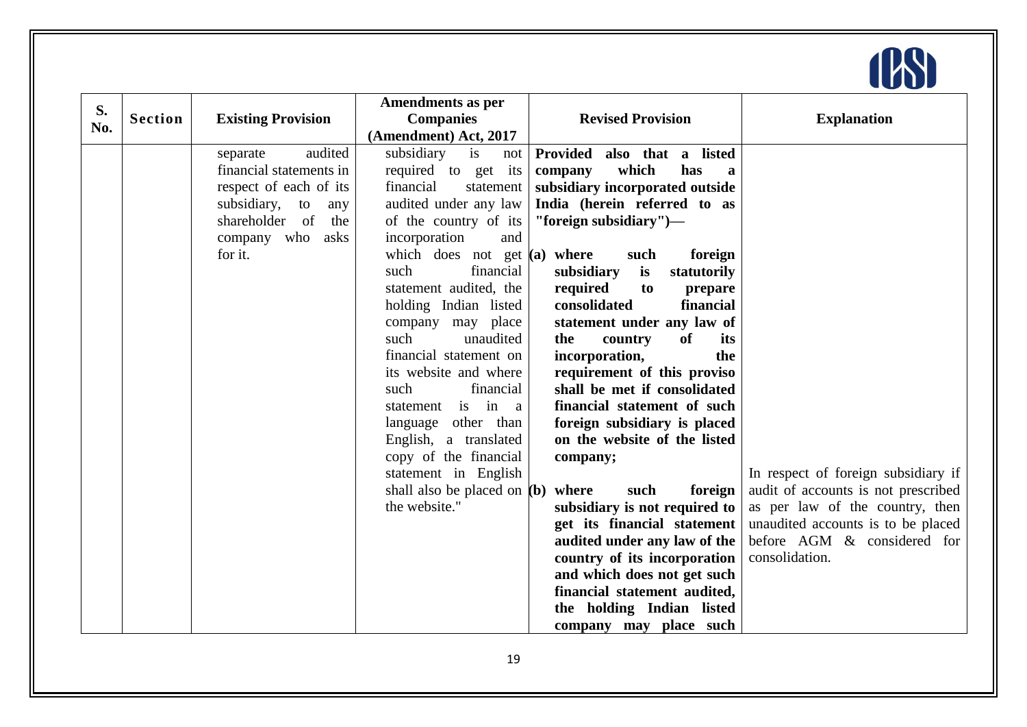| S. No. | Section | Existing Provision | Amendments as per Companies (Amendment) Act, 2017 | Revised Provision | Explanation |
|---|---|---|---|---|---|
| | | separate audited financial statements in respect of each of its subsidiary, to any shareholder of the company who asks for it. | subsidiary is not required to get its financial statement audited under any law of the country of its incorporation and which does not get such financial statement audited, the holding Indian listed company may place such unaudited financial statement on its website and where such financial statement is in a language other than English, a translated copy of the financial statement in English shall also be placed on the website." | **Provided also that a listed company which has a subsidiary incorporated outside India (herein referred to as "foreign subsidiary")—**<br><br>**(a) where such foreign subsidiary is statutorily required to prepare consolidated financial statement under any law of the country of its incorporation, the requirement of this proviso shall be met if consolidated financial statement of such foreign subsidiary is placed on the website of the listed company;**<br><br>**(b) where such foreign subsidiary is not required to get its financial statement audited under any law of the country of its incorporation and which does not get such financial statement audited, the holding Indian listed company may place such** | In respect of foreign subsidiary if audit of accounts is not prescribed as per law of the country, then unaudited accounts is to be placed before AGM & considered for consolidation. |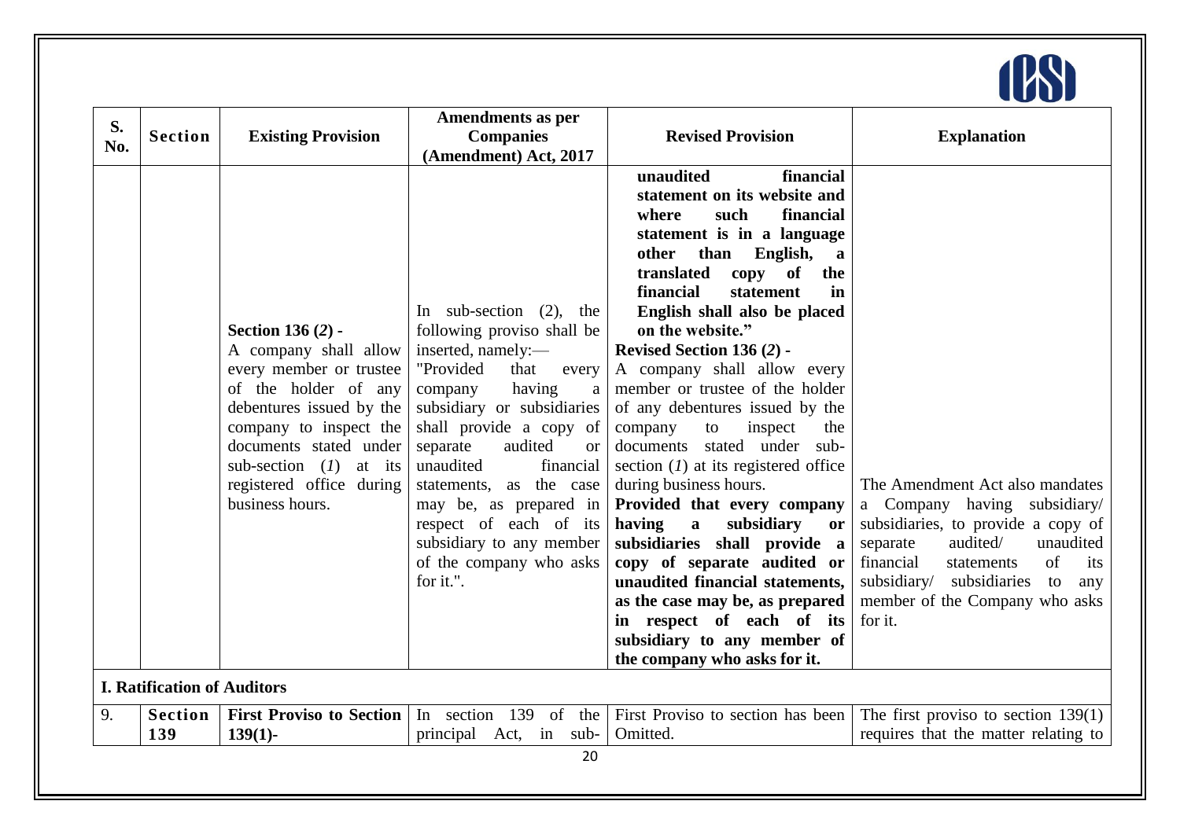| S. No. | Section | Existing Provision | Amendments as per Companies (Amendment) Act, 2017 | Revised Provision | Explanation |
|---|---|---|---|---|---|
| | | **Section 136 (*2*) -** A company shall allow every member or trustee of the holder of any debentures issued by the company to inspect the documents stated under sub-section (*1*) at its registered office during business hours. | In sub-section (2), the following proviso shall be inserted, namely:— "Provided that every company having a subsidiary or subsidiaries shall provide a copy of separate audited or unaudited financial statements, as the case may be, as prepared in respect of each of its subsidiary to any member of the company who asks for it.". | **unaudited financial statement on its website and where such financial statement is in a language other than English, a translated copy of the financial statement in English shall also be placed on the website."** **Revised Section 136 (*2*) -** A company shall allow every member or trustee of the holder of any debentures issued by the company to inspect the documents stated under sub-section (*1*) at its registered office during business hours. **Provided that every company having a subsidiary or subsidiaries shall provide a copy of separate audited or unaudited financial statements, as the case may be, as prepared in respect of each of its subsidiary to any member of the company who asks for it.** | The Amendment Act also mandates a Company having subsidiary/ subsidiaries, to provide a copy of separate audited/ unaudited financial statements of its subsidiary/ subsidiaries to any member of the Company who asks for it. |
| **I. Ratification of Auditors** | | | | | |
| 9. | **Section 139** | **First Proviso to Section 139(1)-** | In section 139 of the principal Act, in sub- | First Proviso to section has been Omitted. | The first proviso to section 139(1) requires that the matter relating to |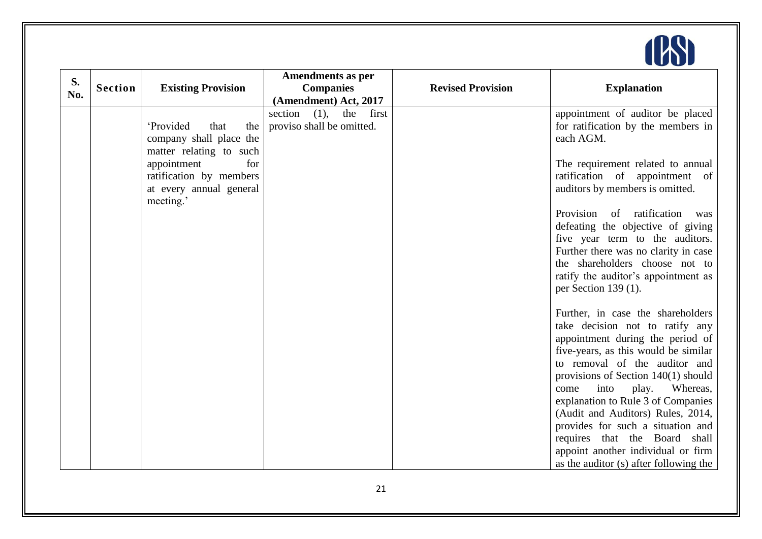| S. No. | Section | Existing Provision | Amendments as per Companies (Amendment) Act, 2017 | Revised Provision | Explanation |
|---|---|---|---|---|---|
| | | 'Provided that the company shall place the matter relating to such appointment for ratification by members at every annual general meeting.' | section (1), the first proviso shall be omitted. | | appointment of auditor be placed for ratification by the members in each AGM.<br><br>The requirement related to annual ratification of appointment of auditors by members is omitted.<br><br>Provision of ratification was defeating the objective of giving five year term to the auditors. Further there was no clarity in case the shareholders choose not to ratify the auditor's appointment as per Section 139 (1).<br><br>Further, in case the shareholders take decision not to ratify any appointment during the period of five-years, as this would be similar to removal of the auditor and provisions of Section 140(1) should come into play. Whereas, explanation to Rule 3 of Companies (Audit and Auditors) Rules, 2014, provides for such a situation and requires that the Board shall appoint another individual or firm as the auditor (s) after following the |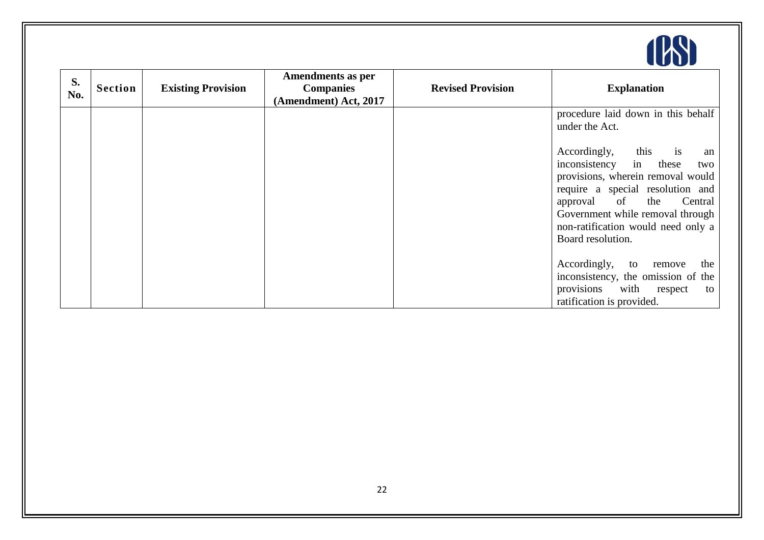| S. No. | Section | Existing Provision | Amendments as per Companies (Amendment) Act, 2017 | Revised Provision | Explanation |
|---|---|---|---|---|---|
| | | | | | procedure laid down in this behalf under the Act.<br><br>Accordingly, this is an inconsistency in these two provisions, wherein removal would require a special resolution and approval of the Central Government while removal through non-ratification would need only a Board resolution.<br><br>Accordingly, to remove the inconsistency, the omission of the provisions with respect to ratification is provided. |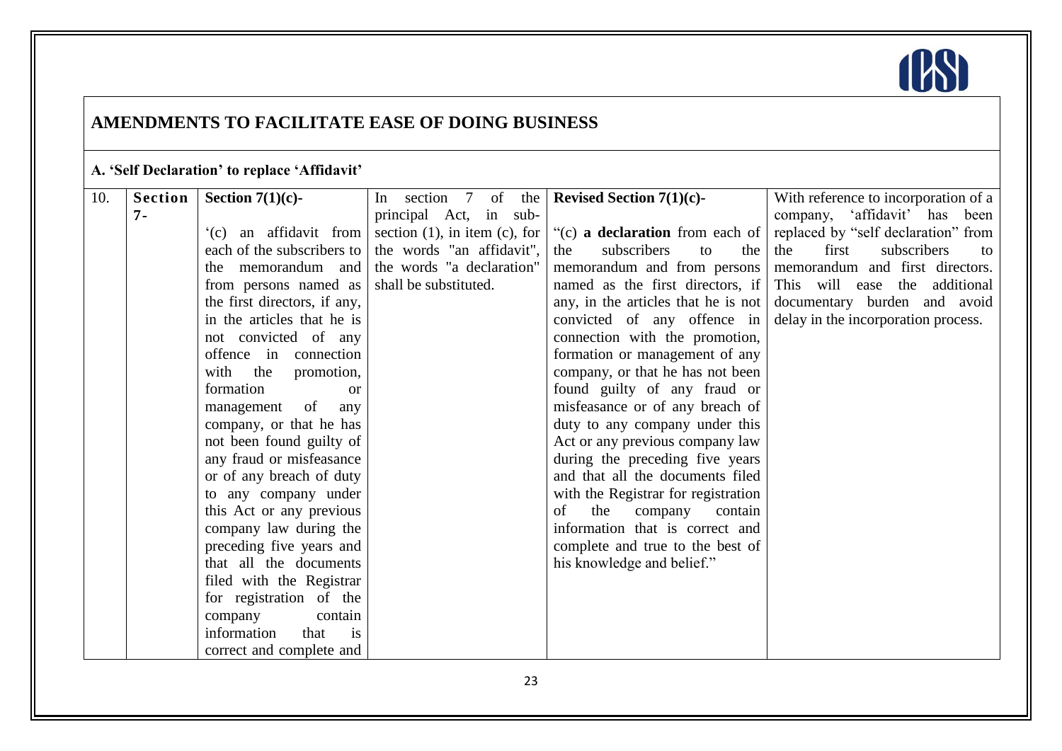## AMENDMENTS TO FACILITATE EASE OF DOING BUSINESS

### A. 'Self Declaration' to replace 'Affidavit'

| | | | | | |
|---|---|---|---|---|---|
| 10. | **Section 7-** | **Section 7(1)(c)-**<br><br>'(c) an affidavit from each of the subscribers to the memorandum and from persons named as the first directors, if any, in the articles that he is not convicted of any offence in connection with the promotion, formation or management of any company, or that he has not been found guilty of any fraud or misfeasance or of any breach of duty to any company under this Act or any previous company law during the preceding five years and that all the documents filed with the Registrar for registration of the company contain information that is correct and complete and | In section 7 of the principal Act, in sub-section (1), in item (c), for the words "an affidavit", the words "a declaration" shall be substituted. | **Revised Section 7(1)(c)-**<br><br>"(c) **a declaration** from each of the subscribers to the memorandum and from persons named as the first directors, if any, in the articles that he is not convicted of any offence in connection with the promotion, formation or management of any company, or that he has not been found guilty of any fraud or misfeasance or of any breach of duty to any company under this Act or any previous company law during the preceding five years and that all the documents filed with the Registrar for registration of the company contain information that is correct and complete and true to the best of his knowledge and belief." | With reference to incorporation of a company, 'affidavit' has been replaced by "self declaration" from the first subscribers to memorandum and first directors. This will ease the additional documentary burden and avoid delay in the incorporation process. |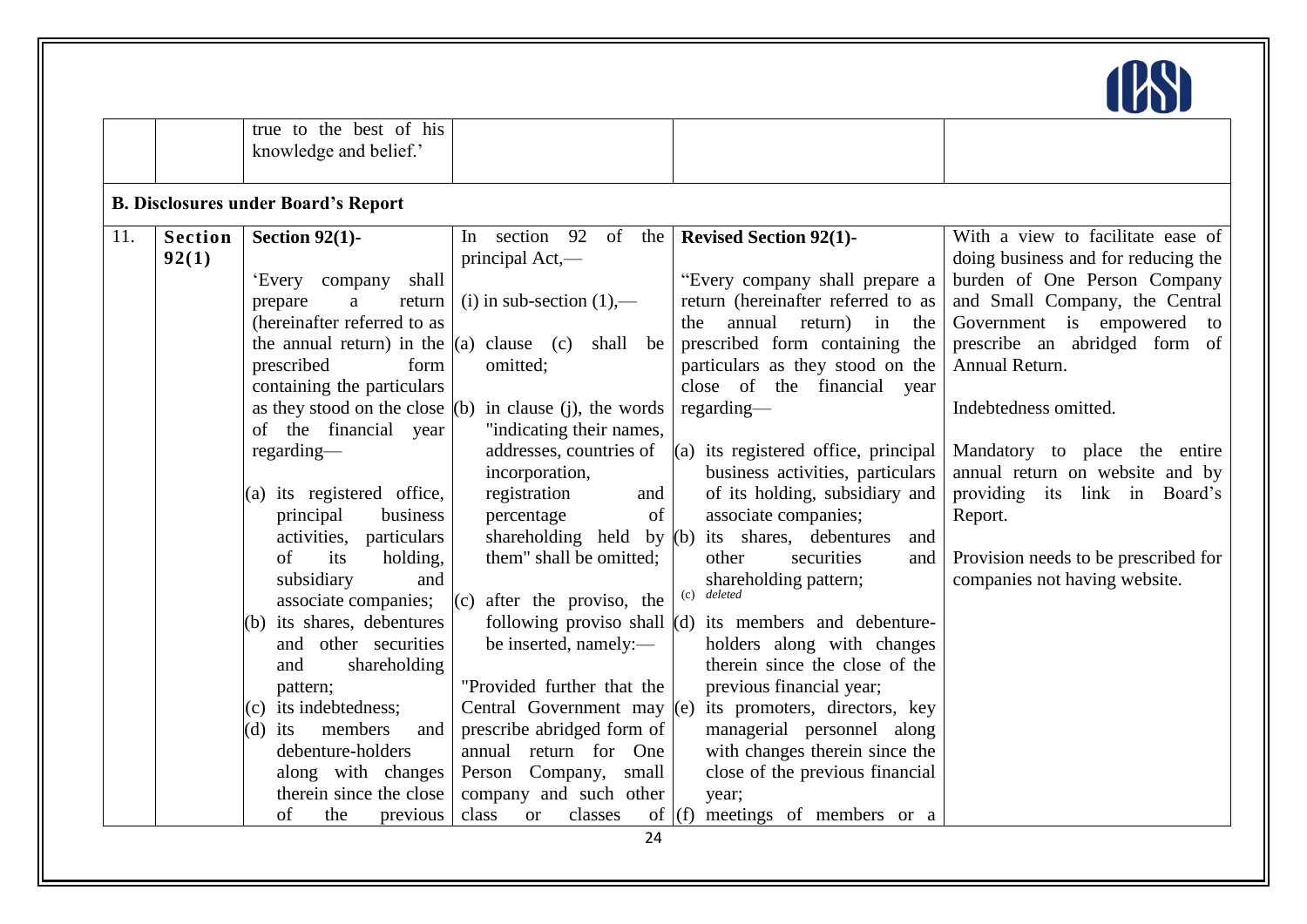| | | true to the best of his knowledge and belief.' | | | |
|---|---|---|---|---|---|
| **B. Disclosures under Board's Report** | | | | | |
| 11. | **Section 92(1)** | **Section 92(1)-**<br><br>'Every company shall prepare a return (hereinafter referred to as the annual return) in the prescribed form containing the particulars as they stood on the close of the financial year regarding—<br><br>(a) its registered office, principal business activities, particulars of its holding, subsidiary and associate companies;<br>(b) its shares, debentures and other securities and shareholding pattern;<br>(c) its indebtedness;<br>(d) its members and debenture-holders along with changes therein since the close of the previous | In section 92 of the principal Act,—<br><br>(i) in sub-section (1),—<br><br>(a) clause (c) shall be omitted;<br>(b) in clause (j), the words "indicating their names, addresses, countries of incorporation, registration and percentage of shareholding held by them" shall be omitted;<br>(c) after the proviso, the following proviso shall be inserted, namely:—<br><br>"Provided further that the Central Government may prescribe abridged form of annual return for One Person Company, small company and such other class or classes of | **Revised Section 92(1)-**<br><br>"Every company shall prepare a return (hereinafter referred to as the annual return) in the prescribed form containing the particulars as they stood on the close of the financial year regarding—<br><br>(a) its registered office, principal business activities, particulars of its holding, subsidiary and associate companies;<br>(b) its shares, debentures and other securities and shareholding pattern;<br>(c) *deleted*<br>(d) its members and debenture-holders along with changes therein since the close of the previous financial year;<br>(e) its promoters, directors, key managerial personnel along with changes therein since the close of the previous financial year;<br>(f) meetings of members or a | With a view to facilitate ease of doing business and for reducing the burden of One Person Company and Small Company, the Central Government is empowered to prescribe an abridged form of Annual Return.<br><br>Indebtedness omitted.<br><br>Mandatory to place the entire annual return on website and by providing its link in Board's Report.<br><br>Provision needs to be prescribed for companies not having website. |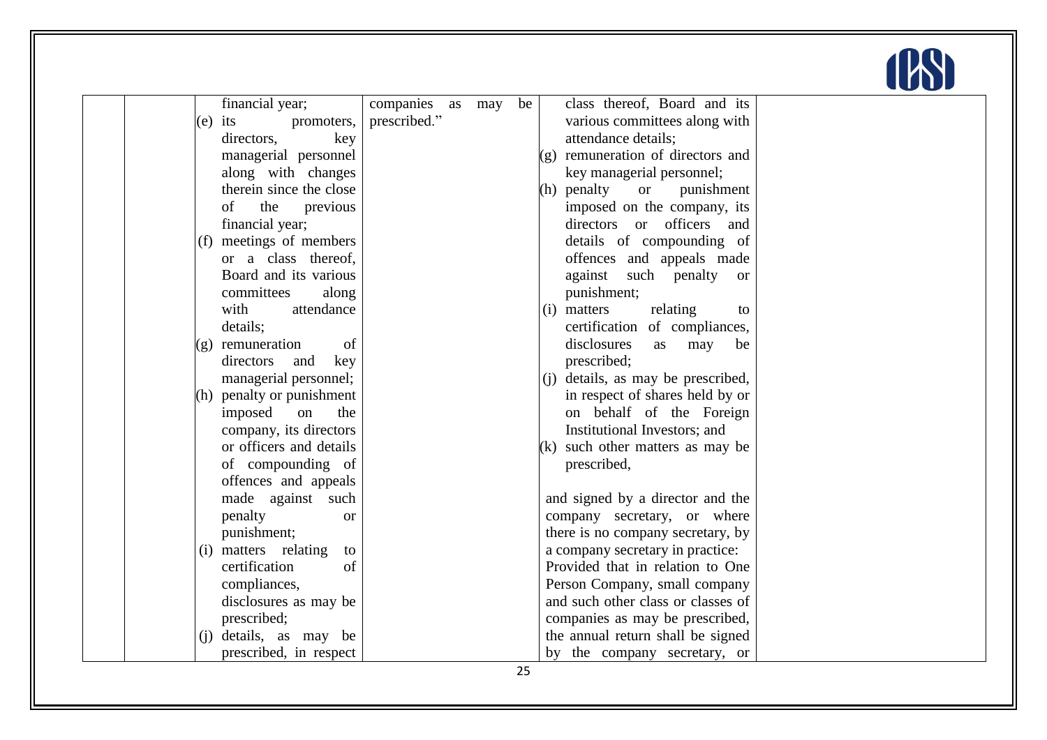| | | financial year;<br>(e) its promoters, directors, key managerial personnel along with changes therein since the close of the previous financial year;<br>(f) meetings of members or a class thereof, Board and its various committees along with attendance details;<br>(g) remuneration of directors and key managerial personnel;<br>(h) penalty or punishment imposed on the company, its directors or officers and details of compounding of offences and appeals made against such penalty or punishment;<br>(i) matters relating to certification of compliances, disclosures as may be prescribed;<br>(j) details, as may be prescribed, in respect | companies as may be prescribed." | class thereof, Board and its various committees along with attendance details;<br>(g) remuneration of directors and key managerial personnel;<br>(h) penalty or punishment imposed on the company, its directors or officers and details of compounding of offences and appeals made against such penalty or punishment;<br>(i) matters relating to certification of compliances, disclosures as may be prescribed;<br>(j) details, as may be prescribed, in respect of shares held by or on behalf of the Foreign Institutional Investors; and<br>(k) such other matters as may be prescribed,<br><br>and signed by a director and the company secretary, or where there is no company secretary, by a company secretary in practice:<br>Provided that in relation to One Person Company, small company and such other class or classes of companies as may be prescribed, the annual return shall be signed by the company secretary, or | |
|---|---|---|---|---|---|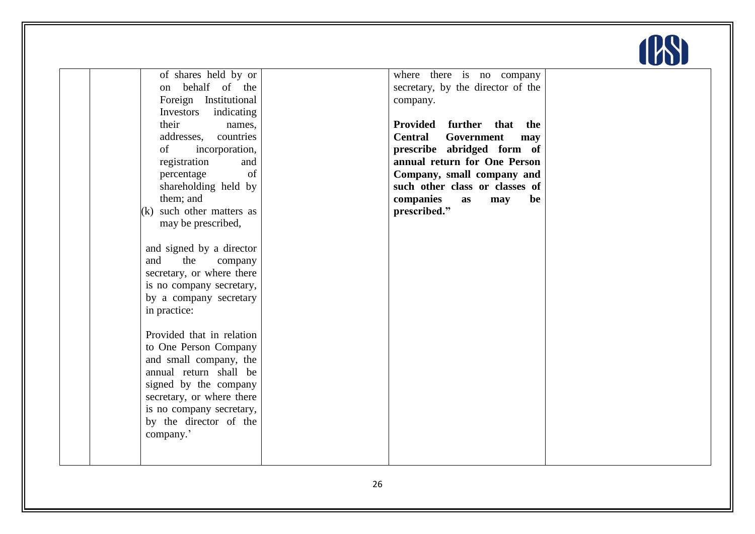|  |  | of shares held by or on behalf of the Foreign Institutional Investors indicating their names, addresses, countries of incorporation, registration and percentage of shareholding held by them; and<br>(k) such other matters as may be prescribed,<br><br>and signed by a director and the company secretary, or where there is no company secretary, by a company secretary in practice:<br><br>Provided that in relation to One Person Company and small company, the annual return shall be signed by the company secretary, or where there is no company secretary, by the director of the company.' |  | where there is no company secretary, by the director of the company.<br><br>**Provided further that the Central Government may prescribe abridged form of annual return for One Person Company, small company and such other class or classes of companies as may be prescribed."** |  |
|---|---|---|---|---|---|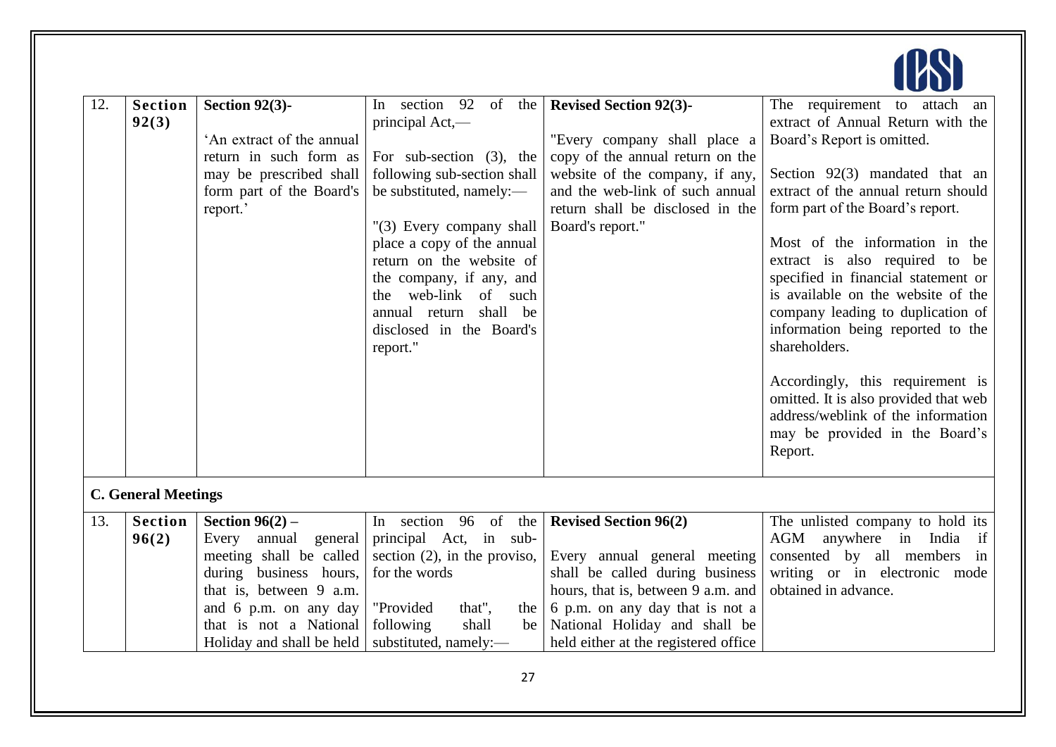| 12. | Section 92(3) | **Section 92(3)-** 'An extract of the annual return in such form as may be prescribed shall form part of the Board's report.' | In section 92 of the principal Act,— For sub-section (3), the following sub-section shall be substituted, namely:— "(3) Every company shall place a copy of the annual return on the website of the company, if any, and the web-link of such annual return shall be disclosed in the Board's report." | **Revised Section 92(3)-** "Every company shall place a copy of the annual return on the website of the company, if any, and the web-link of such annual return shall be disclosed in the Board's report." | The requirement to attach an extract of Annual Return with the Board's Report is omitted. Section 92(3) mandated that an extract of the annual return should form part of the Board's report. Most of the information in the extract is also required to be specified in financial statement or is available on the website of the company leading to duplication of information being reported to the shareholders. Accordingly, this requirement is omitted. It is also provided that web address/weblink of the information may be provided in the Board's Report. |
|---|---|---|---|---|---|
| **C. General Meetings** | | | | | |
| 13. | Section 96(2) | **Section 96(2) –** Every annual general meeting shall be called during business hours, that is, between 9 a.m. and 6 p.m. on any day that is not a National Holiday and shall be held | In section 96 of the principal Act, in sub-section (2), in the proviso, for the words "Provided that", the following shall be substituted, namely:— | **Revised Section 96(2)** Every annual general meeting shall be called during business hours, that is, between 9 a.m. and 6 p.m. on any day that is not a National Holiday and shall be held either at the registered office | The unlisted company to hold its AGM anywhere in India if consented by all members in writing or in electronic mode obtained in advance. |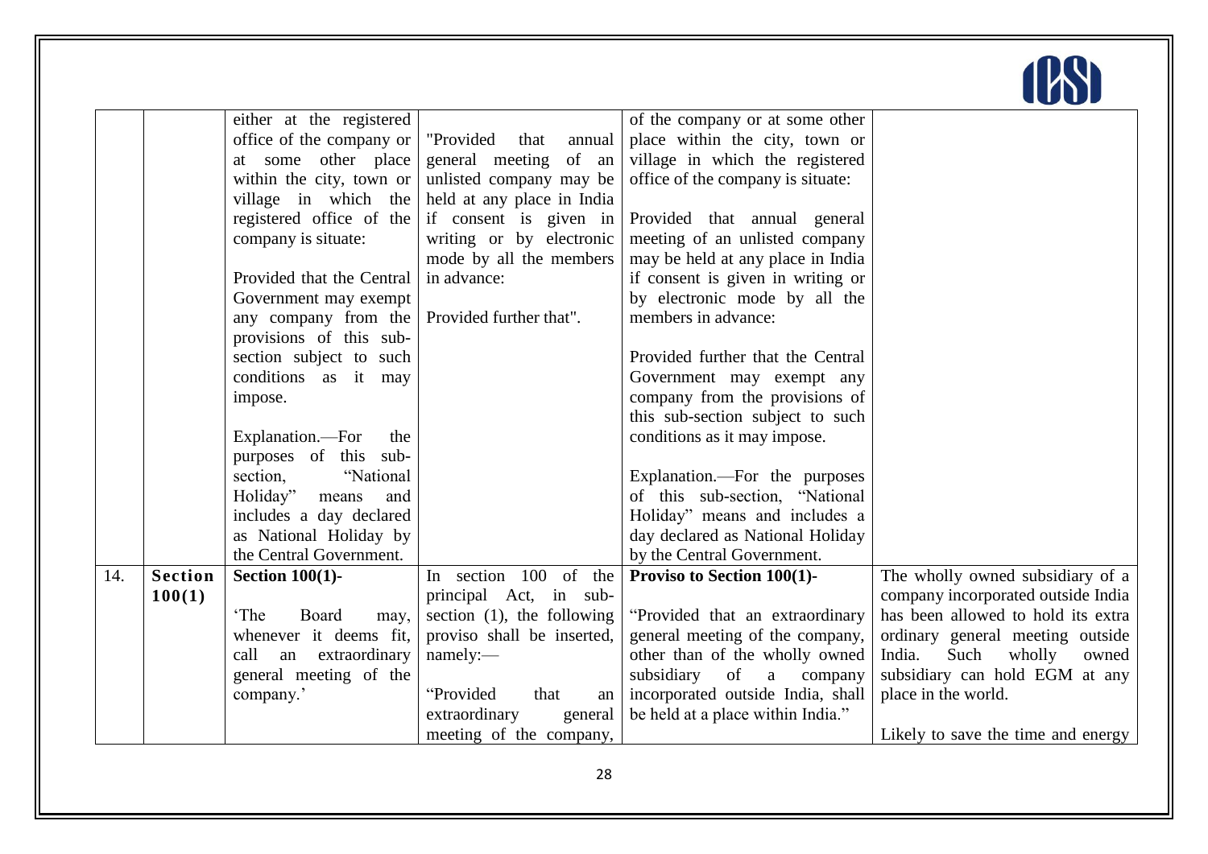| | | | | | |
|---|---|---|---|---|---|
| | | either at the registered office of the company or at some other place within the city, town or village in which the registered office of the company is situate:<br><br>Provided that the Central Government may exempt any company from the provisions of this sub-section subject to such conditions as it may impose.<br><br>Explanation.—For the purposes of this sub-section, "National Holiday" means and includes a day declared as National Holiday by the Central Government. | "Provided that annual general meeting of an unlisted company may be held at any place in India if consent is given in writing or by electronic mode by all the members in advance:<br><br>Provided further that". | of the company or at some other place within the city, town or village in which the registered office of the company is situate:<br><br>Provided that annual general meeting of an unlisted company may be held at any place in India if consent is given in writing or by electronic mode by all the members in advance:<br><br>Provided further that the Central Government may exempt any company from the provisions of this sub-section subject to such conditions as it may impose.<br><br>Explanation.—For the purposes of this sub-section, "National Holiday" means and includes a day declared as National Holiday by the Central Government. | |
| 14. | **Section 100(1)** | **Section 100(1)-**<br><br>'The Board may, whenever it deems fit, call an extraordinary general meeting of the company.' | In section 100 of the principal Act, in sub-section (1), the following proviso shall be inserted, namely:—<br><br>"Provided that an extraordinary general meeting of the company, | **Proviso to Section 100(1)-**<br><br>"Provided that an extraordinary general meeting of the company, other than of the wholly owned subsidiary of a company incorporated outside India, shall be held at a place within India." | The wholly owned subsidiary of a company incorporated outside India has been allowed to hold its extra ordinary general meeting outside India. Such wholly owned subsidiary can hold EGM at any place in the world.<br><br>Likely to save the time and energy |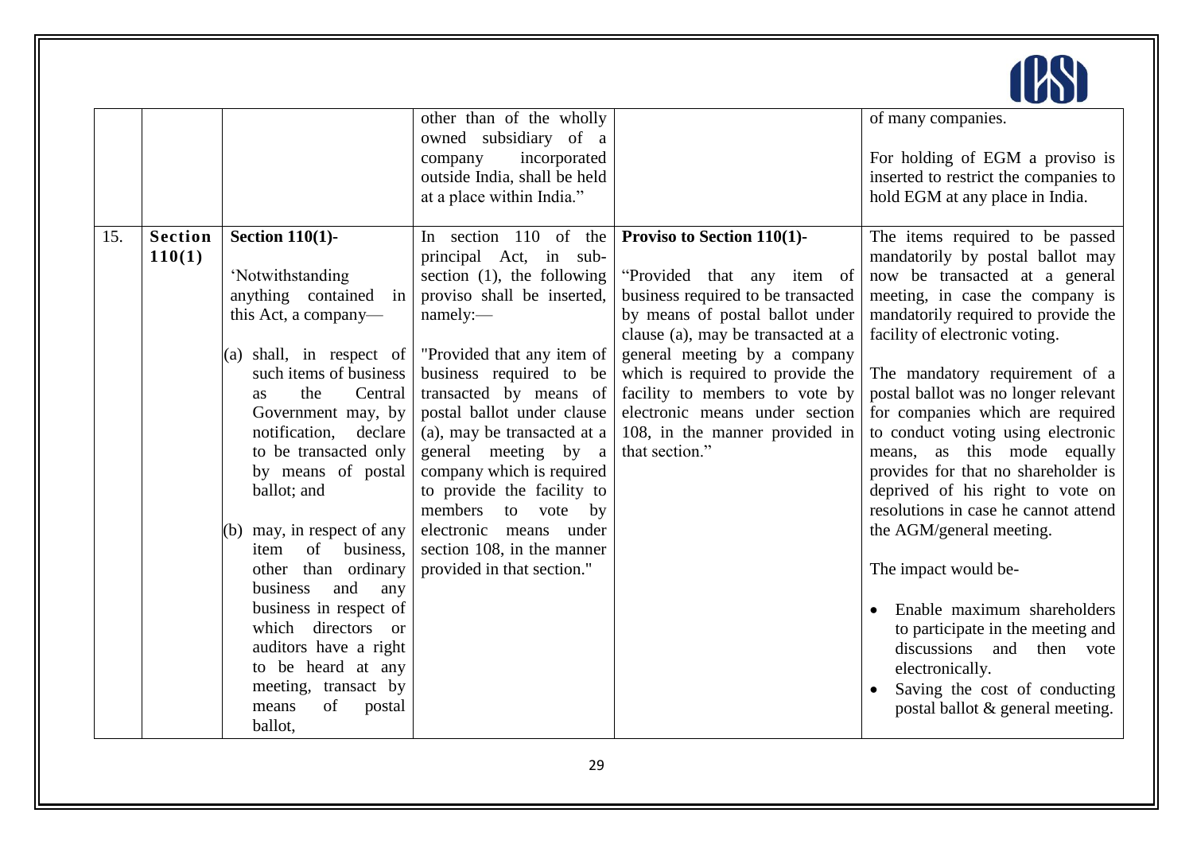| | | | | | |
|---|---|---|---|---|---|
| | | | other than of the wholly owned subsidiary of a company incorporated outside India, shall be held at a place within India." | | of many companies.<br><br>For holding of EGM a proviso is inserted to restrict the companies to hold EGM at any place in India. |
| 15. | **Section 110(1)** | **Section 110(1)-**<br><br>'Notwithstanding anything contained in this Act, a company—<br><br>(a) shall, in respect of such items of business as the Central Government may, by notification, declare to be transacted only by means of postal ballot; and<br><br>(b) may, in respect of any item of business, other than ordinary business and any business in respect of which directors or auditors have a right to be heard at any meeting, transact by means of postal ballot, | In section 110 of the principal Act, in sub-section (1), the following proviso shall be inserted, namely:—<br><br>"Provided that any item of business required to be transacted by means of postal ballot under clause (a), may be transacted at a general meeting by a company which is required to provide the facility to members to vote by electronic means under section 108, in the manner provided in that section." | **Proviso to Section 110(1)-**<br><br>"Provided that any item of business required to be transacted by means of postal ballot under clause (a), may be transacted at a general meeting by a company which is required to provide the facility to members to vote by electronic means under section 108, in the manner provided in that section." | The items required to be passed mandatorily by postal ballot may now be transacted at a general meeting, in case the company is mandatorily required to provide the facility of electronic voting.<br><br>The mandatory requirement of a postal ballot was no longer relevant for companies which are required to conduct voting using electronic means, as this mode equally provides for that no shareholder is deprived of his right to vote on resolutions in case he cannot attend the AGM/general meeting.<br><br>The impact would be-<br><br>• Enable maximum shareholders to participate in the meeting and discussions and then vote electronically.<br>• Saving the cost of conducting postal ballot & general meeting. |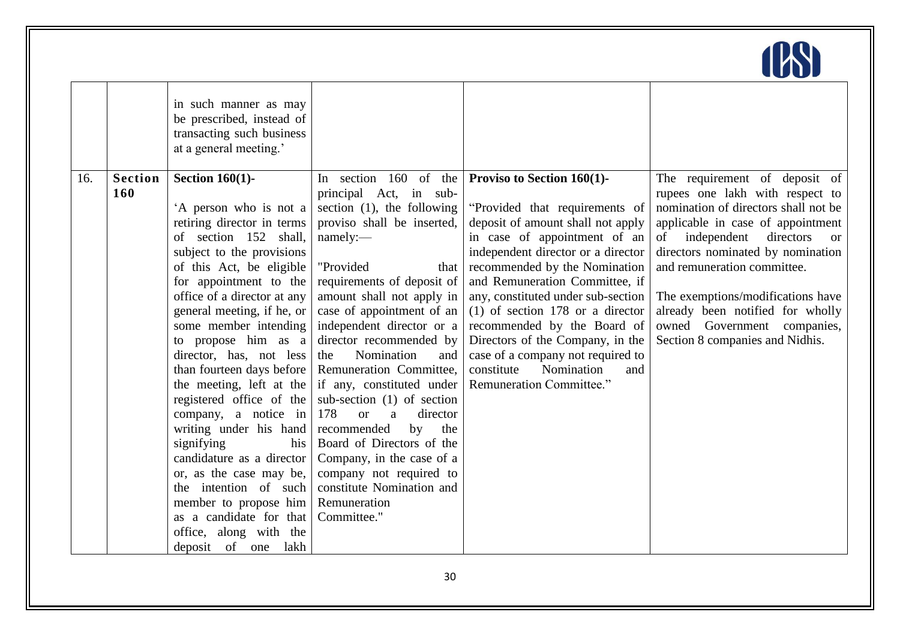| | | | | | |
|---|---|---|---|---|---|
| | | in such manner as may be prescribed, instead of transacting such business at a general meeting.' | | | |
| 16. | **Section 160** | **Section 160(1)-**<br><br>'A person who is not a retiring director in terms of section 152 shall, subject to the provisions of this Act, be eligible for appointment to the office of a director at any general meeting, if he, or some member intending to propose him as a director, has, not less than fourteen days before the meeting, left at the registered office of the company, a notice in writing under his hand signifying his candidature as a director or, as the case may be, the intention of such member to propose him as a candidate for that office, along with the deposit of one lakh | In section 160 of the principal Act, in sub-section (1), the following proviso shall be inserted, namely:—<br><br>"Provided that requirements of deposit of amount shall not apply in case of appointment of an independent director or a director recommended by the Nomination and Remuneration Committee, if any, constituted under sub-section (1) of section 178 or a director recommended by the Board of Directors of the Company, in the case of a company not required to constitute Nomination and Remuneration Committee." | **Proviso to Section 160(1)-**<br><br>"Provided that requirements of deposit of amount shall not apply in case of appointment of an independent director or a director recommended by the Nomination and Remuneration Committee, if any, constituted under sub-section (1) of section 178 or a director recommended by the Board of Directors of the Company, in the case of a company not required to constitute Nomination and Remuneration Committee." | The requirement of deposit of rupees one lakh with respect to nomination of directors shall not be applicable in case of appointment of independent directors or directors nominated by nomination and remuneration committee.<br><br>The exemptions/modifications have already been notified for wholly owned Government companies, Section 8 companies and Nidhis. |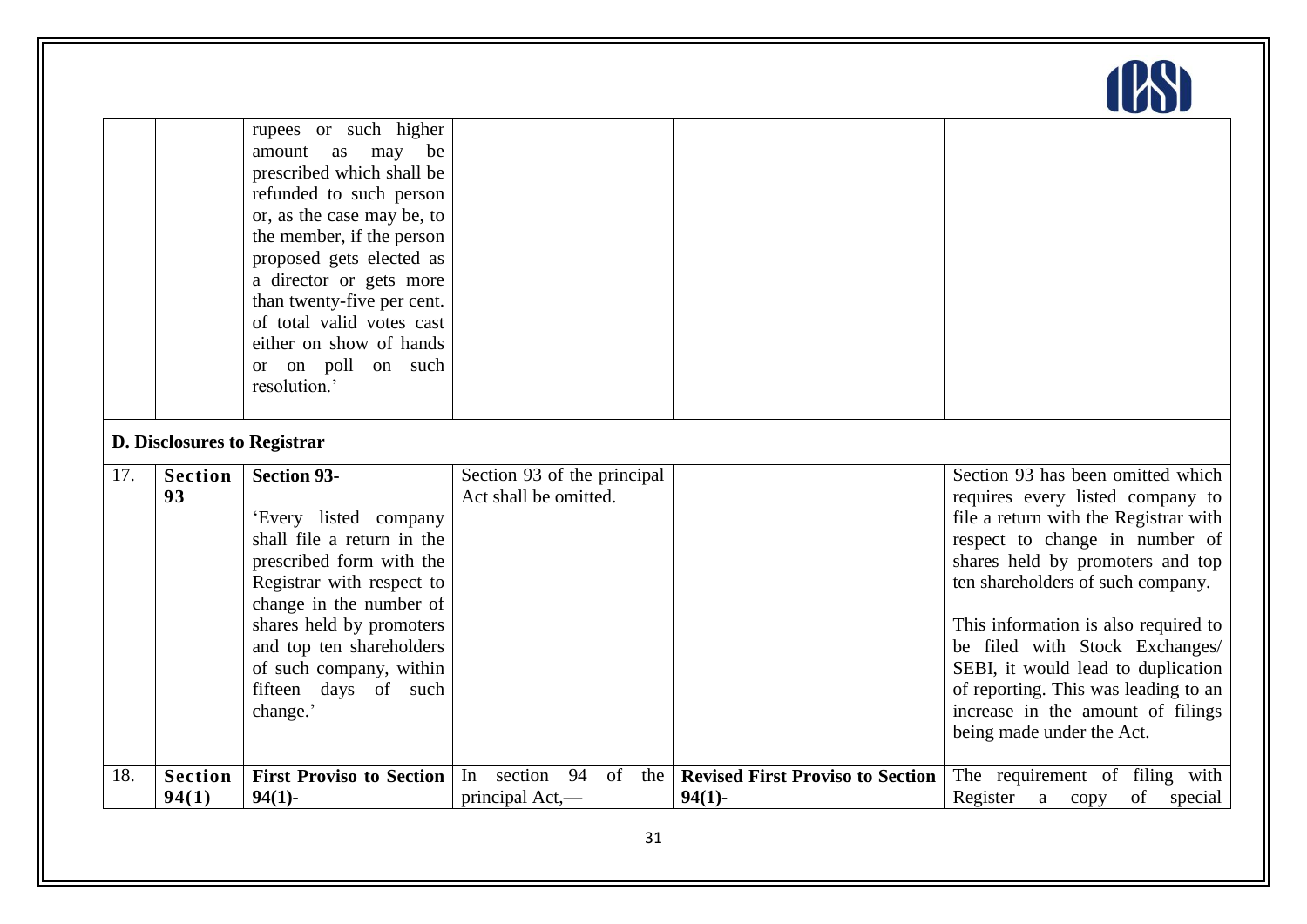| | | rupees or such higher amount as may be prescribed which shall be refunded to such person or, as the case may be, to the member, if the person proposed gets elected as a director or gets more than twenty-five per cent. of total valid votes cast either on show of hands or on poll on such resolution.' | | | |
|---|---|---|---|---|---|
| **D. Disclosures to Registrar** | | | | | |
| 17. | **Section 93** | **Section 93-**<br><br>'Every listed company shall file a return in the prescribed form with the Registrar with respect to change in the number of shares held by promoters and top ten shareholders of such company, within fifteen days of such change.' | Section 93 of the principal Act shall be omitted. | | Section 93 has been omitted which requires every listed company to file a return with the Registrar with respect to change in number of shares held by promoters and top ten shareholders of such company.<br><br>This information is also required to be filed with Stock Exchanges/ SEBI, it would lead to duplication of reporting. This was leading to an increase in the amount of filings being made under the Act. |
| 18. | **Section 94(1)** | **First Proviso to Section 94(1)-** | In section 94 of the principal Act,— | **Revised First Proviso to Section 94(1)-** | The requirement of filing with Register a copy of special |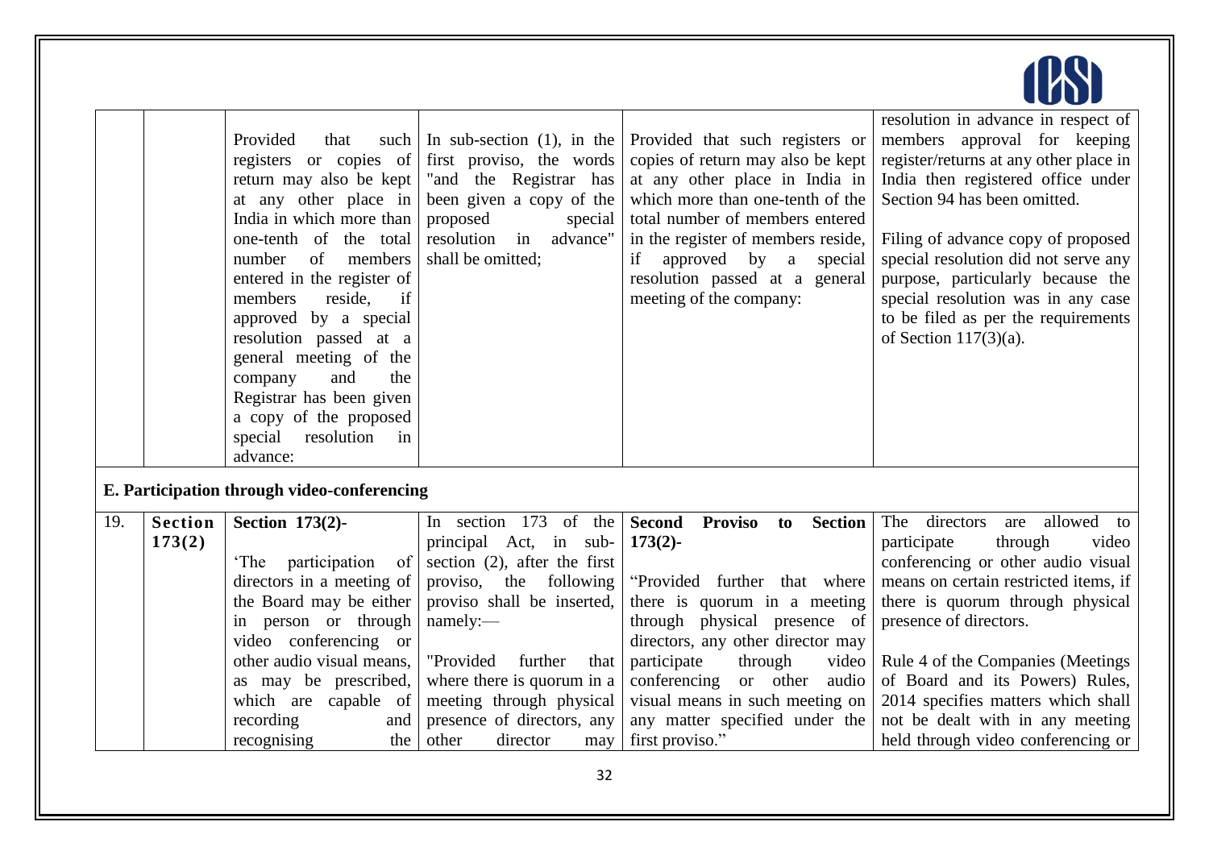| | | | | | |
|---|---|---|---|---|---|
| | | Provided that such registers or copies of return may also be kept at any other place in India in which more than one-tenth of the total number of members entered in the register of members reside, if approved by a special resolution passed at a general meeting of the company and the Registrar has been given a copy of the proposed special resolution in advance: | In sub-section (1), in the first proviso, the words "and the Registrar has been given a copy of the proposed special resolution in advance" shall be omitted; | Provided that such registers or copies of return may also be kept at any other place in India in which more than one-tenth of the total number of members entered in the register of members reside, if approved by a special resolution passed at a general meeting of the company: | resolution in advance in respect of members approval for keeping register/returns at any other place in India then registered office under Section 94 has been omitted.<br><br>Filing of advance copy of proposed special resolution did not serve any purpose, particularly because the special resolution was in any case to be filed as per the requirements of Section 117(3)(a). |

**E. Participation through video-conferencing**

| | | | | | |
|---|---|---|---|---|---|
| 19. | **Section 173(2)** | **Section 173(2)-**<br><br>'The participation of directors in a meeting of the Board may be either in person or through video conferencing or other audio visual means, as may be prescribed, which are capable of recording and recognising the | In section 173 of the principal Act, in sub-section (2), after the first proviso, the following proviso shall be inserted, namely:—<br><br>"Provided further that where there is quorum in a meeting through physical presence of directors, any other director may | **Second Proviso to Section 173(2)-**<br><br>"Provided further that where there is quorum in a meeting through physical presence of directors, any other director may participate through video conferencing or other audio visual means in such meeting on any matter specified under the first proviso." | The directors are allowed to participate through video conferencing or other audio visual means on certain restricted items, if there is quorum through physical presence of directors.<br><br>Rule 4 of the Companies (Meetings of Board and its Powers) Rules, 2014 specifies matters which shall not be dealt with in any meeting held through video conferencing or |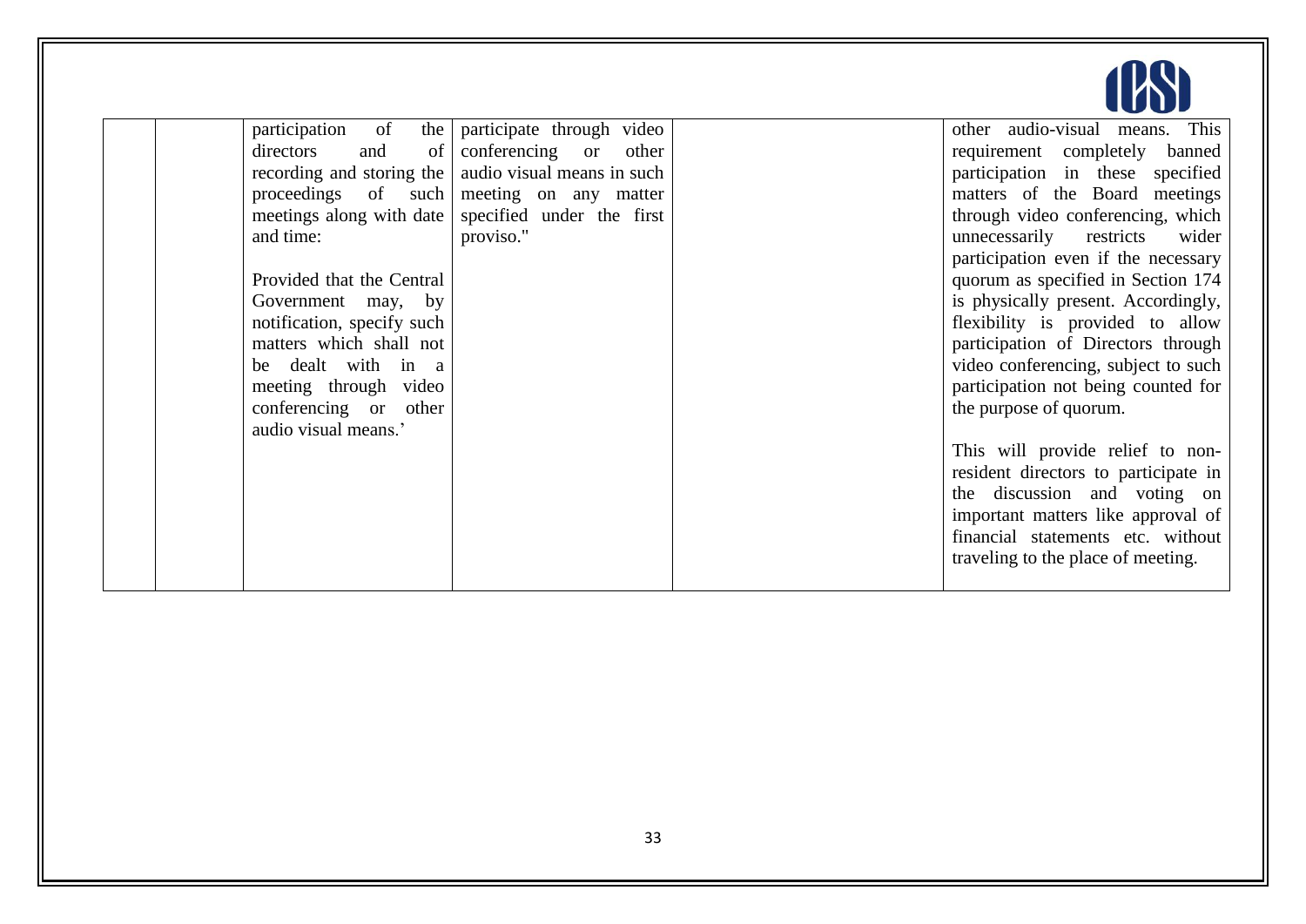| | | | | | |
|---|---|---|---|---|---|
| | | participation of the directors and of recording and storing the proceedings of such meetings along with date and time:<br><br>Provided that the Central Government may, by notification, specify such matters which shall not be dealt with in a meeting through video conferencing or other audio visual means.' | participate through video conferencing or other audio visual means in such meeting on any matter specified under the first proviso." | | other audio-visual means. This requirement completely banned participation in these specified matters of the Board meetings through video conferencing, which unnecessarily restricts wider participation even if the necessary quorum as specified in Section 174 is physically present. Accordingly, flexibility is provided to allow participation of Directors through video conferencing, subject to such participation not being counted for the purpose of quorum.<br><br>This will provide relief to non-resident directors to participate in the discussion and voting on important matters like approval of financial statements etc. without traveling to the place of meeting. |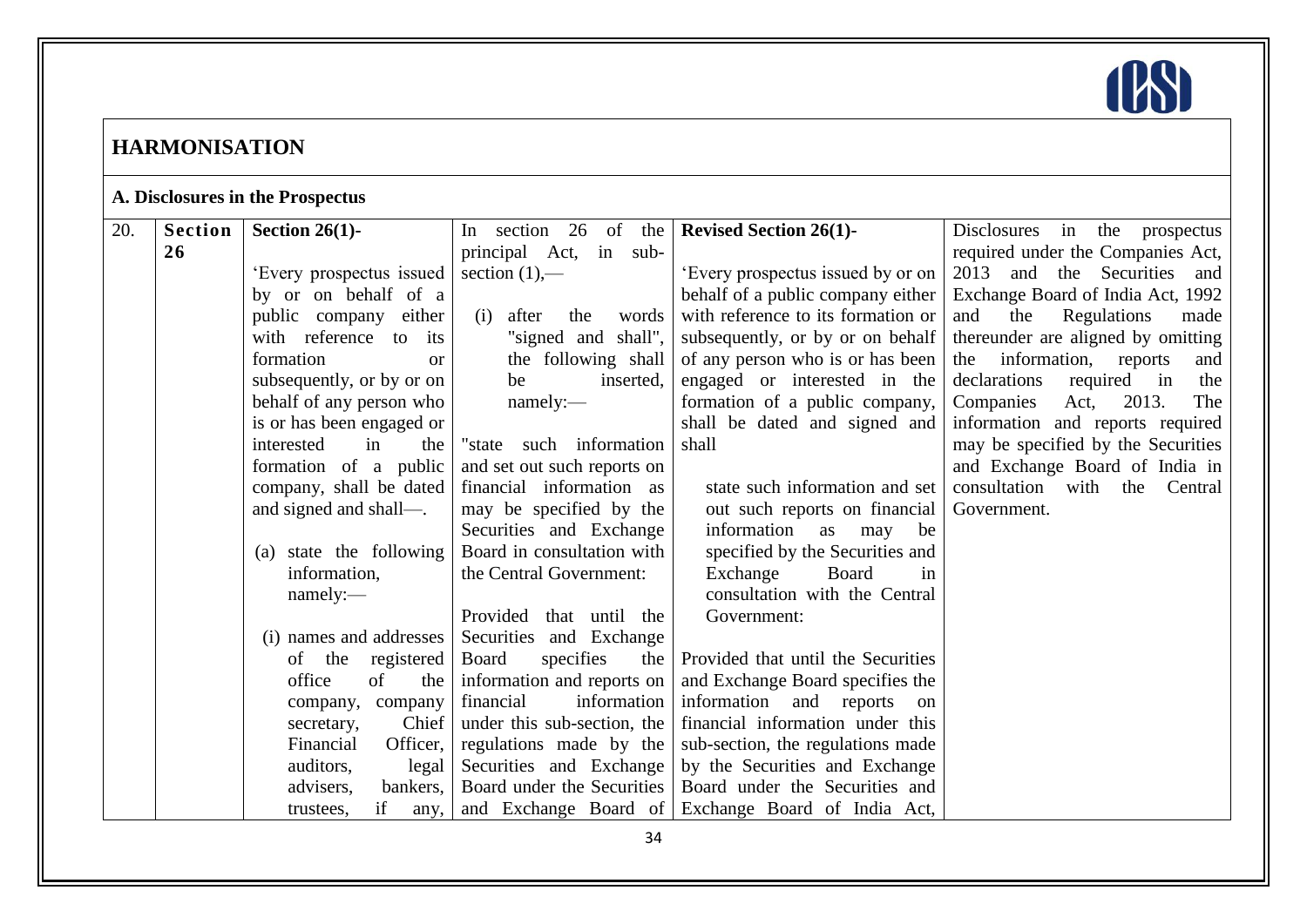## HARMONISATION

### A. Disclosures in the Prospectus

| 20. | Section 26 | Section 26(1)- 'Every prospectus issued by or on behalf of a public company either with reference to its formation or subsequently, or by or on behalf of any person who is or has been engaged or interested in the formation of a public company, shall be dated and signed and shall—. (a) state the following information, namely:— (i) names and addresses of the registered office of the company, company secretary, Chief Financial Officer, auditors, legal advisers, bankers, trustees, if any, | In section 26 of the principal Act, in sub-section (1),— (i) after the words "signed and shall", the following shall be inserted, namely:— "state such information and set out such reports on financial information as may be specified by the Securities and Exchange Board in consultation with the Central Government: Provided that until the Securities and Exchange Board specifies the information and reports on financial information under this sub-section, the regulations made by the Securities and Exchange Board under the Securities and Exchange Board of | Revised Section 26(1)- 'Every prospectus issued by or on behalf of a public company either with reference to its formation or subsequently, or by or on behalf of any person who is or has been engaged or interested in the formation of a public company, shall be dated and signed and shall state such information and set out such reports on financial information as may be specified by the Securities and Exchange Board in consultation with the Central Government: Provided that until the Securities and Exchange Board specifies the information and reports on financial information under this sub-section, the regulations made by the Securities and Exchange Board under the Securities and Exchange Board of India Act, | Disclosures in the prospectus required under the Companies Act, 2013 and the Securities and Exchange Board of India Act, 1992 and the Regulations made thereunder are aligned by omitting the information, reports and declarations required in the Companies Act, 2013. The information and reports required may be specified by the Securities and Exchange Board of India in consultation with the Central Government. |
|---|---|---|---|---|---|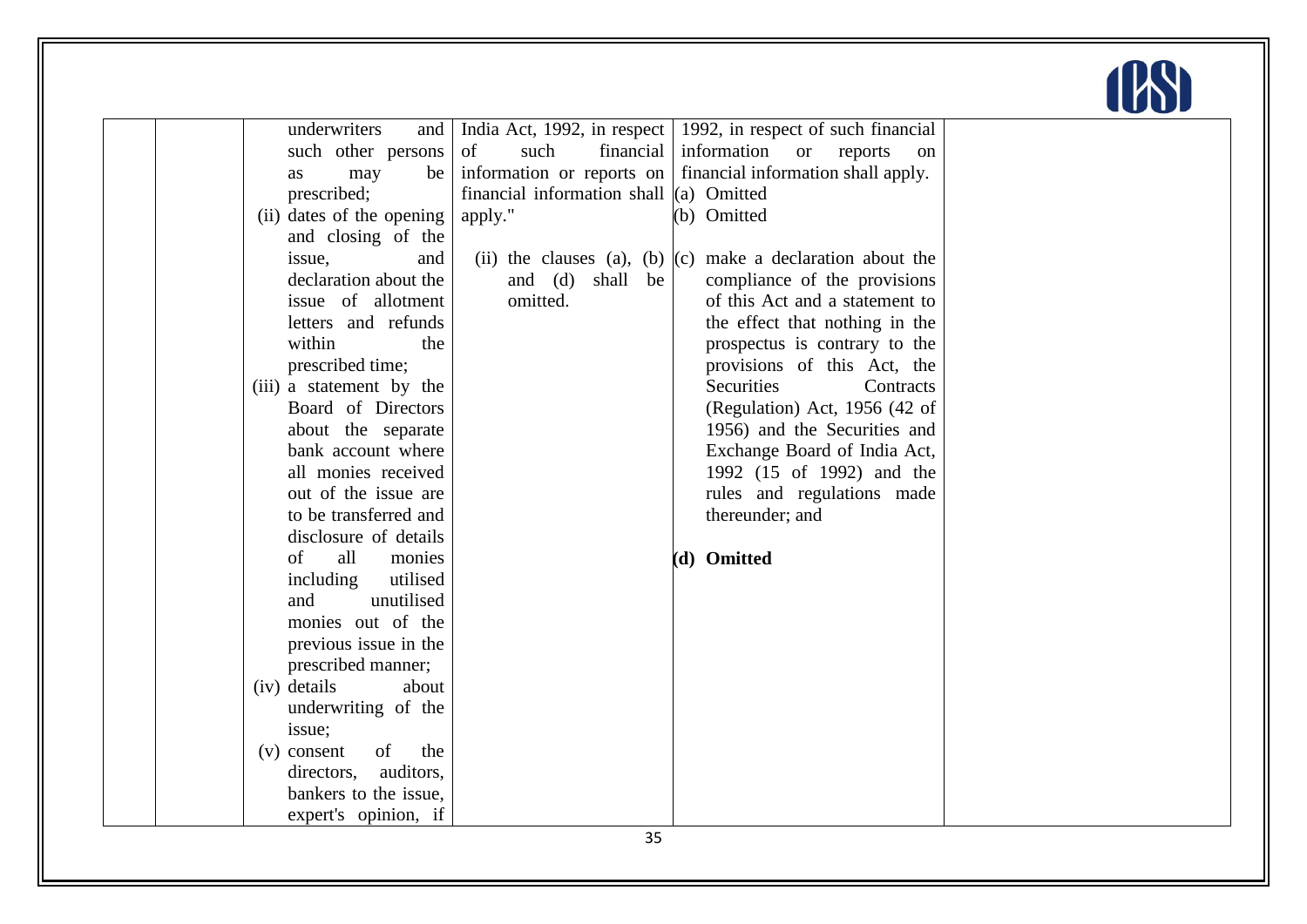| | | | | | |
|---|---|---|---|---|---|
| | | underwriters and such other persons as may be prescribed;<br>(ii) dates of the opening and closing of the issue, and declaration about the issue of allotment letters and refunds within the prescribed time;<br>(iii) a statement by the Board of Directors about the separate bank account where all monies received out of the issue are to be transferred and disclosure of details of all monies including utilised and unutilised monies out of the previous issue in the prescribed manner;<br>(iv) details about underwriting of the issue;<br>(v) consent of the directors, auditors, bankers to the issue, expert's opinion, if | India Act, 1992, in respect of such financial information or reports on financial information shall apply."<br><br>(ii) the clauses (a), (b) and (d) shall be omitted. | 1992, in respect of such financial information or reports on financial information shall apply.<br>(a) Omitted<br>(b) Omitted<br><br>(c) make a declaration about the compliance of the provisions of this Act and a statement to the effect that nothing in the prospectus is contrary to the provisions of this Act, the Securities Contracts (Regulation) Act, 1956 (42 of 1956) and the Securities and Exchange Board of India Act, 1992 (15 of 1992) and the rules and regulations made thereunder; and<br><br>**(d) Omitted** | |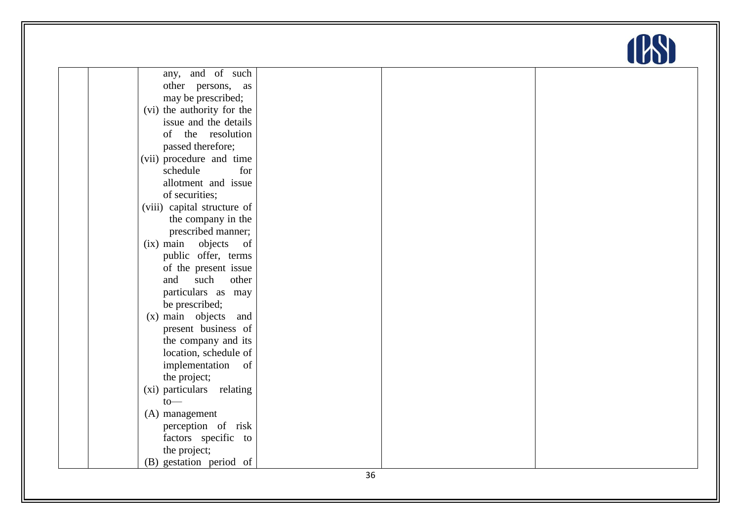|  |  |  |  |  |  |
|---|---|---|---|---|---|
|  |  | any, and of such other persons, as may be prescribed;<br>(vi) the authority for the issue and the details of the resolution passed therefore;<br>(vii) procedure and time schedule for allotment and issue of securities;<br>(viii) capital structure of the company in the prescribed manner;<br>(ix) main objects of public offer, terms of the present issue and such other particulars as may be prescribed;<br>(x) main objects and present business of the company and its location, schedule of implementation of the project;<br>(xi) particulars relating to—<br>(A) management perception of risk factors specific to the project;<br>(B) gestation period of |  |  |  |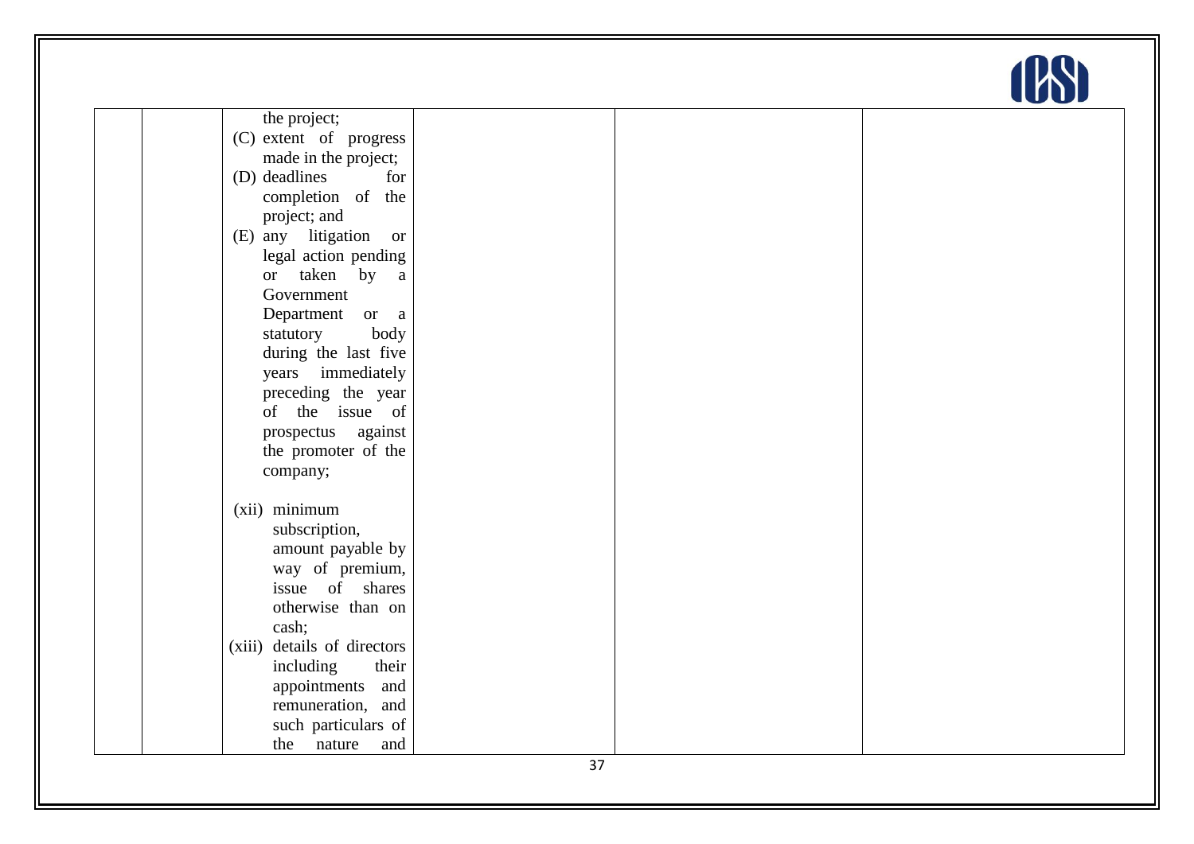|  |  |  |  |  |  |
|---|---|---|---|---|---|
|  |  | the project;<br>(C) extent of progress made in the project;<br>(D) deadlines for completion of the project; and<br>(E) any litigation or legal action pending or taken by a Government Department or a statutory body during the last five years immediately preceding the year of the issue of prospectus against the promoter of the company;<br><br>(xii) minimum subscription, amount payable by way of premium, issue of shares otherwise than on cash;<br>(xiii) details of directors including their appointments and remuneration, and such particulars of the nature and |  |  |  |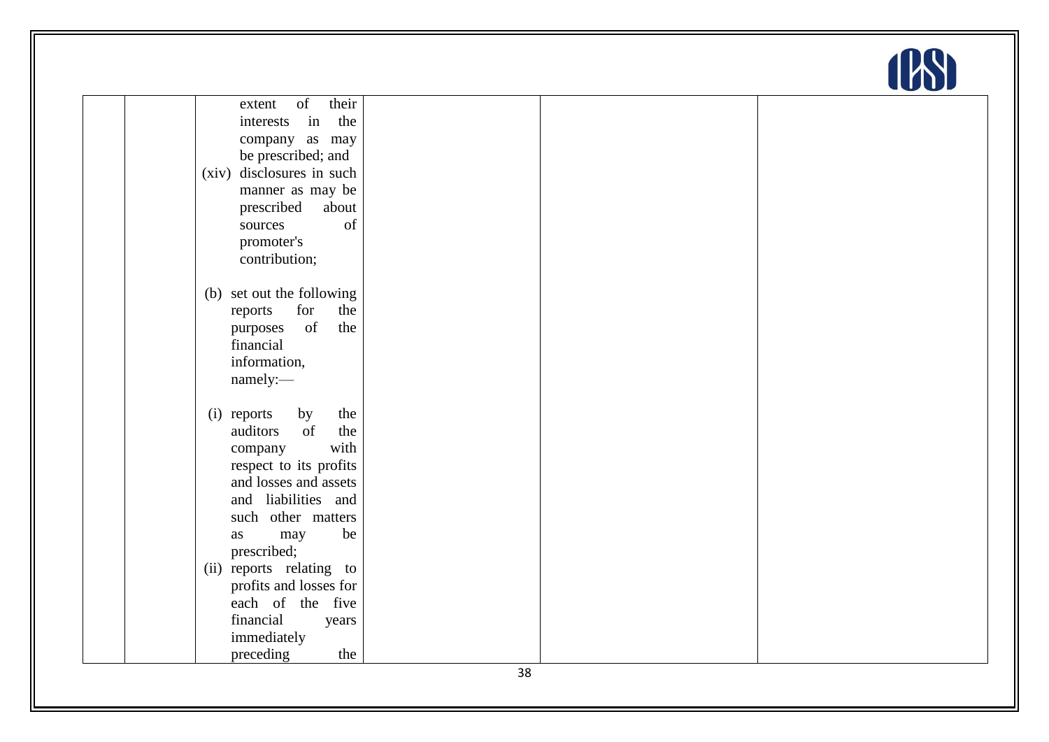|  |  |  |  |  |  |
|---|---|---|---|---|---|
|  |  | extent of their interests in the company as may be prescribed; and<br>(xiv) disclosures in such manner as may be prescribed about sources of promoter's contribution;<br><br>(b) set out the following reports for the purposes of the financial information, namely:—<br><br>(i) reports by the auditors of the company with respect to its profits and losses and assets and liabilities and such other matters as may be prescribed;<br>(ii) reports relating to profits and losses for each of the five financial years immediately preceding the |  |  |  |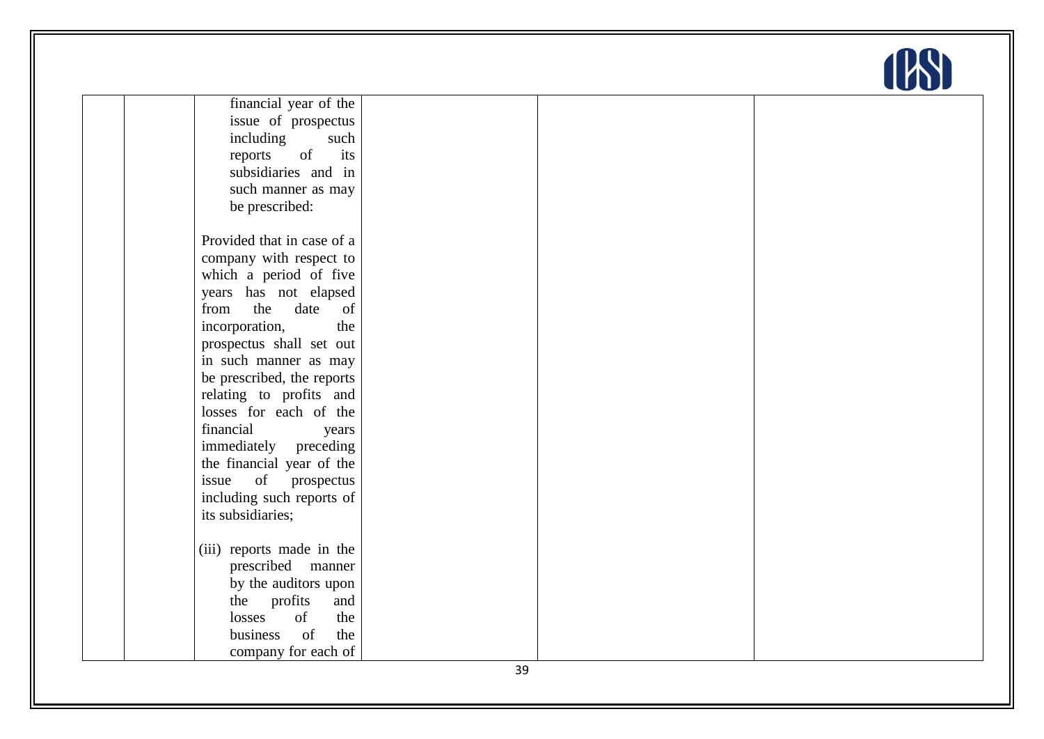|  |  | financial year of the issue of prospectus including such reports of its subsidiaries and in such manner as may be prescribed:<br><br>Provided that in case of a company with respect to which a period of five years has not elapsed from the date of incorporation, the prospectus shall set out in such manner as may be prescribed, the reports relating to profits and losses for each of the financial years immediately preceding the financial year of the issue of prospectus including such reports of its subsidiaries;<br><br>(iii) reports made in the prescribed manner by the auditors upon the profits and losses of the business of the company for each of |  |  |  |
|---|---|---|---|---|---|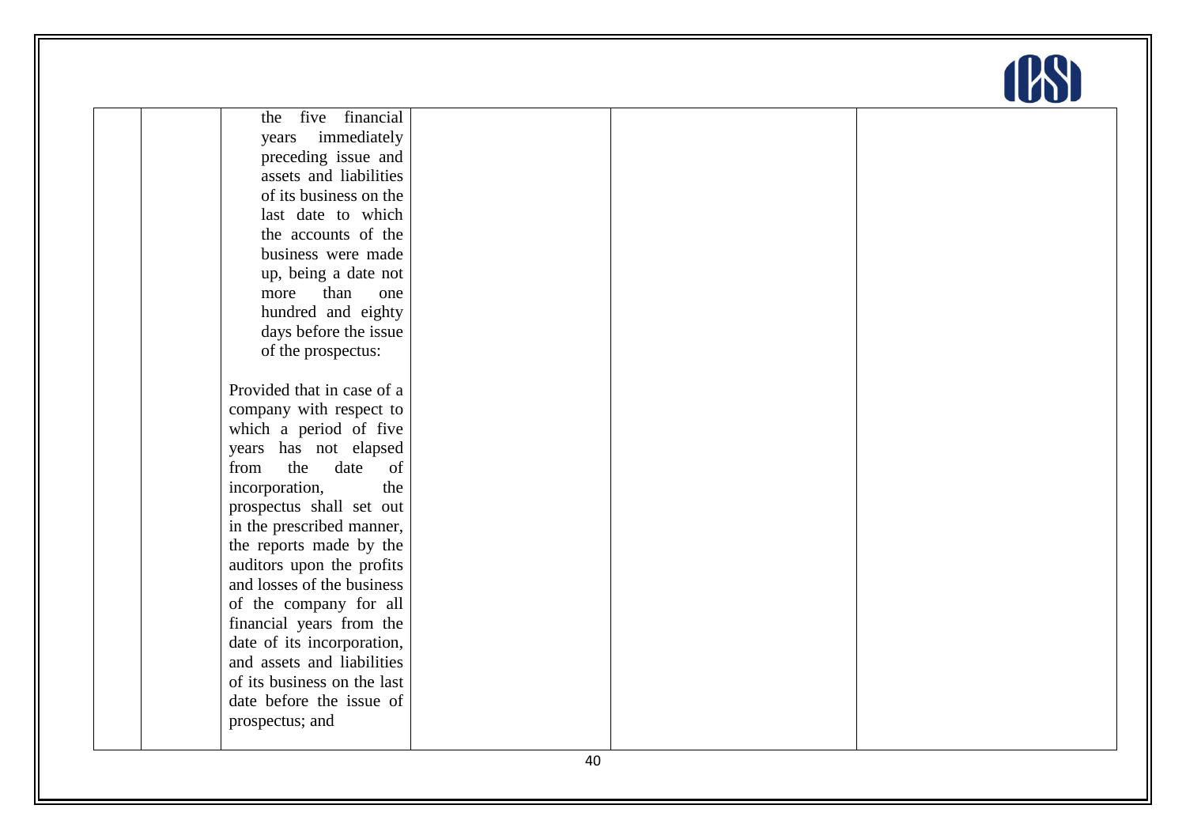| | | | | | |
|---|---|---|---|---|---|
| | | the five financial years immediately preceding issue and assets and liabilities of its business on the last date to which the accounts of the business were made up, being a date not more than one hundred and eighty days before the issue of the prospectus:<br><br>Provided that in case of a company with respect to which a period of five years has not elapsed from the date of incorporation, the prospectus shall set out in the prescribed manner, the reports made by the auditors upon the profits and losses of the business of the company for all financial years from the date of its incorporation, and assets and liabilities of its business on the last date before the issue of prospectus; and | | | |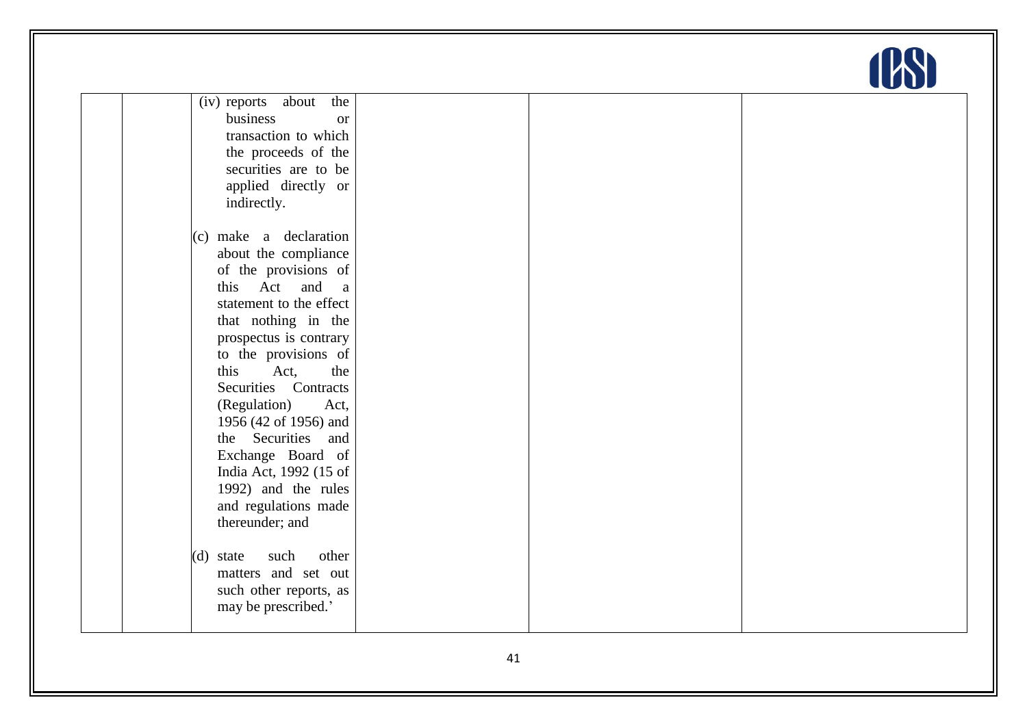| | | | | | |
|---|---|---|---|---|---|
| | | (iv) reports about the business or transaction to which the proceeds of the securities are to be applied directly or indirectly.<br><br>(c) make a declaration about the compliance of the provisions of this Act and a statement to the effect that nothing in the prospectus is contrary to the provisions of this Act, the Securities Contracts (Regulation) Act, 1956 (42 of 1956) and the Securities and Exchange Board of India Act, 1992 (15 of 1992) and the rules and regulations made thereunder; and<br><br>(d) state such other matters and set out such other reports, as may be prescribed.’ | | | |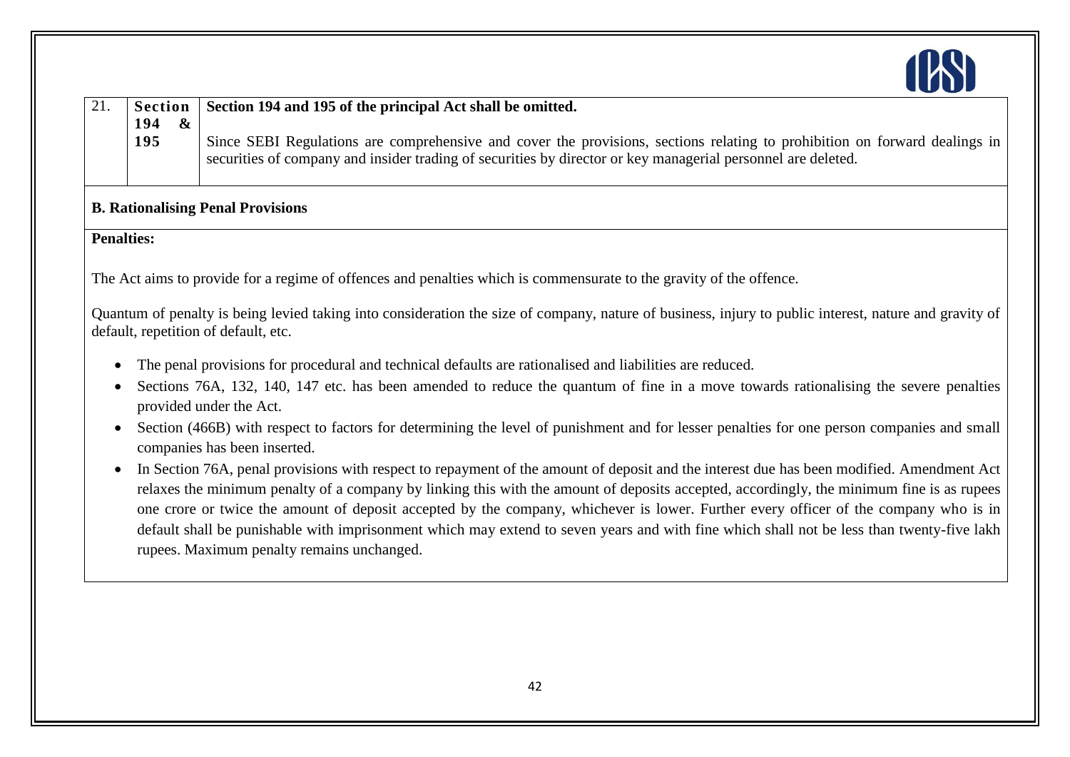| 21. | **Section 194 & 195** | **Section 194 and 195 of the principal Act shall be omitted.**<br><br>Since SEBI Regulations are comprehensive and cover the provisions, sections relating to prohibition on forward dealings in securities of company and insider trading of securities by director or key managerial personnel are deleted. |
|---|---|---|

**B. Rationalising Penal Provisions**

**Penalties:**

The Act aims to provide for a regime of offences and penalties which is commensurate to the gravity of the offence.

Quantum of penalty is being levied taking into consideration the size of company, nature of business, injury to public interest, nature and gravity of default, repetition of default, etc.

- The penal provisions for procedural and technical defaults are rationalised and liabilities are reduced.
- Sections 76A, 132, 140, 147 etc. has been amended to reduce the quantum of fine in a move towards rationalising the severe penalties provided under the Act.
- Section (466B) with respect to factors for determining the level of punishment and for lesser penalties for one person companies and small companies has been inserted.
- In Section 76A, penal provisions with respect to repayment of the amount of deposit and the interest due has been modified. Amendment Act relaxes the minimum penalty of a company by linking this with the amount of deposits accepted, accordingly, the minimum fine is as rupees one crore or twice the amount of deposit accepted by the company, whichever is lower. Further every officer of the company who is in default shall be punishable with imprisonment which may extend to seven years and with fine which shall not be less than twenty-five lakh rupees. Maximum penalty remains unchanged.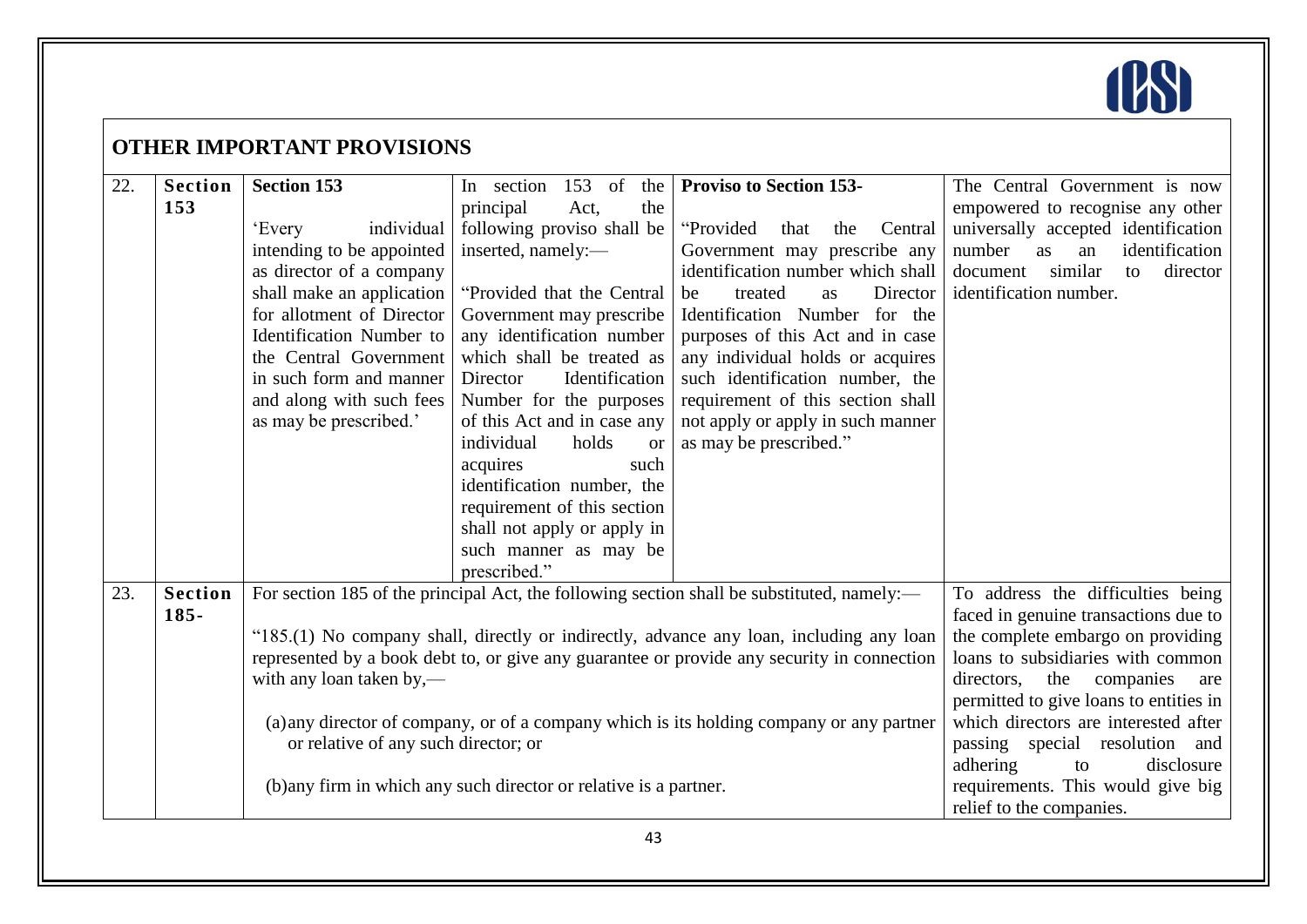## OTHER IMPORTANT PROVISIONS

| | | | | | |
|---|---|---|---|---|---|
| 22. | **Section 153** | **Section 153**<br><br>'Every individual intending to be appointed as director of a company shall make an application for allotment of Director Identification Number to the Central Government in such form and manner and along with such fees as may be prescribed.' | In section 153 of the principal Act, the following proviso shall be inserted, namely:—<br><br>"Provided that the Central Government may prescribe any identification number which shall be treated as Director Identification Number for the purposes of this Act and in case any individual holds or acquires such identification number, the requirement of this section shall not apply or apply in such manner as may be prescribed." | **Proviso to Section 153-**<br><br>"Provided that the Central Government may prescribe any identification number which shall be treated as Director Identification Number for the purposes of this Act and in case any individual holds or acquires such identification number, the requirement of this section shall not apply or apply in such manner as may be prescribed." | The Central Government is now empowered to recognise any other universally accepted identification number as an identification document similar to director identification number. |
| 23. | **Section 185-** | For section 185 of the principal Act, the following section shall be substituted, namely:—<br><br>"185.(1) No company shall, directly or indirectly, advance any loan, including any loan represented by a book debt to, or give any guarantee or provide any security in connection with any loan taken by,—<br><br>(a) any director of company, or of a company which is its holding company or any partner or relative of any such director; or<br><br>(b) any firm in which any such director or relative is a partner. | | | To address the difficulties being faced in genuine transactions due to the complete embargo on providing loans to subsidiaries with common directors, the companies are permitted to give loans to entities in which directors are interested after passing special resolution and adhering to disclosure requirements. This would give big relief to the companies. |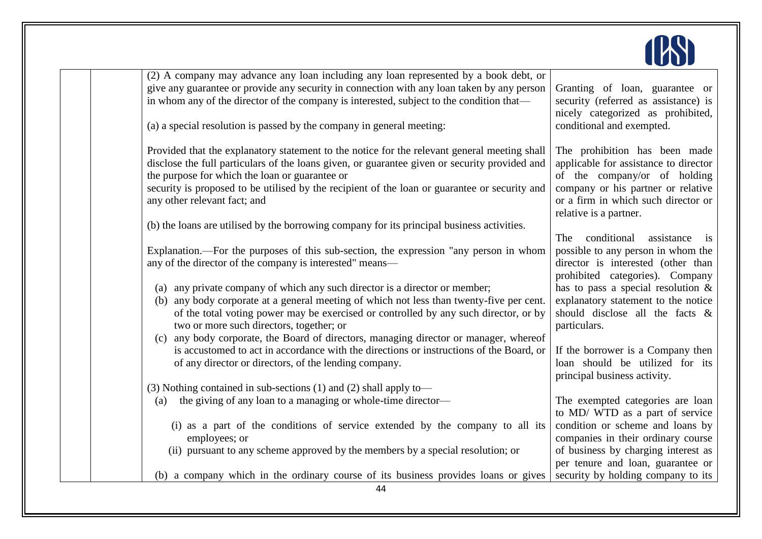| | | | |
|---|---|---|---|
| | | (2) A company may advance any loan including any loan represented by a book debt, or give any guarantee or provide any security in connection with any loan taken by any person in whom any of the director of the company is interested, subject to the condition that—<br><br>(a) a special resolution is passed by the company in general meeting:<br><br>Provided that the explanatory statement to the notice for the relevant general meeting shall disclose the full particulars of the loans given, or guarantee given or security provided and the purpose for which the loan or guarantee or security is proposed to be utilised by the recipient of the loan or guarantee or security and any other relevant fact; and<br><br>(b) the loans are utilised by the borrowing company for its principal business activities.<br><br>Explanation.—For the purposes of this sub-section, the expression "any person in whom any of the director of the company is interested" means—<br><br>(a) any private company of which any such director is a director or member;<br>(b) any body corporate at a general meeting of which not less than twenty-five per cent. of the total voting power may be exercised or controlled by any such director, or by two or more such directors, together; or<br>(c) any body corporate, the Board of directors, managing director or manager, whereof is accustomed to act in accordance with the directions or instructions of the Board, or of any director or directors, of the lending company.<br><br>(3) Nothing contained in sub-sections (1) and (2) shall apply to—<br>(a) the giving of any loan to a managing or whole-time director—<br><br>(i) as a part of the conditions of service extended by the company to all its employees; or<br>(ii) pursuant to any scheme approved by the members by a special resolution; or<br><br>(b) a company which in the ordinary course of its business provides loans or gives | Granting of loan, guarantee or security (referred as assistance) is nicely categorized as prohibited, conditional and exempted.<br><br>The prohibition has been made applicable for assistance to director of the company/or of holding company or his partner or relative or a firm in which such director or relative is a partner.<br><br>The conditional assistance is possible to any person in whom the director is interested (other than prohibited categories). Company has to pass a special resolution & explanatory statement to the notice should disclose all the facts & particulars.<br><br>If the borrower is a Company then loan should be utilized for its principal business activity.<br><br>The exempted categories are loan to MD/ WTD as a part of service condition or scheme and loans by companies in their ordinary course of business by charging interest as per tenure and loan, guarantee or security by holding company to its |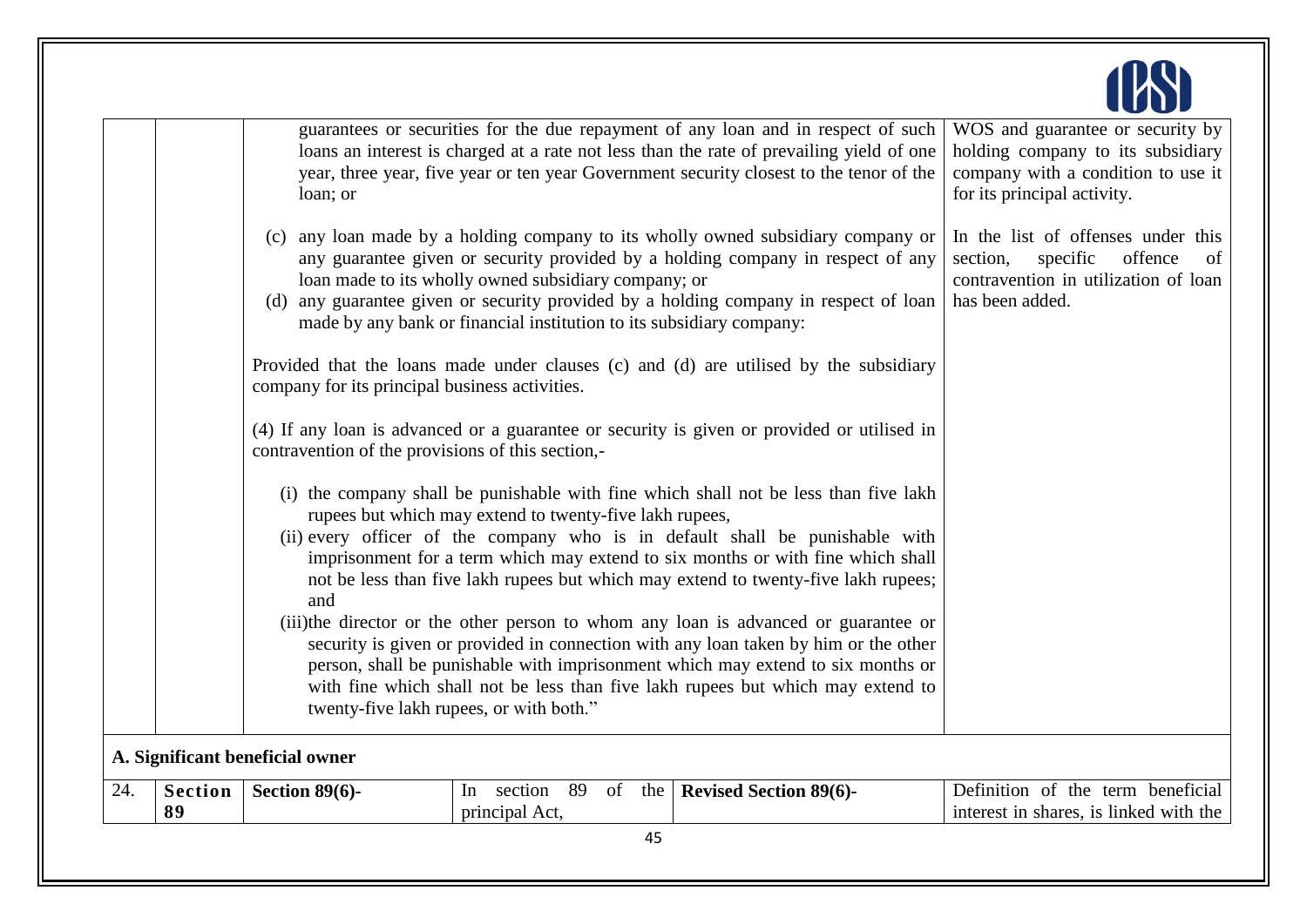| | | | | |
|---|---|---|---|---|
| | | guarantees or securities for the due repayment of any loan and in respect of such loans an interest is charged at a rate not less than the rate of prevailing yield of one year, three year, five year or ten year Government security closest to the tenor of the loan; or<br><br>(c) any loan made by a holding company to its wholly owned subsidiary company or any guarantee given or security provided by a holding company in respect of any loan made to its wholly owned subsidiary company; or<br>(d) any guarantee given or security provided by a holding company in respect of loan made by any bank or financial institution to its subsidiary company:<br><br>Provided that the loans made under clauses (c) and (d) are utilised by the subsidiary company for its principal business activities.<br><br>(4) If any loan is advanced or a guarantee or security is given or provided or utilised in contravention of the provisions of this section,-<br><br>(i) the company shall be punishable with fine which shall not be less than five lakh rupees but which may extend to twenty-five lakh rupees,<br>(ii) every officer of the company who is in default shall be punishable with imprisonment for a term which may extend to six months or with fine which shall not be less than five lakh rupees but which may extend to twenty-five lakh rupees; and<br>(iii)the director or the other person to whom any loan is advanced or guarantee or security is given or provided in connection with any loan taken by him or the other person, shall be punishable with imprisonment which may extend to six months or with fine which shall not be less than five lakh rupees but which may extend to twenty-five lakh rupees, or with both." | | WOS and guarantee or security by holding company to its subsidiary company with a condition to use it for its principal activity.<br><br>In the list of offenses under this section, specific offence of contravention in utilization of loan has been added. |

**A. Significant beneficial owner**

| | | | | | |
|---|---|---|---|---|---|
| 24. | **Section 89** | **Section 89(6)-** | In section 89 of the principal Act, | **Revised Section 89(6)-** | Definition of the term beneficial interest in shares, is linked with the |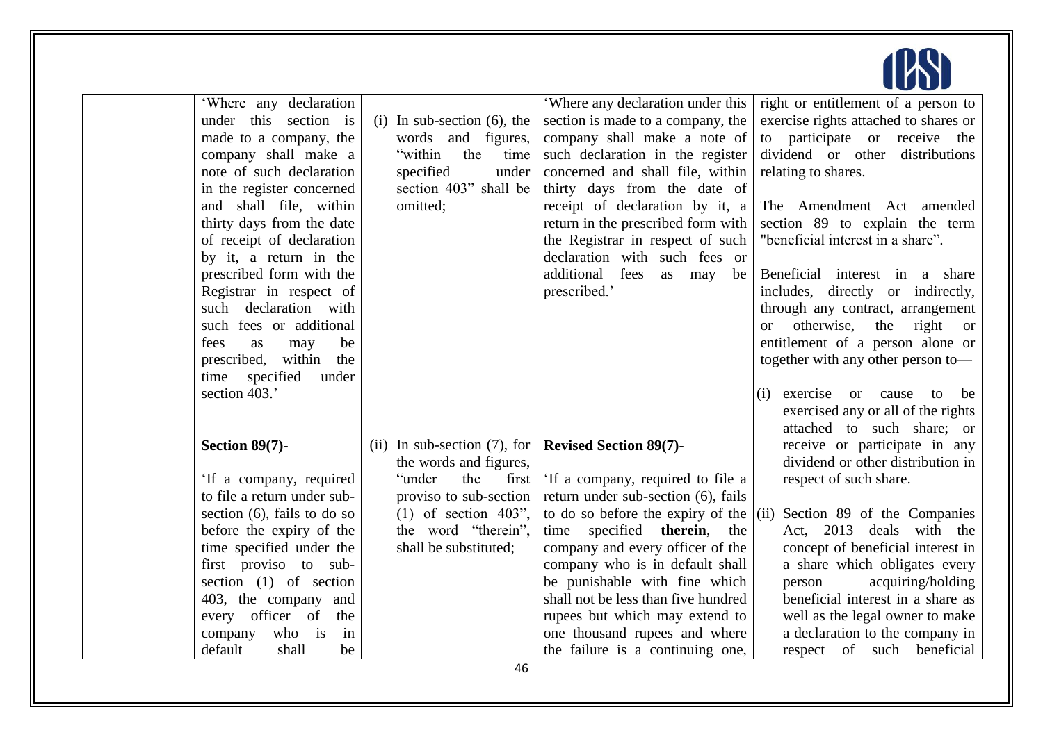| | | Existing | Amendment | Revised | Remarks |
|---|---|---|---|---|---|
| | | 'Where any declaration under this section is made to a company, the company shall make a note of such declaration in the register concerned and shall file, within thirty days from the date of receipt of declaration by it, a return in the prescribed form with the Registrar in respect of such declaration with such fees or additional fees as may be prescribed, within the time specified under section 403.' | (i) In sub-section (6), the words and figures, "within the time specified under section 403" shall be omitted; | 'Where any declaration under this section is made to a company, the company shall make a note of such declaration in the register concerned and shall file, within thirty days from the date of receipt of declaration by it, a return in the prescribed form with the Registrar in respect of such declaration with such fees or additional fees as may be prescribed.' | right or entitlement of a person to exercise rights attached to shares or to participate or receive the dividend or other distributions relating to shares.<br><br>The Amendment Act amended section 89 to explain the term "beneficial interest in a share".<br><br>Beneficial interest in a share includes, directly or indirectly, through any contract, arrangement or otherwise, the right or entitlement of a person alone or together with any other person to—<br><br>(i) exercise or cause to be exercised any or all of the rights attached to such share; or receive or participate in any dividend or other distribution in respect of such share.<br><br>(ii) Section 89 of the Companies Act, 2013 deals with the concept of beneficial interest in a share which obligates every person acquiring/holding beneficial interest in a share as well as the legal owner to make a declaration to the company in respect of such beneficial |
| | | **Section 89(7)-**<br><br>'If a company, required to file a return under sub-section (6), fails to do so before the expiry of the time specified under the first proviso to sub-section (1) of section 403, the company and every officer of the company who is in default shall be | (ii) In sub-section (7), for the words and figures, "under the first proviso to sub-section (1) of section 403", the word "therein", shall be substituted; | **Revised Section 89(7)-**<br><br>'If a company, required to file a return under sub-section (6), fails to do so before the expiry of the time specified **therein**, the company and every officer of the company who is in default shall be punishable with fine which shall not be less than five hundred rupees but which may extend to one thousand rupees and where the failure is a continuing one, | |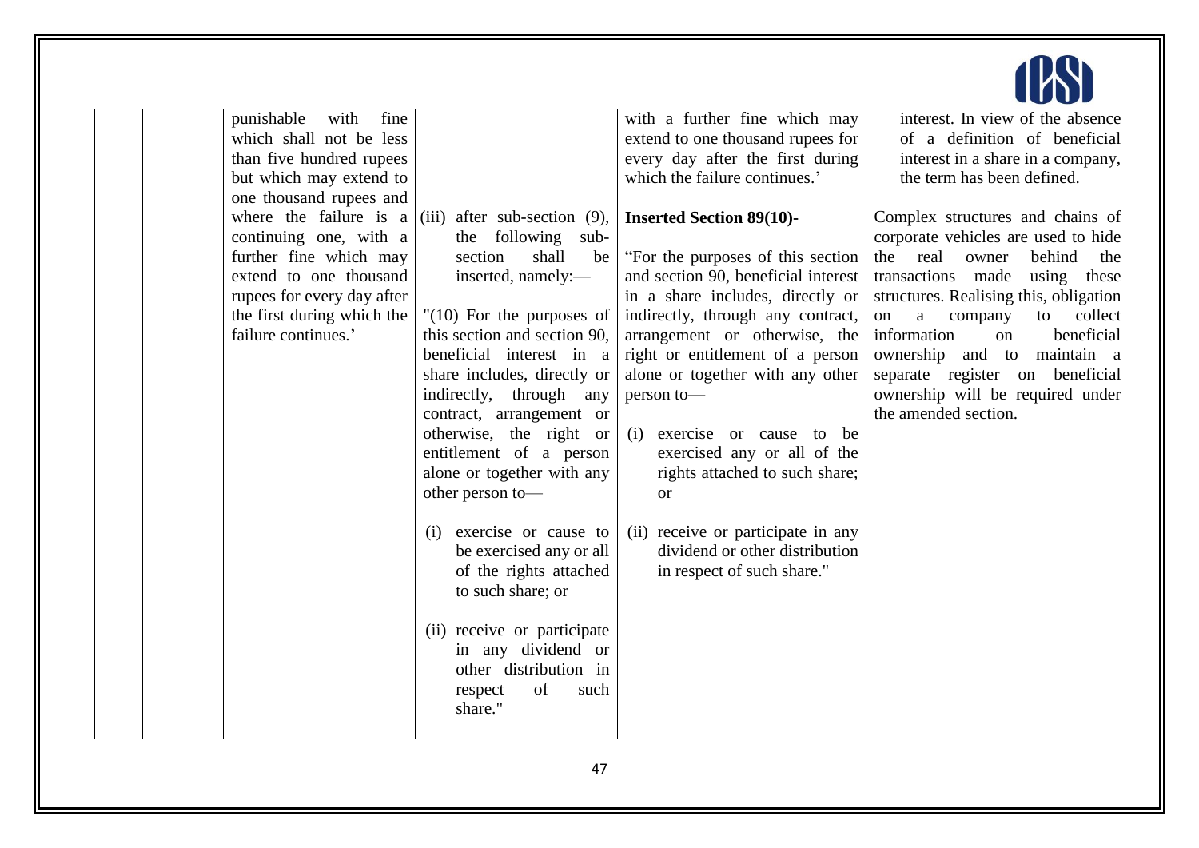| | | | | | |
|---|---|---|---|---|---|
| | | punishable with fine which shall not be less than five hundred rupees but which may extend to one thousand rupees and where the failure is a continuing one, with a further fine which may extend to one thousand rupees for every day after the first during which the failure continues.' | | with a further fine which may extend to one thousand rupees for every day after the first during which the failure continues.' | interest. In view of the absence of a definition of beneficial interest in a share in a company, the term has been defined. |
| | | | (iii) after sub-section (9), the following sub-section shall be inserted, namely:—<br><br>"(10) For the purposes of this section and section 90, beneficial interest in a share includes, directly or indirectly, through any contract, arrangement or otherwise, the right or entitlement of a person alone or together with any other person to—<br><br>(i) exercise or cause to be exercised any or all of the rights attached to such share; or<br><br>(ii) receive or participate in any dividend or other distribution in respect of such share." | **Inserted Section 89(10)-**<br><br>"For the purposes of this section and section 90, beneficial interest in a share includes, directly or indirectly, through any contract, arrangement or otherwise, the right or entitlement of a person alone or together with any other person to—<br><br>(i) exercise or cause to be exercised any or all of the rights attached to such share; or<br><br>(ii) receive or participate in any dividend or other distribution in respect of such share." | Complex structures and chains of corporate vehicles are used to hide the real owner behind the transactions made using these structures. Realising this, obligation on a company to collect information on beneficial ownership and to maintain a separate register on beneficial ownership will be required under the amended section. |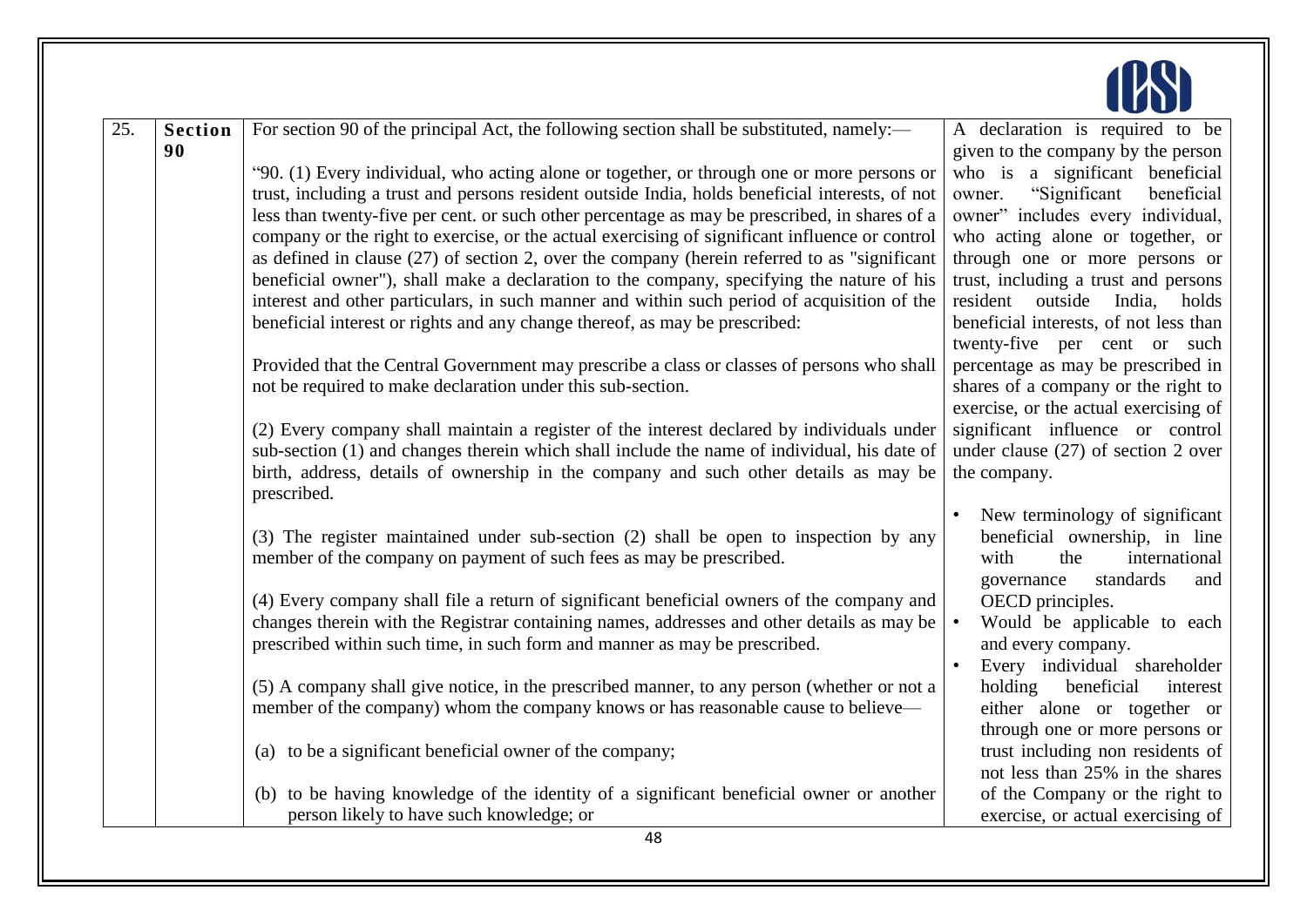| 25. | **Section 90** | For section 90 of the principal Act, the following section shall be substituted, namely:—<br><br>"90. (1) Every individual, who acting alone or together, or through one or more persons or trust, including a trust and persons resident outside India, holds beneficial interests, of not less than twenty-five per cent. or such other percentage as may be prescribed, in shares of a company or the right to exercise, or the actual exercising of significant influence or control as defined in clause (27) of section 2, over the company (herein referred to as "significant beneficial owner"), shall make a declaration to the company, specifying the nature of his interest and other particulars, in such manner and within such period of acquisition of the beneficial interest or rights and any change thereof, as may be prescribed:<br><br>Provided that the Central Government may prescribe a class or classes of persons who shall not be required to make declaration under this sub-section.<br><br>(2) Every company shall maintain a register of the interest declared by individuals under sub-section (1) and changes therein which shall include the name of individual, his date of birth, address, details of ownership in the company and such other details as may be prescribed.<br><br>(3) The register maintained under sub-section (2) shall be open to inspection by any member of the company on payment of such fees as may be prescribed.<br><br>(4) Every company shall file a return of significant beneficial owners of the company and changes therein with the Registrar containing names, addresses and other details as may be prescribed within such time, in such form and manner as may be prescribed.<br><br>(5) A company shall give notice, in the prescribed manner, to any person (whether or not a member of the company) whom the company knows or has reasonable cause to believe—<br><br>(a) to be a significant beneficial owner of the company;<br><br>(b) to be having knowledge of the identity of a significant beneficial owner or another person likely to have such knowledge; or | A declaration is required to be given to the company by the person who is a significant beneficial owner. "Significant beneficial owner" includes every individual, who acting alone or together, or through one or more persons or trust, including a trust and persons resident outside India, holds beneficial interests, of not less than twenty-five per cent or such percentage as may be prescribed in shares of a company or the right to exercise, or the actual exercising of significant influence or control under clause (27) of section 2 over the company.<br><br>• New terminology of significant beneficial ownership, in line with the international governance standards and OECD principles.<br>• Would be applicable to each and every company.<br>• Every individual shareholder holding beneficial interest either alone or together or through one or more persons or trust including non residents of not less than 25% in the shares of the Company or the right to exercise, or actual exercising of |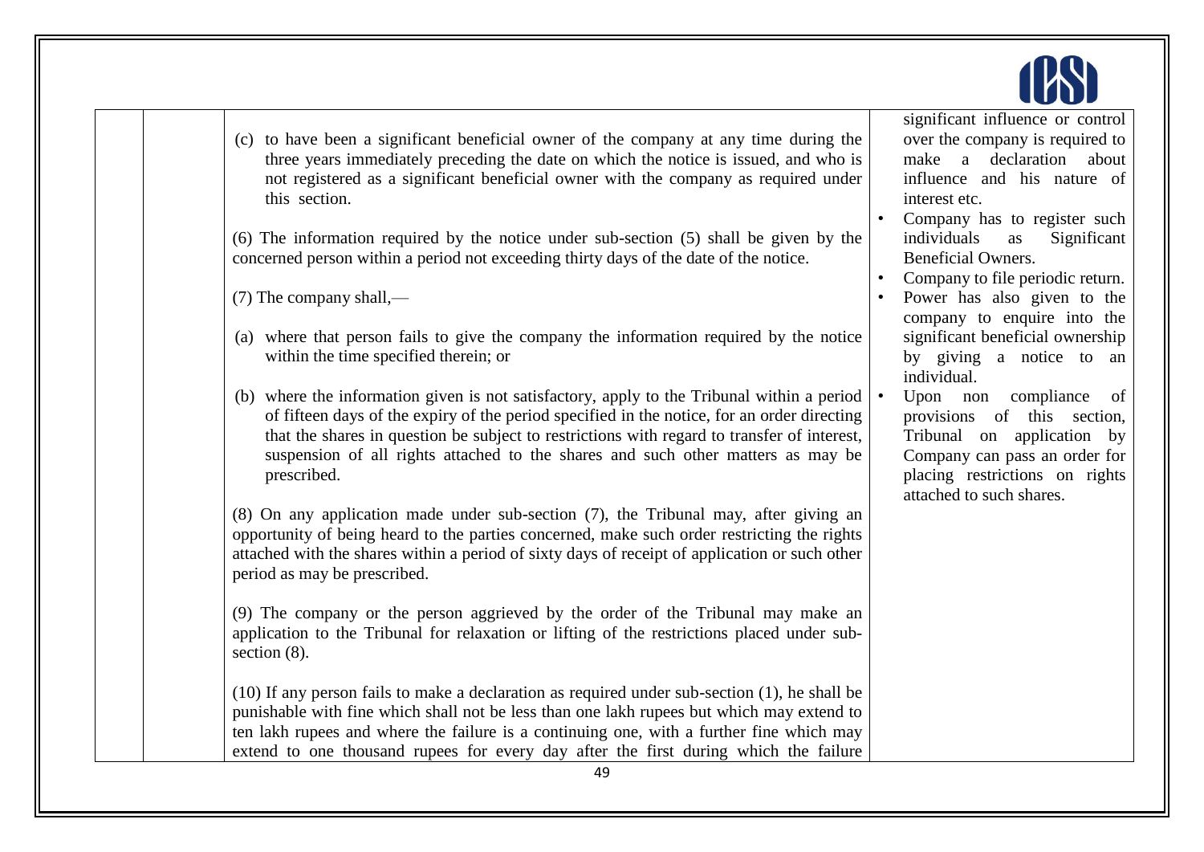| | | | |
|---|---|---|---|
| | | (c) to have been a significant beneficial owner of the company at any time during the three years immediately preceding the date on which the notice is issued, and who is not registered as a significant beneficial owner with the company as required under this section.<br><br>(6) The information required by the notice under sub-section (5) shall be given by the concerned person within a period not exceeding thirty days of the date of the notice.<br><br>(7) The company shall,—<br><br>(a) where that person fails to give the company the information required by the notice within the time specified therein; or<br><br>(b) where the information given is not satisfactory, apply to the Tribunal within a period of fifteen days of the expiry of the period specified in the notice, for an order directing that the shares in question be subject to restrictions with regard to transfer of interest, suspension of all rights attached to the shares and such other matters as may be prescribed.<br><br>(8) On any application made under sub-section (7), the Tribunal may, after giving an opportunity of being heard to the parties concerned, make such order restricting the rights attached with the shares within a period of sixty days of receipt of application or such other period as may be prescribed.<br><br>(9) The company or the person aggrieved by the order of the Tribunal may make an application to the Tribunal for relaxation or lifting of the restrictions placed under sub-section (8).<br><br>(10) If any person fails to make a declaration as required under sub-section (1), he shall be punishable with fine which shall not be less than one lakh rupees but which may extend to ten lakh rupees and where the failure is a continuing one, with a further fine which may extend to one thousand rupees for every day after the first during which the failure | significant influence or control over the company is required to make a declaration about influence and his nature of interest etc.<br>• Company has to register such individuals as Significant Beneficial Owners.<br>• Company to file periodic return.<br>• Power has also given to the company to enquire into the significant beneficial ownership by giving a notice to an individual.<br>• Upon non compliance of provisions of this section, Tribunal on application by Company can pass an order for placing restrictions on rights attached to such shares. |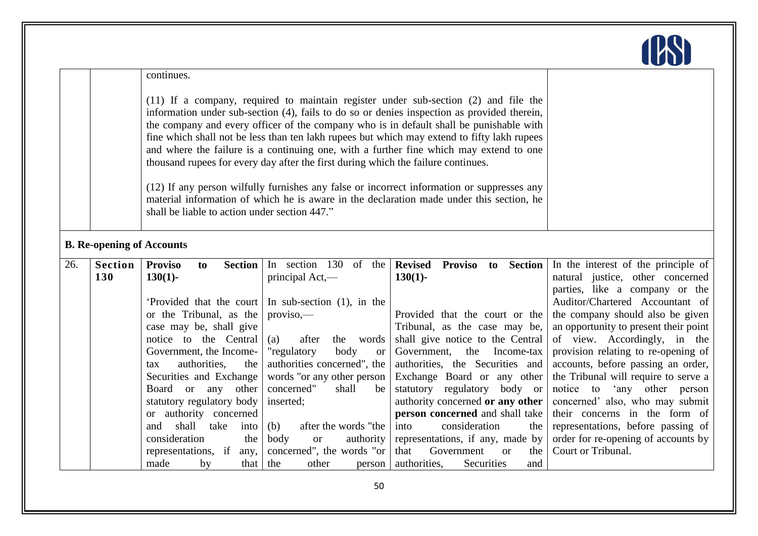| | | continues.<br><br>(11) If a company, required to maintain register under sub-section (2) and file the information under sub-section (4), fails to do so or denies inspection as provided therein, the company and every officer of the company who is in default shall be punishable with fine which shall not be less than ten lakh rupees but which may extend to fifty lakh rupees and where the failure is a continuing one, with a further fine which may extend to one thousand rupees for every day after the first during which the failure continues.<br><br>(12) If any person wilfully furnishes any false or incorrect information or suppresses any material information of which he is aware in the declaration made under this section, he shall be liable to action under section 447." | | | |
|---|---|---|---|---|---|

**B. Re-opening of Accounts**

| 26. | **Section 130** | **Proviso to Section 130(1)-**<br><br>'Provided that the court or the Tribunal, as the case may be, shall give notice to the Central Government, the Income-tax authorities, the Securities and Exchange Board or any other statutory regulatory body or authority concerned and shall take into consideration the representations, if any, made by that | In section 130 of the principal Act,—<br><br>In sub-section (1), in the proviso,—<br><br>(a) after the words "regulatory body or authorities concerned", the words "or any other person concerned" shall be inserted;<br><br>(b) after the words "the body or authority concerned", the words "or the other person | **Revised Proviso to Section 130(1)-**<br><br>Provided that the court or the Tribunal, as the case may be, shall give notice to the Central Government, the Income-tax authorities, the Securities and Exchange Board or any other statutory regulatory body or authority concerned **or any other person concerned** and shall take into consideration the representations, if any, made by that Government or the authorities, Securities and | In the interest of the principle of natural justice, other concerned parties, like a company or the Auditor/Chartered Accountant of the company should also be given an opportunity to present their point of view. Accordingly, in the provision relating to re-opening of accounts, before passing an order, the Tribunal will require to serve a notice to 'any other person concerned' also, who may submit their concerns in the form of representations, before passing of order for re-opening of accounts by Court or Tribunal. |
|---|---|---|---|---|---|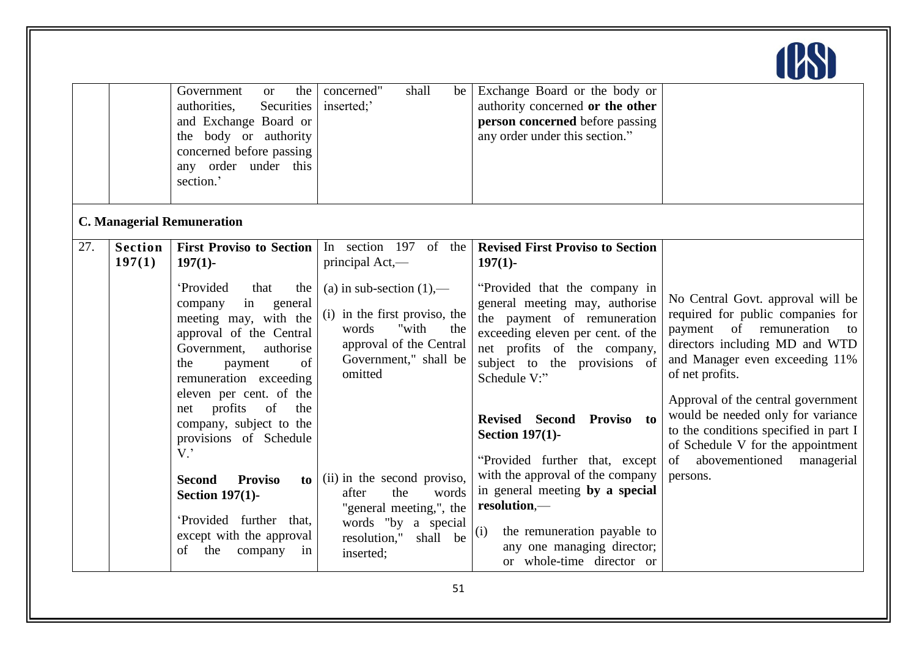| | | | | | |
|---|---|---|---|---|---|
| | | Government or the authorities, Securities and Exchange Board or the body or authority concerned before passing any order under this section.' | concerned" shall be inserted;' | Exchange Board or the body or authority concerned **or the other person concerned** before passing any order under this section." | |

**C. Managerial Remuneration**

| | | | | | |
|---|---|---|---|---|---|
| 27. | **Section 197(1)** | **First Proviso to Section 197(1)-** 'Provided that the company in general meeting may, with the approval of the Central Government, authorise the payment of remuneration exceeding eleven per cent. of the net profits of the company, subject to the provisions of Schedule V.' **Second Proviso to Section 197(1)-** 'Provided further that, except with the approval of the company in | In section 197 of the principal Act,— (a) in sub-section (1),— (i) in the first proviso, the words "with the approval of the Central Government," shall be omitted (ii) in the second proviso, after the words "general meeting,", the words "by a special resolution," shall be inserted; | **Revised First Proviso to Section 197(1)-** "Provided that the company in general meeting may, authorise the payment of remuneration exceeding eleven per cent. of the net profits of the company, subject to the provisions of Schedule V:" **Revised Second Proviso to Section 197(1)-** "Provided further that, except with the approval of the company in general meeting **by a special resolution**,— (i) the remuneration payable to any one managing director; or whole-time director or | No Central Govt. approval will be required for public companies for payment of remuneration to directors including MD and WTD and Manager even exceeding 11% of net profits. Approval of the central government would be needed only for variance to the conditions specified in part I of Schedule V for the appointment of abovementioned managerial persons. |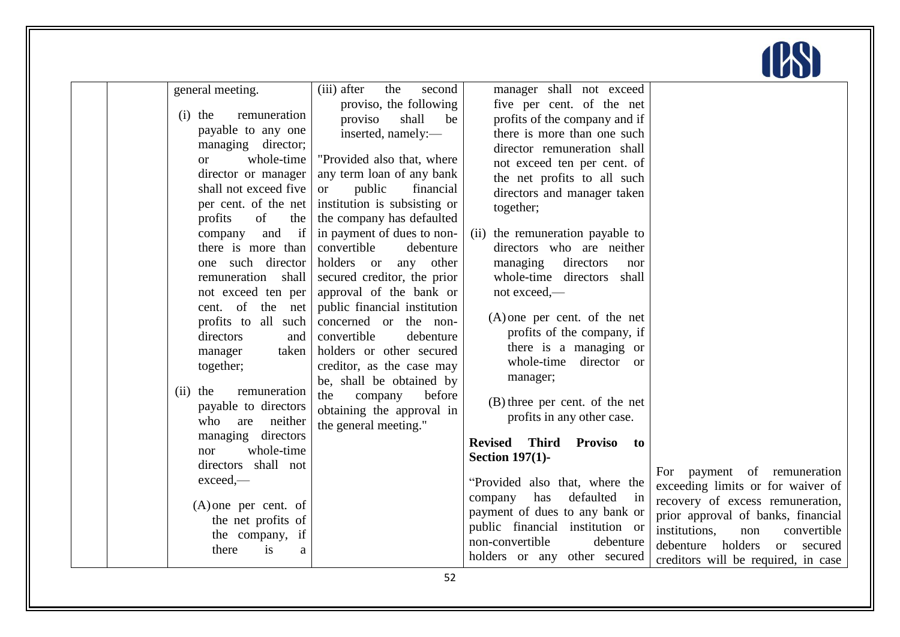| | | | | | |
|---|---|---|---|---|---|
| | | general meeting.<br><br>(i) the remuneration payable to any one managing director; or whole-time director or manager shall not exceed five per cent. of the net profits of the company and if there is more than one such director remuneration shall not exceed ten per cent. of the net profits to all such directors and manager taken together;<br><br>(ii) the remuneration payable to directors who are neither managing directors nor whole-time directors shall not exceed,—<br><br>(A) one per cent. of the net profits of the company, if there is a | (iii) after the second proviso, the following proviso shall be inserted, namely:—<br><br>"Provided also that, where any term loan of any bank or public financial institution is subsisting or the company has defaulted in payment of dues to non-convertible debenture holders or any other secured creditor, the prior approval of the bank or public financial institution concerned or the non-convertible debenture holders or other secured creditor, as the case may be, shall be obtained by the company before obtaining the approval in the general meeting." | manager shall not exceed five per cent. of the net profits of the company and if there is more than one such director remuneration shall not exceed ten per cent. of the net profits to all such directors and manager taken together;<br><br>(ii) the remuneration payable to directors who are neither managing directors nor whole-time directors shall not exceed,—<br><br>(A) one per cent. of the net profits of the company, if there is a managing or whole-time director or manager;<br><br>(B) three per cent. of the net profits in any other case.<br><br>**Revised Third Proviso to Section 197(1)-**<br><br>"Provided also that, where the company has defaulted in payment of dues to any bank or public financial institution or non-convertible debenture holders or any other secured | For payment of remuneration exceeding limits or for waiver of recovery of excess remuneration, prior approval of banks, financial institutions, non convertible debenture holders or secured creditors will be required, in case |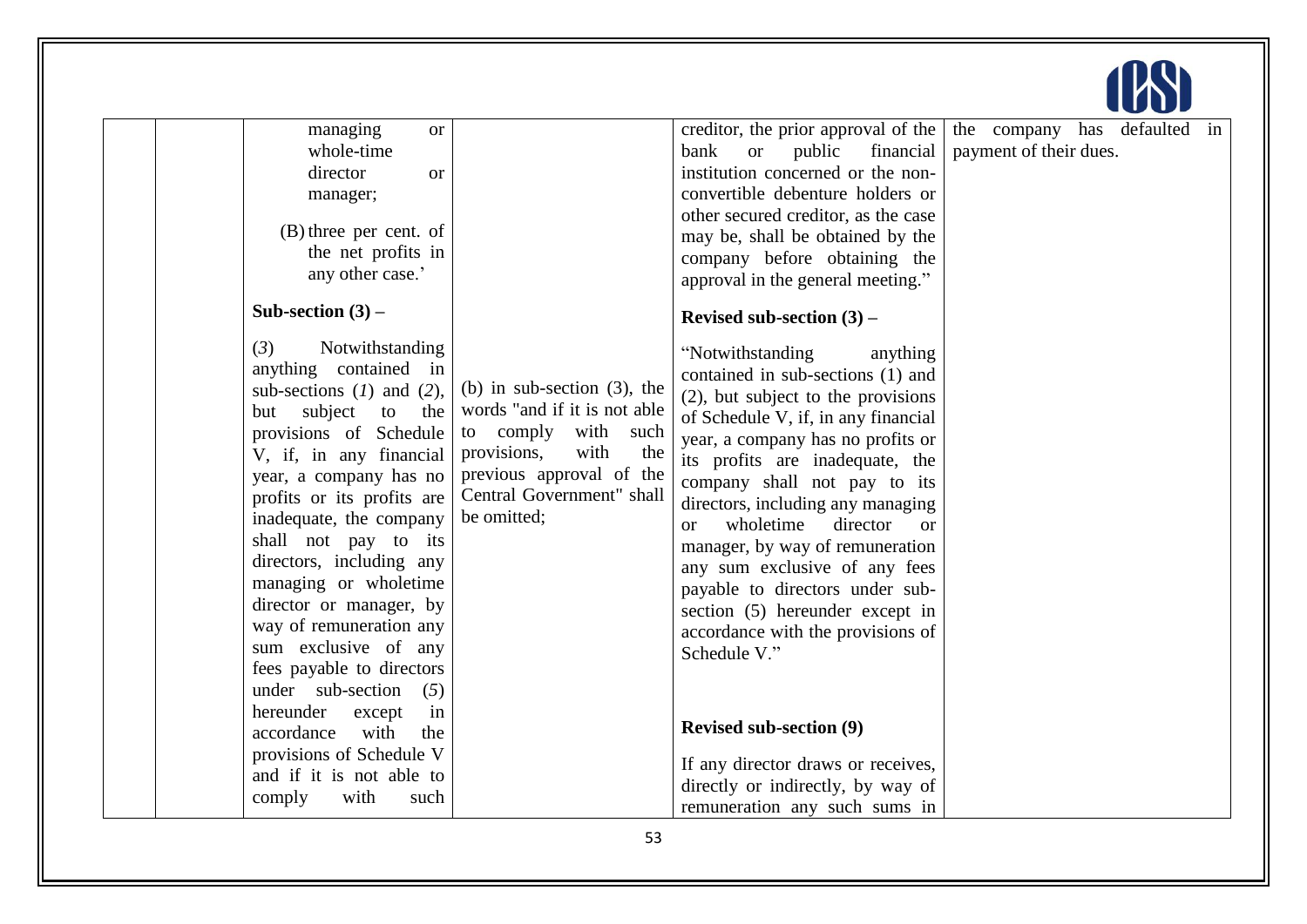| | | managing or whole-time director or manager;<br><br>(B) three per cent. of the net profits in any other case.'<br><br>**Sub-section (3) –**<br><br>(*3*) Notwithstanding anything contained in sub-sections (*1*) and (*2*), but subject to the provisions of Schedule V, if, in any financial year, a company has no profits or its profits are inadequate, the company shall not pay to its directors, including any managing or wholetime director or manager, by way of remuneration any sum exclusive of any fees payable to directors under sub-section (*5*) hereunder except in accordance with the provisions of Schedule V and if it is not able to comply with such | <br><br><br><br><br><br><br><br>(b) in sub-section (3), the words "and if it is not able to comply with such provisions, with the previous approval of the Central Government" shall be omitted; | creditor, the prior approval of the bank or public financial institution concerned or the non-convertible debenture holders or other secured creditor, as the case may be, shall be obtained by the company before obtaining the approval in the general meeting."<br><br>**Revised sub-section (3) –**<br><br>"Notwithstanding anything contained in sub-sections (1) and (2), but subject to the provisions of Schedule V, if, in any financial year, a company has no profits or its profits are inadequate, the company shall not pay to its directors, including any managing or wholetime director or manager, by way of remuneration any sum exclusive of any fees payable to directors under sub-section (5) hereunder except in accordance with the provisions of Schedule V."<br><br>**Revised sub-section (9)**<br><br>If any director draws or receives, directly or indirectly, by way of remuneration any such sums in | the company has defaulted in payment of their dues. |
|---|---|---|---|---|---|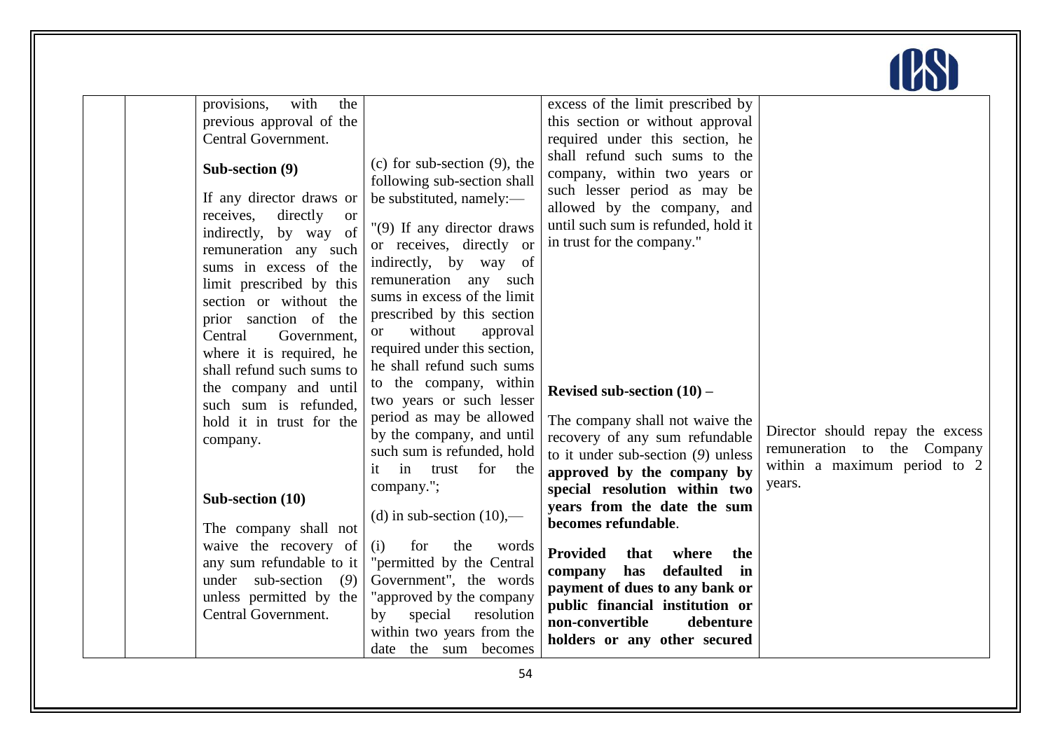| | | provisions, with the previous approval of the Central Government.<br><br>**Sub-section (9)**<br><br>If any director draws or receives, directly or indirectly, by way of remuneration any such sums in excess of the limit prescribed by this section or without the prior sanction of the Central Government, where it is required, he shall refund such sums to the company and until such sum is refunded, hold it in trust for the company.<br><br>**Sub-section (10)**<br><br>The company shall not waive the recovery of any sum refundable to it under sub-section (*9*) unless permitted by the Central Government. | (c) for sub-section (9), the following sub-section shall be substituted, namely:—<br><br>"(9) If any director draws or receives, directly or indirectly, by way of remuneration any such sums in excess of the limit prescribed by this section or without approval required under this section, he shall refund such sums to the company, within two years or such lesser period as may be allowed by the company, and until such sum is refunded, hold it in trust for the company.";<br><br>(d) in sub-section (10),—<br><br>(i) for the words "permitted by the Central Government", the words "approved by the company by special resolution within two years from the date the sum becomes | excess of the limit prescribed by this section or without approval required under this section, he shall refund such sums to the company, within two years or such lesser period as may be allowed by the company, and until such sum is refunded, hold it in trust for the company."<br><br>**Revised sub-section (10) –**<br><br>The company shall not waive the recovery of any sum refundable to it under sub-section (*9*) unless **approved by the company by special resolution within two years from the date the sum becomes refundable**.<br><br>**Provided that where the company has defaulted in payment of dues to any bank or public financial institution or non-convertible debenture holders or any other secured** | Director should repay the excess remuneration to the Company within a maximum period to 2 years. |
|---|---|---|---|---|---|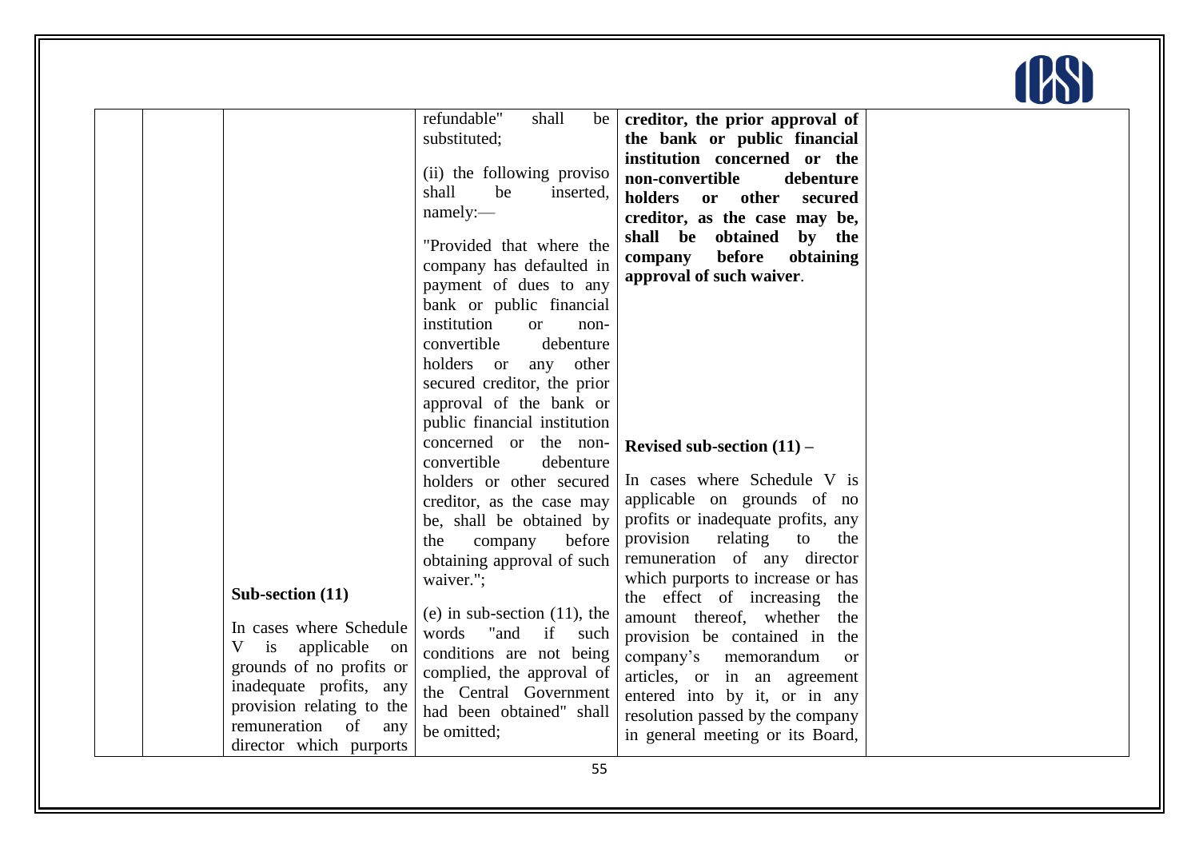| | | | | | |
|---|---|---|---|---|---|
| | | **Sub-section (11)**<br><br>In cases where Schedule V is applicable on grounds of no profits or inadequate profits, any provision relating to the remuneration of any director which purports | refundable" shall be substituted;<br><br>(ii) the following proviso shall be inserted, namely:—<br><br>"Provided that where the company has defaulted in payment of dues to any bank or public financial institution or non-convertible debenture holders or any other secured creditor, the prior approval of the bank or public financial institution concerned or the non-convertible debenture holders or other secured creditor, as the case may be, shall be obtained by the company before obtaining approval of such waiver.";<br><br>(e) in sub-section (11), the words "and if such conditions are not being complied, the approval of the Central Government had been obtained" shall be omitted; | **creditor, the prior approval of the bank or public financial institution concerned or the non-convertible debenture holders or other secured creditor, as the case may be, shall be obtained by the company before obtaining approval of such waiver**.<br><br>**Revised sub-section (11) –**<br><br>In cases where Schedule V is applicable on grounds of no profits or inadequate profits, any provision relating to the remuneration of any director which purports to increase or has the effect of increasing the amount thereof, whether the provision be contained in the company's memorandum or articles, or in an agreement entered into by it, or in any resolution passed by the company in general meeting or its Board, | |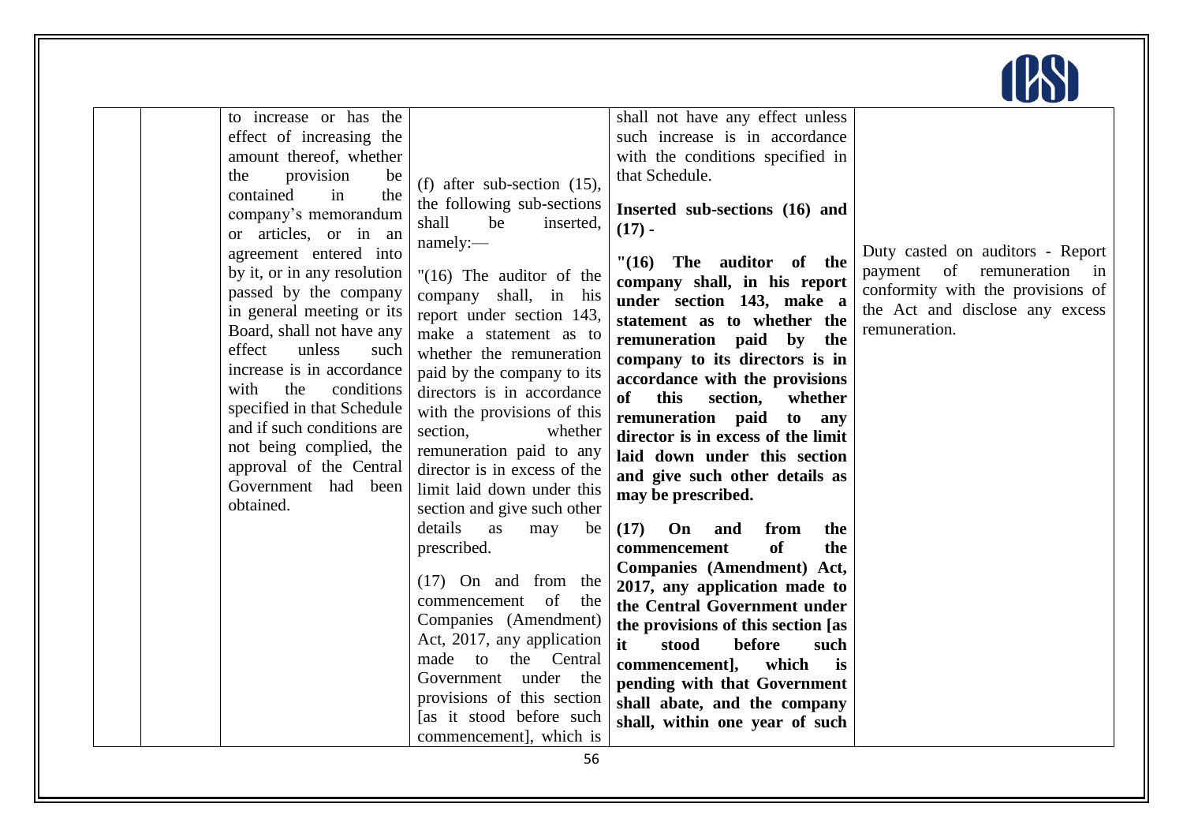| | | | | | |
|---|---|---|---|---|---|
| | | to increase or has the effect of increasing the amount thereof, whether the provision be contained in the company's memorandum or articles, or in an agreement entered into by it, or in any resolution passed by the company in general meeting or its Board, shall not have any effect unless such increase is in accordance with the conditions specified in that Schedule and if such conditions are not being complied, the approval of the Central Government had been obtained. | (f) after sub-section (15), the following sub-sections shall be inserted, namely:—<br><br>"(16) The auditor of the company shall, in his report under section 143, make a statement as to whether the remuneration paid by the company to its directors is in accordance with the provisions of this section, whether remuneration paid to any director is in excess of the limit laid down under this section and give such other details as may be prescribed.<br><br>(17) On and from the commencement of the Companies (Amendment) Act, 2017, any application made to the Central Government under the provisions of this section [as it stood before such commencement], which is | shall not have any effect unless such increase is in accordance with the conditions specified in that Schedule.<br><br>**Inserted sub-sections (16) and (17) -**<br><br>**"(16) The auditor of the company shall, in his report under section 143, make a statement as to whether the remuneration paid by the company to its directors is in accordance with the provisions of this section, whether remuneration paid to any director is in excess of the limit laid down under this section and give such other details as may be prescribed.**<br><br>**(17) On and from the commencement of the Companies (Amendment) Act, 2017, any application made to the Central Government under the provisions of this section [as it stood before such commencement], which is pending with that Government shall abate, and the company shall, within one year of such** | Duty casted on auditors - Report payment of remuneration in conformity with the provisions of the Act and disclose any excess remuneration. |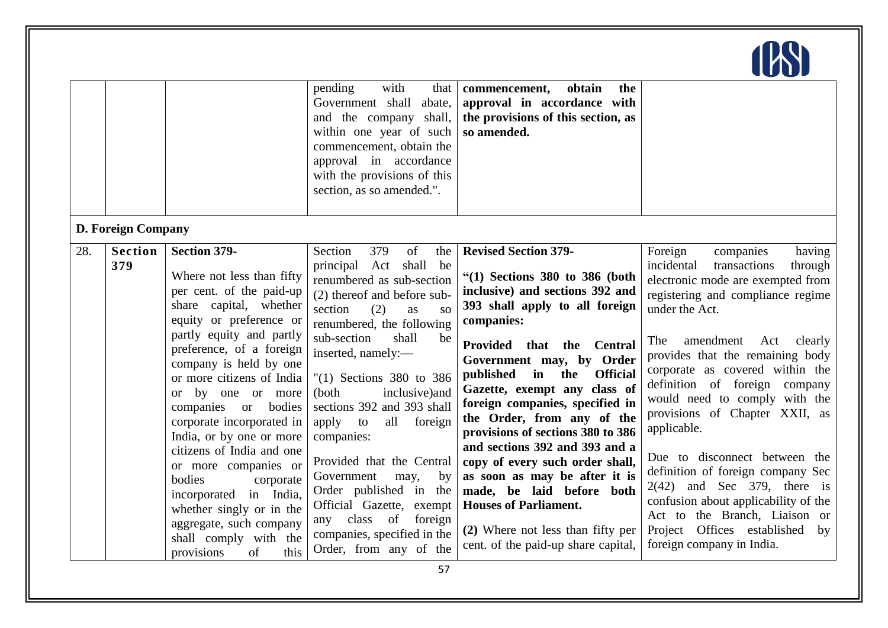| | | | pending with that Government shall abate, and the company shall, within one year of such commencement, obtain the approval in accordance with the provisions of this section, as so amended.". | **commencement, obtain the approval in accordance with the provisions of this section, as so amended.** | |
|---|---|---|---|---|---|
| **D. Foreign Company** | | | | | |
| 28. | **Section 379** | **Section 379-**<br><br>Where not less than fifty per cent. of the paid-up share capital, whether equity or preference or partly equity and partly preference, of a foreign company is held by one or more citizens of India or by one or more companies or bodies corporate incorporated in India, or by one or more citizens of India and one or more companies or bodies corporate incorporated in India, whether singly or in the aggregate, such company shall comply with the provisions of this | Section 379 of the principal Act shall be renumbered as sub-section (2) thereof and before sub-section (2) as so renumbered, the following sub-section shall be inserted, namely:—<br><br>"(1) Sections 380 to 386 (both inclusive)and sections 392 and 393 shall apply to all foreign companies:<br><br>Provided that the Central Government may, by Order published in the Official Gazette, exempt any class of foreign companies, specified in the Order, from any of the | **Revised Section 379-**<br><br>**"(1) Sections 380 to 386 (both inclusive) and sections 392 and 393 shall apply to all foreign companies:**<br><br>**Provided that the Central Government may, by Order published in the Official Gazette, exempt any class of foreign companies, specified in the Order, from any of the provisions of sections 380 to 386 and sections 392 and 393 and a copy of every such order shall, as soon as may be after it is made, be laid before both Houses of Parliament.**<br><br>**(2)** Where not less than fifty per cent. of the paid-up share capital, | Foreign companies having incidental transactions through electronic mode are exempted from registering and compliance regime under the Act.<br><br>The amendment Act clearly provides that the remaining body corporate as covered within the definition of foreign company would need to comply with the provisions of Chapter XXII, as applicable.<br><br>Due to disconnect between the definition of foreign company Sec 2(42) and Sec 379, there is confusion about applicability of the Act to the Branch, Liaison or Project Offices established by foreign company in India. |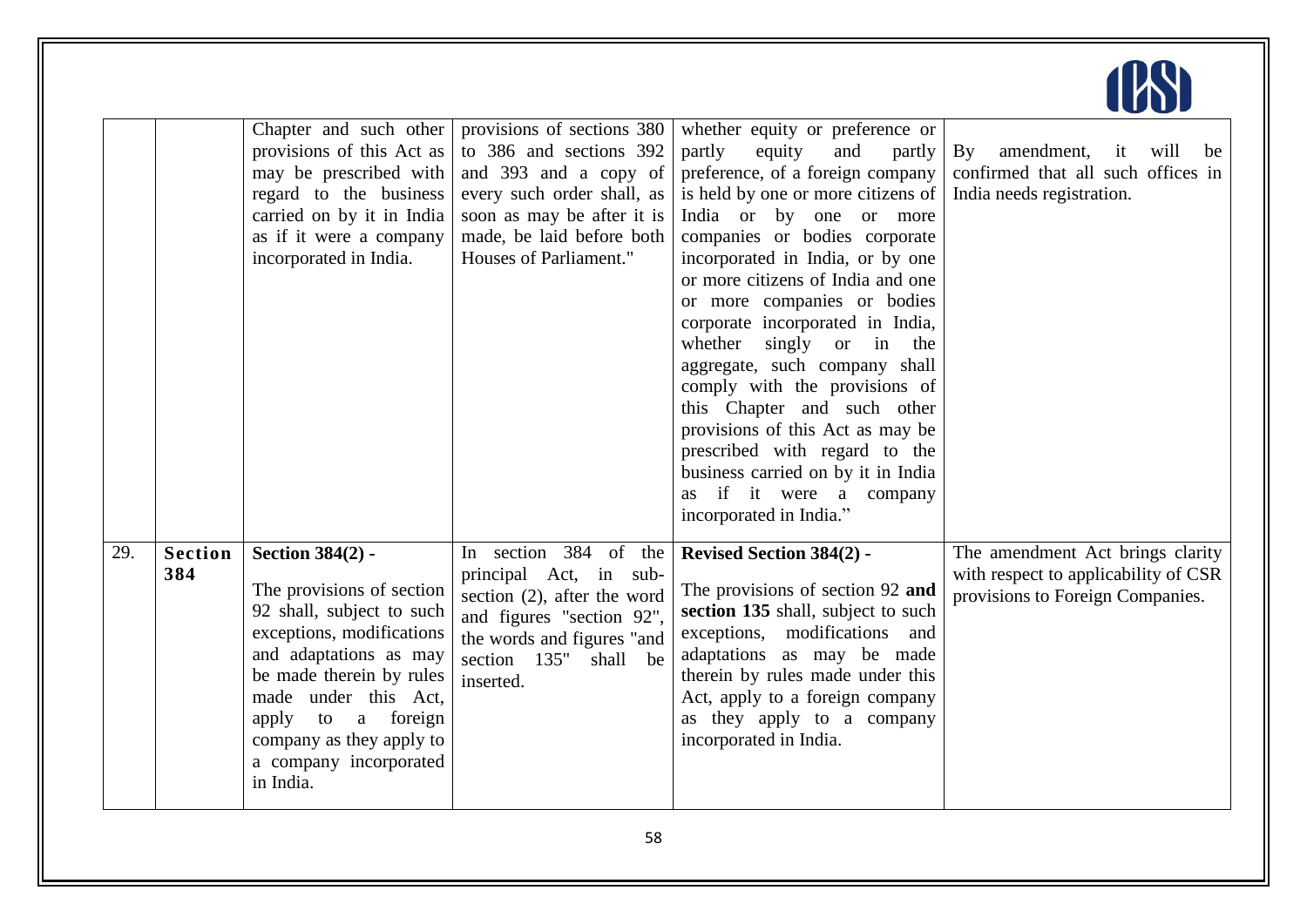| | | | | | |
|---|---|---|---|---|---|
| | | Chapter and such other provisions of this Act as may be prescribed with regard to the business carried on by it in India as if it were a company incorporated in India. | provisions of sections 380 to 386 and sections 392 and 393 and a copy of every such order shall, as soon as may be after it is made, be laid before both Houses of Parliament." | whether equity or preference or partly equity and partly preference, of a foreign company is held by one or more citizens of India or by one or more companies or bodies corporate incorporated in India, or by one or more citizens of India and one or more companies or bodies corporate incorporated in India, whether singly or in the aggregate, such company shall comply with the provisions of this Chapter and such other provisions of this Act as may be prescribed with regard to the business carried on by it in India as if it were a company incorporated in India." | By amendment, it will be confirmed that all such offices in India needs registration. |
| 29. | **Section 384** | **Section 384(2) -** The provisions of section 92 shall, subject to such exceptions, modifications and adaptations as may be made therein by rules made under this Act, apply to a foreign company as they apply to a company incorporated in India. | In section 384 of the principal Act, in sub-section (2), after the word and figures "section 92", the words and figures "and section 135" shall be inserted. | **Revised Section 384(2) -** The provisions of section 92 **and section 135** shall, subject to such exceptions, modifications and adaptations as may be made therein by rules made under this Act, apply to a foreign company as they apply to a company incorporated in India. | The amendment Act brings clarity with respect to applicability of CSR provisions to Foreign Companies. |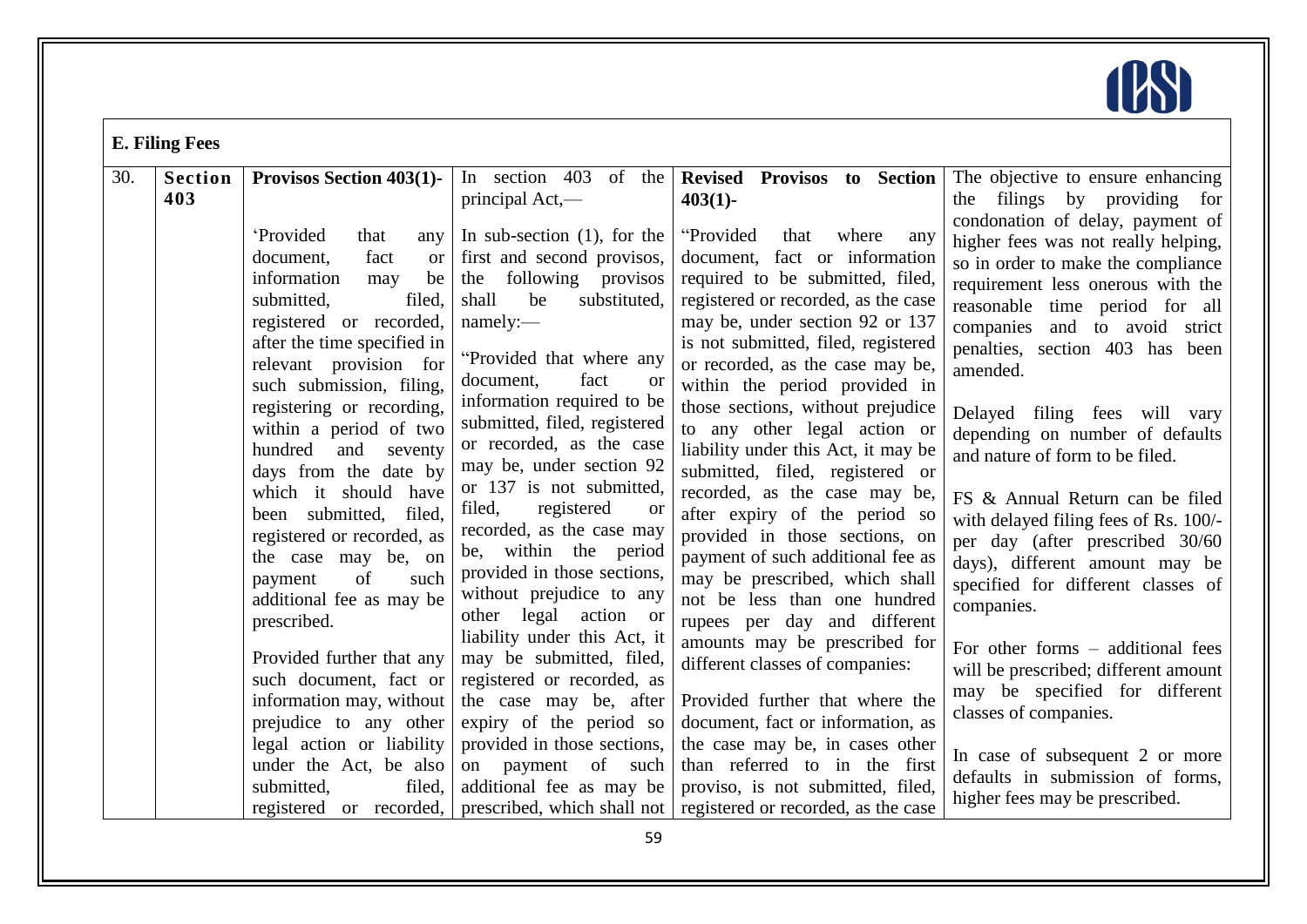## E. Filing Fees

| 30. | Section 403 | Provisos Section 403(1)- ‘Provided that any document, fact or information may be submitted, filed, registered or recorded, after the time specified in relevant provision for such submission, filing, registering or recording, within a period of two hundred and seventy days from the date by which it should have been submitted, filed, registered or recorded, as the case may be, on payment of such additional fee as may be prescribed. Provided further that any such document, fact or information may, without prejudice to any other legal action or liability under the Act, be also submitted, filed, registered or recorded, | In section 403 of the principal Act,— In sub-section (1), for the first and second provisos, the following provisos shall be substituted, namely:— “Provided that where any document, fact or information required to be submitted, filed, registered or recorded, as the case may be, under section 92 or 137 is not submitted, filed, registered or recorded, as the case may be, within the period provided in those sections, without prejudice to any other legal action or liability under this Act, it may be submitted, filed, registered or recorded, as the case may be, after expiry of the period so provided in those sections, on payment of such additional fee as may be prescribed, which shall not | **Revised Provisos to Section 403(1)-** “Provided that where any document, fact or information required to be submitted, filed, registered or recorded, as the case may be, under section 92 or 137 is not submitted, filed, registered or recorded, as the case may be, within the period provided in those sections, without prejudice to any other legal action or liability under this Act, it may be submitted, filed, registered or recorded, as the case may be, after expiry of the period so provided in those sections, on payment of such additional fee as may be prescribed, which shall not be less than one hundred rupees per day and different amounts may be prescribed for different classes of companies: Provided further that where the document, fact or information, as the case may be, in cases other than referred to in the first proviso, is not submitted, filed, registered or recorded, as the case | The objective to ensure enhancing the filings by providing for condonation of delay, payment of higher fees was not really helping, so in order to make the compliance requirement less onerous with the reasonable time period for all companies and to avoid strict penalties, section 403 has been amended. Delayed filing fees will vary depending on number of defaults and nature of form to be filed. FS & Annual Return can be filed with delayed filing fees of Rs. 100/- per day (after prescribed 30/60 days), different amount may be specified for different classes of companies. For other forms – additional fees will be prescribed; different amount may be specified for different classes of companies. In case of subsequent 2 or more defaults in submission of forms, higher fees may be prescribed. |
|---|---|---|---|---|---|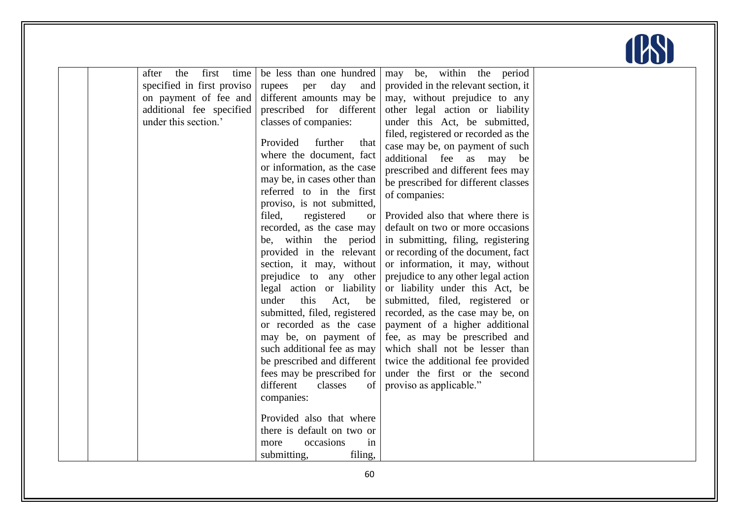| | | | | | |
|---|---|---|---|---|---|
| | | after the first time specified in first proviso on payment of fee and additional fee specified under this section.' | be less than one hundred rupees per day and different amounts may be prescribed for different classes of companies:<br><br>Provided further that where the document, fact or information, as the case may be, in cases other than referred to in the first proviso, is not submitted, filed, registered or recorded, as the case may be, within the period provided in the relevant section, it may, without prejudice to any other legal action or liability under this Act, be submitted, filed, registered or recorded as the case may be, on payment of such additional fee as may be prescribed and different fees may be prescribed for different classes of companies:<br><br>Provided also that where there is default on two or more occasions in submitting, filing, | may be, within the period provided in the relevant section, it may, without prejudice to any other legal action or liability under this Act, be submitted, filed, registered or recorded as the case may be, on payment of such additional fee as may be prescribed and different fees may be prescribed for different classes of companies:<br><br>Provided also that where there is default on two or more occasions in submitting, filing, registering or recording of the document, fact or information, it may, without prejudice to any other legal action or liability under this Act, be submitted, filed, registered or recorded, as the case may be, on payment of a higher additional fee, as may be prescribed and which shall not be lesser than twice the additional fee provided under the first or the second proviso as applicable." | |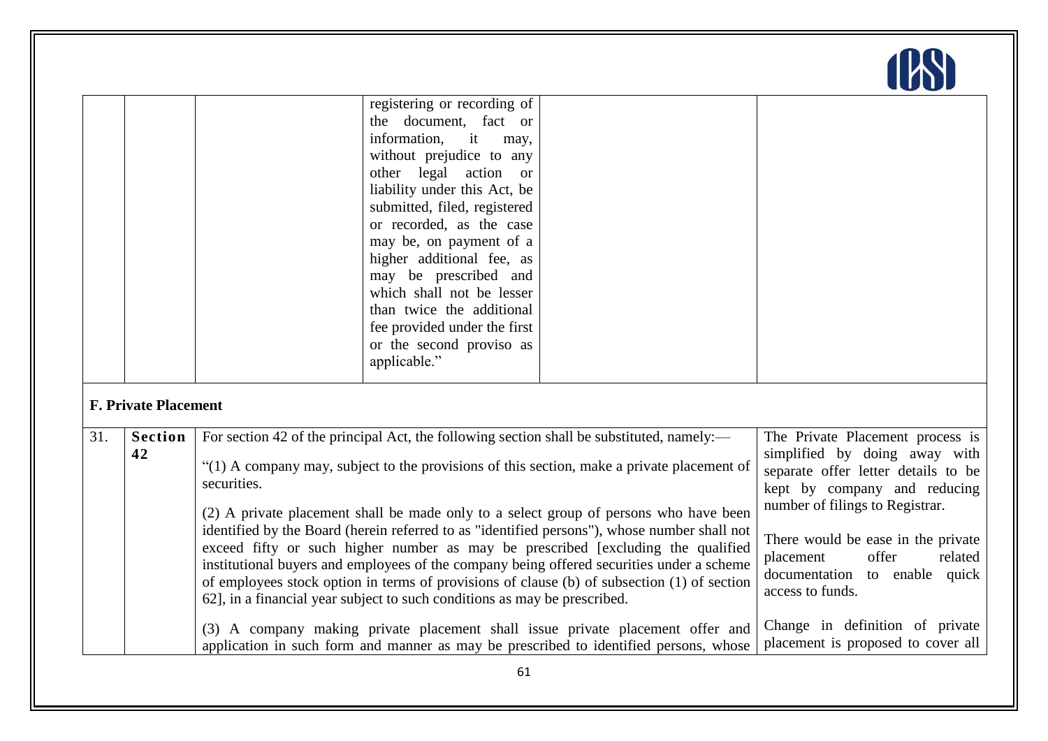| | | | | | |
|---|---|---|---|---|---|
| | | | registering or recording of the document, fact or information, it may, without prejudice to any other legal action or liability under this Act, be submitted, filed, registered or recorded, as the case may be, on payment of a higher additional fee, as may be prescribed and which shall not be lesser than twice the additional fee provided under the first or the second proviso as applicable." | | |

**F. Private Placement**

| | | | |
|---|---|---|---|
| 31. | **Section 42** | For section 42 of the principal Act, the following section shall be substituted, namely:—<br><br>"(1) A company may, subject to the provisions of this section, make a private placement of securities.<br><br>(2) A private placement shall be made only to a select group of persons who have been identified by the Board (herein referred to as "identified persons"), whose number shall not exceed fifty or such higher number as may be prescribed [excluding the qualified institutional buyers and employees of the company being offered securities under a scheme of employees stock option in terms of provisions of clause (b) of subsection (1) of section 62], in a financial year subject to such conditions as may be prescribed.<br><br>(3) A company making private placement shall issue private placement offer and application in such form and manner as may be prescribed to identified persons, whose | The Private Placement process is simplified by doing away with separate offer letter details to be kept by company and reducing number of filings to Registrar.<br><br>There would be ease in the private placement offer related documentation to enable quick access to funds.<br><br>Change in definition of private placement is proposed to cover all |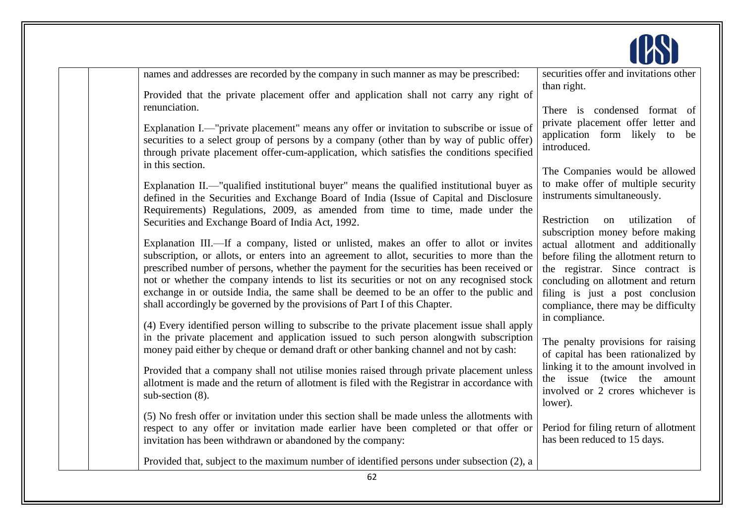| | | | |
|---|---|---|---|
| | | names and addresses are recorded by the company in such manner as may be prescribed:<br><br>Provided that the private placement offer and application shall not carry any right of renunciation.<br><br>Explanation I.—"private placement" means any offer or invitation to subscribe or issue of securities to a select group of persons by a company (other than by way of public offer) through private placement offer-cum-application, which satisfies the conditions specified in this section.<br><br>Explanation II.—"qualified institutional buyer" means the qualified institutional buyer as defined in the Securities and Exchange Board of India (Issue of Capital and Disclosure Requirements) Regulations, 2009, as amended from time to time, made under the Securities and Exchange Board of India Act, 1992.<br><br>Explanation III.—If a company, listed or unlisted, makes an offer to allot or invites subscription, or allots, or enters into an agreement to allot, securities to more than the prescribed number of persons, whether the payment for the securities has been received or not or whether the company intends to list its securities or not on any recognised stock exchange in or outside India, the same shall be deemed to be an offer to the public and shall accordingly be governed by the provisions of Part I of this Chapter.<br><br>(4) Every identified person willing to subscribe to the private placement issue shall apply in the private placement and application issued to such person alongwith subscription money paid either by cheque or demand draft or other banking channel and not by cash:<br><br>Provided that a company shall not utilise monies raised through private placement unless allotment is made and the return of allotment is filed with the Registrar in accordance with sub-section (8).<br><br>(5) No fresh offer or invitation under this section shall be made unless the allotments with respect to any offer or invitation made earlier have been completed or that offer or invitation has been withdrawn or abandoned by the company:<br><br>Provided that, subject to the maximum number of identified persons under subsection (2), a | securities offer and invitations other than right.<br><br>There is condensed format of private placement offer letter and application form likely to be introduced.<br><br>The Companies would be allowed to make offer of multiple security instruments simultaneously.<br><br>Restriction on utilization of subscription money before making actual allotment and additionally before filing the allotment return to the registrar. Since contract is concluding on allotment and return filing is just a post conclusion compliance, there may be difficulty in compliance.<br><br>The penalty provisions for raising of capital has been rationalized by linking it to the amount involved in the issue (twice the amount involved or 2 crores whichever is lower).<br><br>Period for filing return of allotment has been reduced to 15 days. |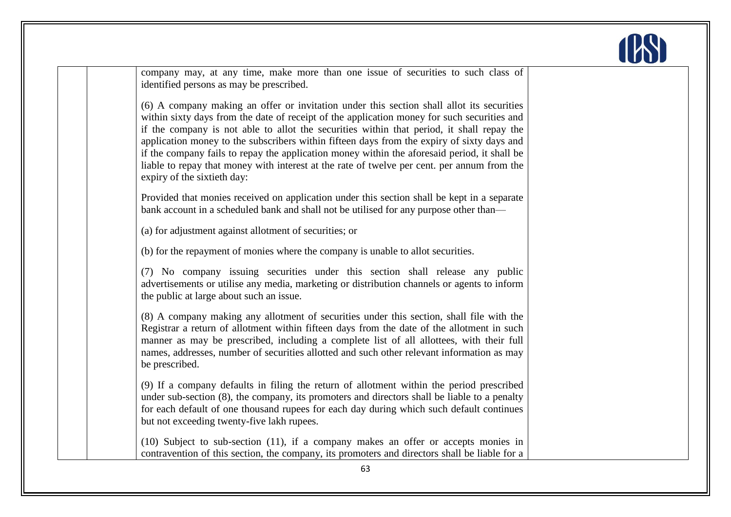company may, at any time, make more than one issue of securities to such class of identified persons as may be prescribed.

(6) A company making an offer or invitation under this section shall allot its securities within sixty days from the date of receipt of the application money for such securities and if the company is not able to allot the securities within that period, it shall repay the application money to the subscribers within fifteen days from the expiry of sixty days and if the company fails to repay the application money within the aforesaid period, it shall be liable to repay that money with interest at the rate of twelve per cent. per annum from the expiry of the sixtieth day:

Provided that monies received on application under this section shall be kept in a separate bank account in a scheduled bank and shall not be utilised for any purpose other than—

(a) for adjustment against allotment of securities; or

(b) for the repayment of monies where the company is unable to allot securities.

(7) No company issuing securities under this section shall release any public advertisements or utilise any media, marketing or distribution channels or agents to inform the public at large about such an issue.

(8) A company making any allotment of securities under this section, shall file with the Registrar a return of allotment within fifteen days from the date of the allotment in such manner as may be prescribed, including a complete list of all allottees, with their full names, addresses, number of securities allotted and such other relevant information as may be prescribed.

(9) If a company defaults in filing the return of allotment within the period prescribed under sub-section (8), the company, its promoters and directors shall be liable to a penalty for each default of one thousand rupees for each day during which such default continues but not exceeding twenty-five lakh rupees.

(10) Subject to sub-section (11), if a company makes an offer or accepts monies in contravention of this section, the company, its promoters and directors shall be liable for a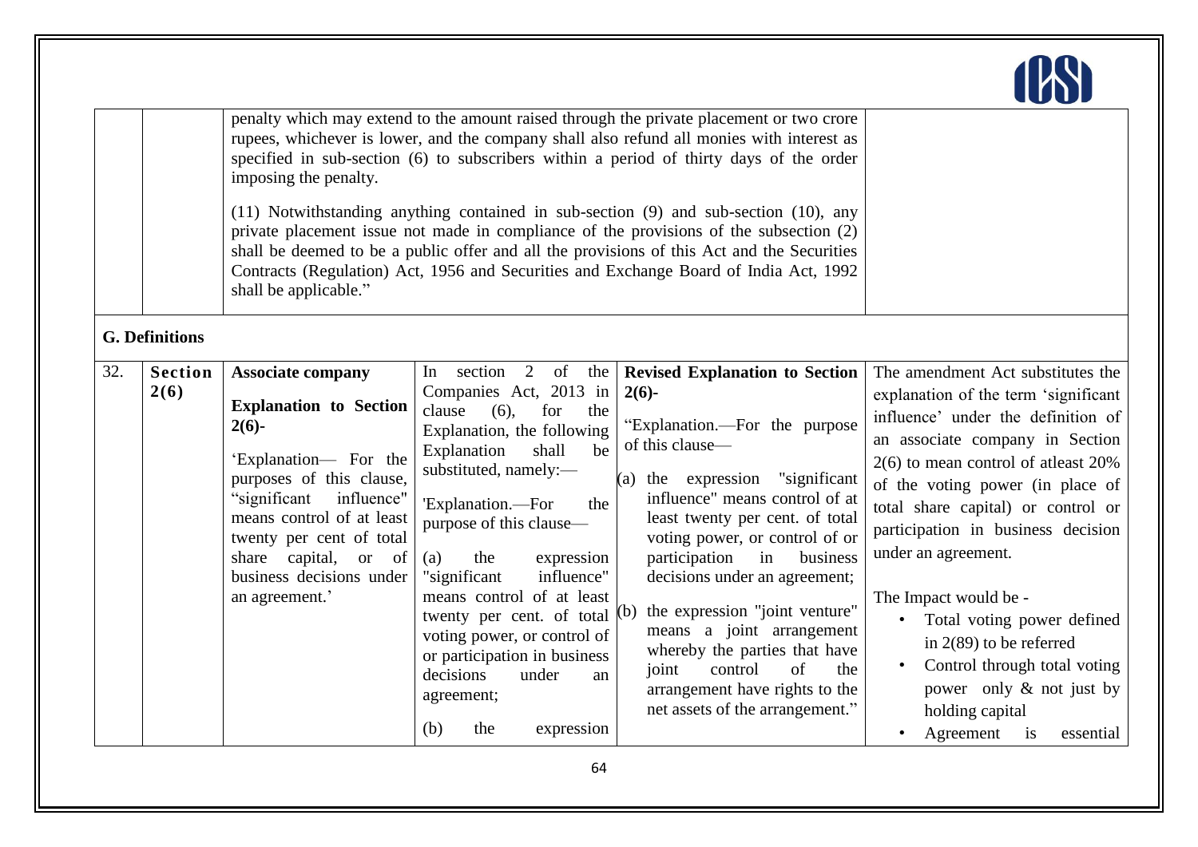| | | | | | |
|---|---|---|---|---|---|
| | | penalty which may extend to the amount raised through the private placement or two crore rupees, whichever is lower, and the company shall also refund all monies with interest as specified in sub-section (6) to subscribers within a period of thirty days of the order imposing the penalty.<br><br>(11) Notwithstanding anything contained in sub-section (9) and sub-section (10), any private placement issue not made in compliance of the provisions of the subsection (2) shall be deemed to be a public offer and all the provisions of this Act and the Securities Contracts (Regulation) Act, 1956 and Securities and Exchange Board of India Act, 1992 shall be applicable." | | | |
| **G. Definitions** | | | | | |
| 32. | **Section 2(6)** | **Associate company**<br><br>**Explanation to Section 2(6)-**<br><br>'Explanation— For the purposes of this clause, "significant influence" means control of at least twenty per cent of total share capital, or of business decisions under an agreement.' | In section 2 of the Companies Act, 2013 in clause (6), for the Explanation, the following Explanation shall be substituted, namely:—<br><br>'Explanation.—For the purpose of this clause—<br><br>(a) the expression "significant influence" means control of at least twenty per cent. of total voting power, or control of or participation in business decisions under an agreement;<br><br>(b) the expression | **Revised Explanation to Section 2(6)-**<br><br>"Explanation.—For the purpose of this clause—<br><br>(a) the expression "significant influence" means control of at least twenty per cent. of total voting power, or control of or participation in business decisions under an agreement;<br><br>(b) the expression "joint venture" means a joint arrangement whereby the parties that have joint control of the arrangement have rights to the net assets of the arrangement." | The amendment Act substitutes the explanation of the term 'significant influence' under the definition of an associate company in Section 2(6) to mean control of atleast 20% of the voting power (in place of total share capital) or control or participation in business decision under an agreement.<br><br>The Impact would be -<br>• Total voting power defined in 2(89) to be referred<br>• Control through total voting power only & not just by holding capital<br>• Agreement is essential |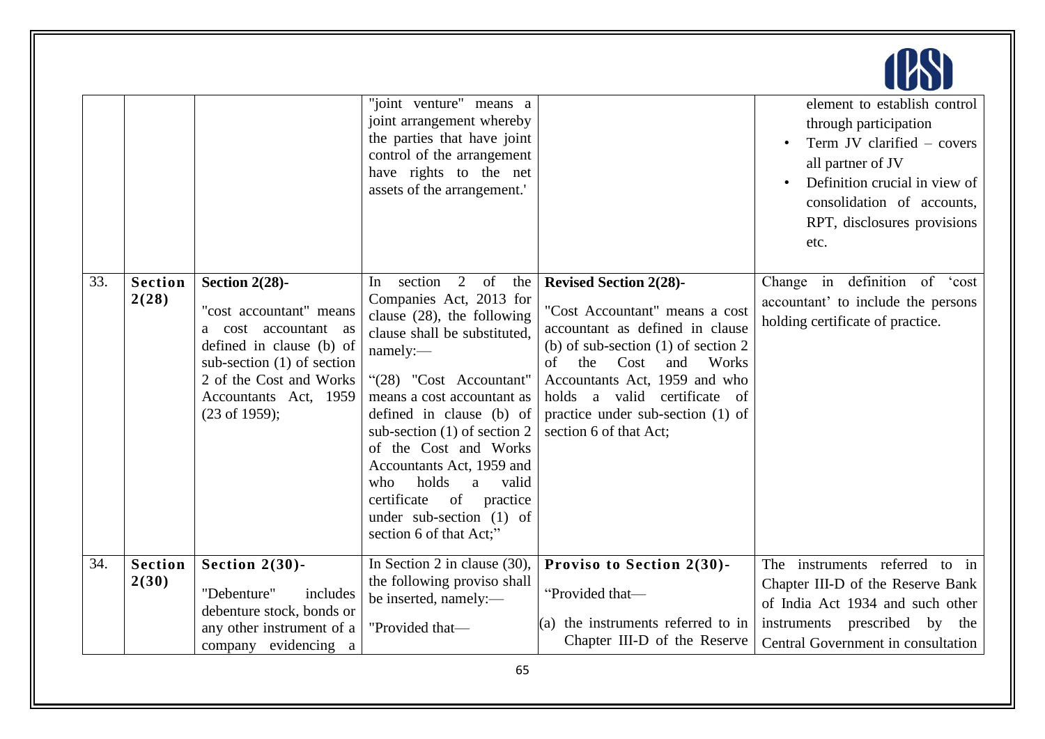| | | | "joint venture" means a joint arrangement whereby the parties that have joint control of the arrangement have rights to the net assets of the arrangement.' | | element to establish control through participation<br>• Term JV clarified – covers all partner of JV<br>• Definition crucial in view of consolidation of accounts, RPT, disclosures provisions etc. |
|---|---|---|---|---|---|
| 33. | **Section 2(28)** | **Section 2(28)-**<br><br>"cost accountant" means a cost accountant as defined in clause (b) of sub-section (1) of section 2 of the Cost and Works Accountants Act, 1959 (23 of 1959); | In section 2 of the Companies Act, 2013 for clause (28), the following clause shall be substituted, namely:—<br><br>"(28) "Cost Accountant" means a cost accountant as defined in clause (b) of sub-section (1) of section 2 of the Cost and Works Accountants Act, 1959 and who holds a valid certificate of practice under sub-section (1) of section 6 of that Act;" | **Revised Section 2(28)-**<br><br>"Cost Accountant" means a cost accountant as defined in clause (b) of sub-section (1) of section 2 of the Cost and Works Accountants Act, 1959 and who holds a valid certificate of practice under sub-section (1) of section 6 of that Act; | Change in definition of 'cost accountant' to include the persons holding certificate of practice. |
| 34. | **Section 2(30)** | **Section 2(30)-**<br><br>"Debenture" includes debenture stock, bonds or any other instrument of a company evidencing a | In Section 2 in clause (30), the following proviso shall be inserted, namely:—<br><br>"Provided that— | **Proviso to Section 2(30)-**<br><br>"Provided that—<br><br>(a) the instruments referred to in Chapter III-D of the Reserve | The instruments referred to in Chapter III-D of the Reserve Bank of India Act 1934 and such other instruments prescribed by the Central Government in consultation |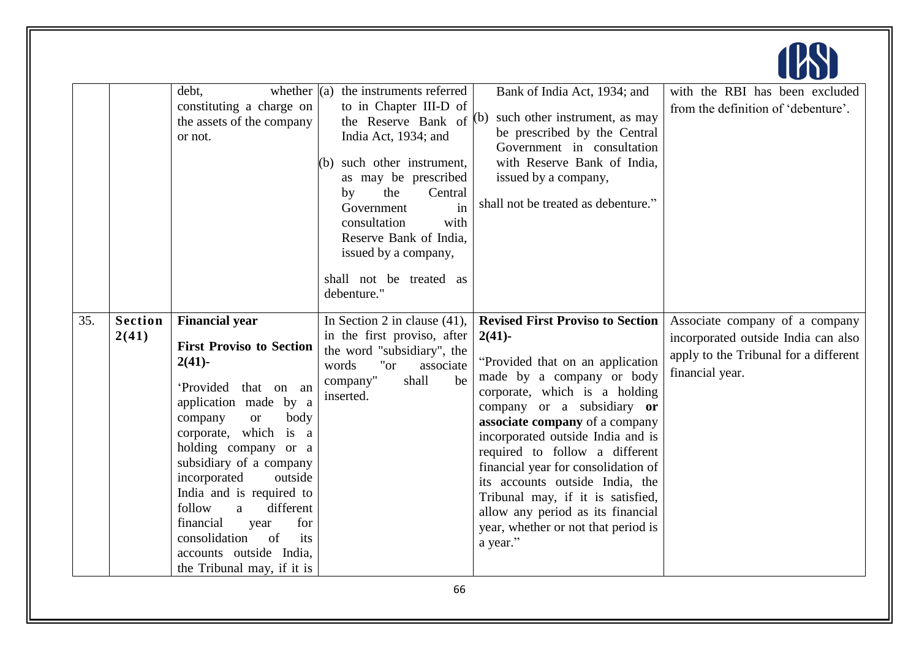| | | | | | |
|---|---|---|---|---|---|
| | | debt, whether constituting a charge on the assets of the company or not. | (a) the instruments referred to in Chapter III-D of the Reserve Bank of India Act, 1934; and<br><br>(b) such other instrument, as may be prescribed by the Central Government in consultation with Reserve Bank of India, issued by a company,<br><br>shall not be treated as debenture." | Bank of India Act, 1934; and<br><br>(b) such other instrument, as may be prescribed by the Central Government in consultation with Reserve Bank of India, issued by a company,<br><br>shall not be treated as debenture." | with the RBI has been excluded from the definition of 'debenture'. |
| 35. | **Section 2(41)** | **Financial year**<br><br>**First Proviso to Section 2(41)-**<br><br>'Provided that on an application made by a company or body corporate, which is a holding company or a subsidiary of a company incorporated outside India and is required to follow a different financial year for consolidation of its accounts outside India, the Tribunal may, if it is | In Section 2 in clause (41), in the first proviso, after the word "subsidiary", the words "or associate company" shall be inserted. | **Revised First Proviso to Section 2(41)-**<br><br>"Provided that on an application made by a company or body corporate, which is a holding company or a subsidiary **or associate company** of a company incorporated outside India and is required to follow a different financial year for consolidation of its accounts outside India, the Tribunal may, if it is satisfied, allow any period as its financial year, whether or not that period is a year." | Associate company of a company incorporated outside India can also apply to the Tribunal for a different financial year. |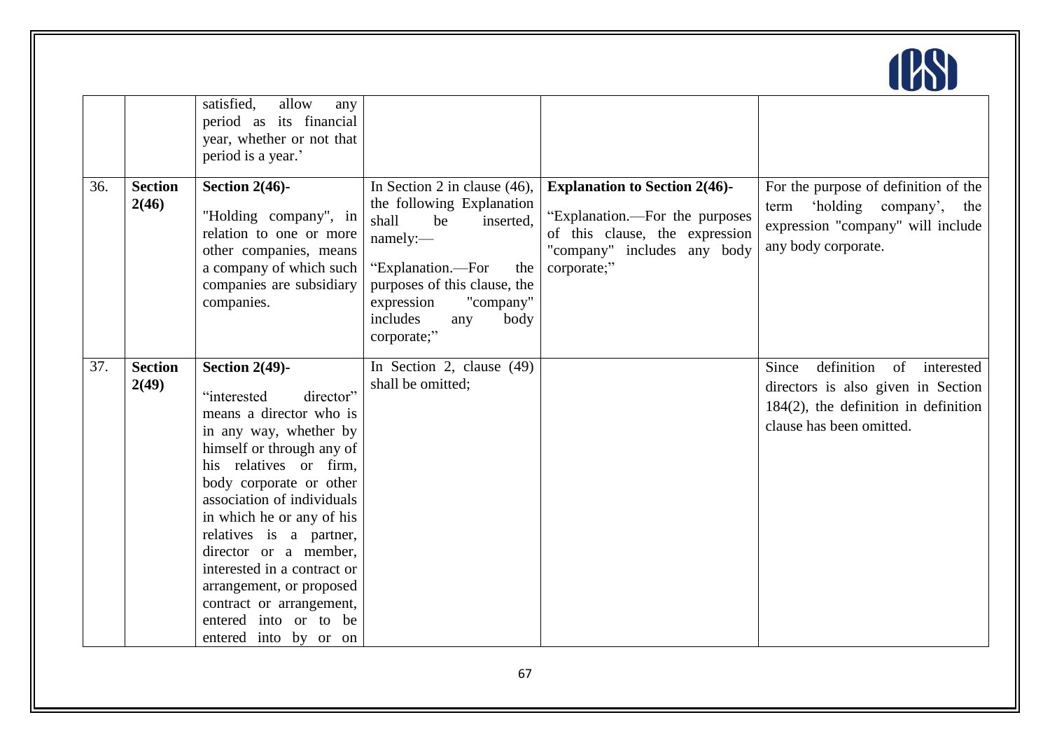| | | | | | |
|---|---|---|---|---|---|
| | | satisfied, allow any period as its financial year, whether or not that period is a year.' | | | |
| 36. | **Section 2(46)** | **Section 2(46)-** "Holding company", in relation to one or more other companies, means a company of which such companies are subsidiary companies. | In Section 2 in clause (46), the following Explanation shall be inserted, namely:— "Explanation.—For the purposes of this clause, the expression "company" includes any body corporate;" | **Explanation to Section 2(46)-** "Explanation.—For the purposes of this clause, the expression "company" includes any body corporate;" | For the purpose of definition of the term 'holding company', the expression "company" will include any body corporate. |
| 37. | **Section 2(49)** | **Section 2(49)-** "interested director" means a director who is in any way, whether by himself or through any of his relatives or firm, body corporate or other association of individuals in which he or any of his relatives is a partner, director or a member, interested in a contract or arrangement, or proposed contract or arrangement, entered into or to be entered into by or on | In Section 2, clause (49) shall be omitted; | | Since definition of interested directors is also given in Section 184(2), the definition in definition clause has been omitted. |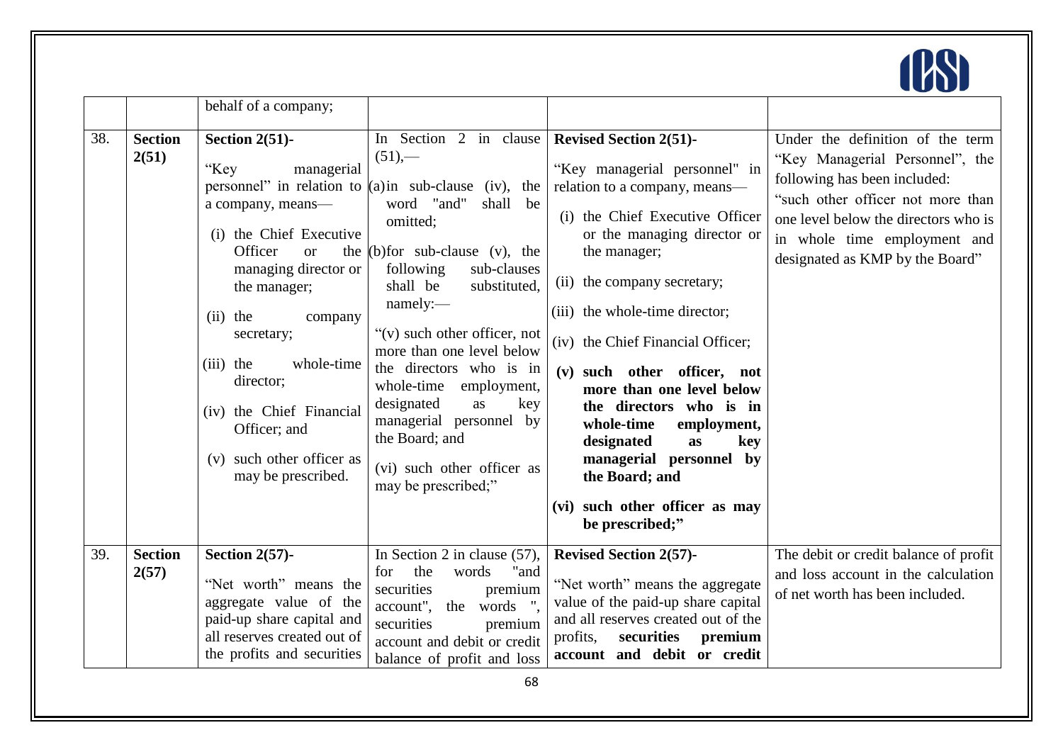| | | | | | |
|---|---|---|---|---|---|
| | | behalf of a company; | | | |
| 38. | **Section 2(51)** | **Section 2(51)-**<br><br>"Key managerial personnel" in relation to a company, means—<br><br>(i) the Chief Executive Officer or the managing director or the manager;<br><br>(ii) the company secretary;<br><br>(iii) the whole-time director;<br><br>(iv) the Chief Financial Officer; and<br><br>(v) such other officer as may be prescribed. | In Section 2 in clause (51),—<br><br>(a) in sub-clause (iv), the word "and" shall be omitted;<br><br>(b) for sub-clause (v), the following sub-clauses shall be substituted, namely:—<br><br>"(v) such other officer, not more than one level below the directors who is in whole-time employment, designated as key managerial personnel by the Board; and<br><br>(vi) such other officer as may be prescribed;" | **Revised Section 2(51)-**<br><br>"Key managerial personnel" in relation to a company, means—<br><br>(i) the Chief Executive Officer or the managing director or the manager;<br><br>(ii) the company secretary;<br><br>(iii) the whole-time director;<br><br>(iv) the Chief Financial Officer;<br><br>**(v) such other officer, not more than one level below the directors who is in whole-time employment, designated as key managerial personnel by the Board; and**<br><br>**(vi) such other officer as may be prescribed;"** | Under the definition of the term "Key Managerial Personnel", the following has been included:<br><br>"such other officer not more than one level below the directors who is in whole time employment and designated as KMP by the Board" |
| 39. | **Section 2(57)** | **Section 2(57)-**<br><br>"Net worth" means the aggregate value of the paid-up share capital and all reserves created out of the profits and securities | In Section 2 in clause (57), for the words "and securities premium account", the words ", securities premium account and debit or credit balance of profit and loss | **Revised Section 2(57)-**<br><br>"Net worth" means the aggregate value of the paid-up share capital and all reserves created out of the profits, **securities premium account and debit or credit** | The debit or credit balance of profit and loss account in the calculation of net worth has been included. |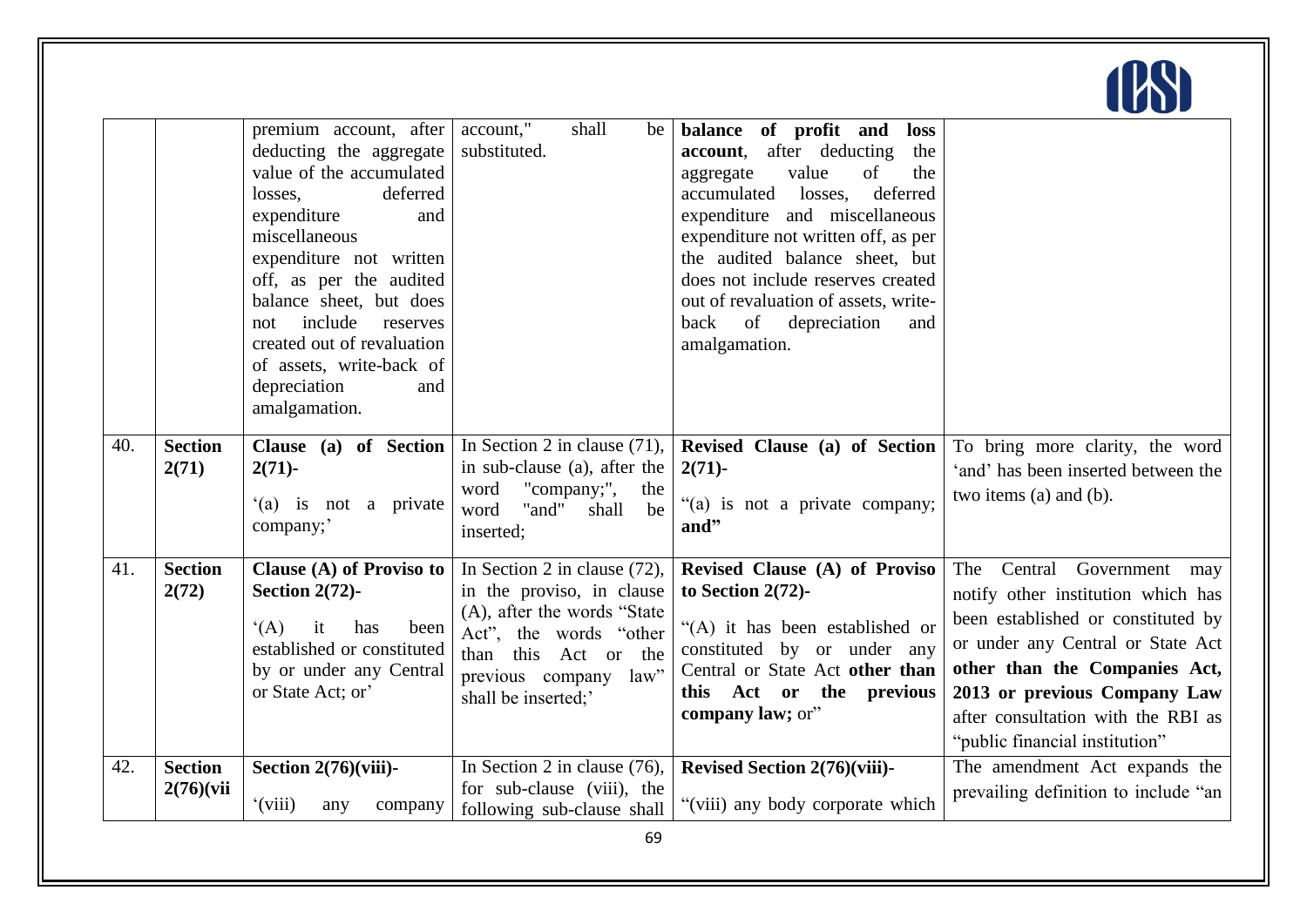|  |  |  |  |  |  |
|---|---|---|---|---|---|
|  |  | premium account, after deducting the aggregate value of the accumulated losses, deferred expenditure and miscellaneous expenditure not written off, as per the audited balance sheet, but does not include reserves created out of revaluation of assets, write-back of depreciation and amalgamation. | account," shall be substituted. | **balance of profit and loss account**, after deducting the aggregate value of the accumulated losses, deferred expenditure and miscellaneous expenditure not written off, as per the audited balance sheet, but does not include reserves created out of revaluation of assets, write-back of depreciation and amalgamation. |  |
| 40. | **Section 2(71)** | **Clause (a) of Section 2(71)-**<br><br>'(a) is not a private company;' | In Section 2 in clause (71), in sub-clause (a), after the word "company;", the word "and" shall be inserted; | **Revised Clause (a) of Section 2(71)-**<br><br>"(a) is not a private company; **and**" | To bring more clarity, the word 'and' has been inserted between the two items (a) and (b). |
| 41. | **Section 2(72)** | **Clause (A) of Proviso to Section 2(72)-**<br><br>'(A) it has been established or constituted by or under any Central or State Act; or' | In Section 2 in clause (72), in the proviso, in clause (A), after the words "State Act", the words "other than this Act or the previous company law" shall be inserted;' | **Revised Clause (A) of Proviso to Section 2(72)-**<br><br>"(A) it has been established or constituted by or under any Central or State Act **other than this Act or the previous company law;** or" | The Central Government may notify other institution which has been established or constituted by or under any Central or State Act **other than the Companies Act, 2013 or previous Company Law** after consultation with the RBI as "public financial institution" |
| 42. | **Section 2(76)(vii** | **Section 2(76)(viii)-**<br><br>'(viii) any company | In Section 2 in clause (76), for sub-clause (viii), the following sub-clause shall | **Revised Section 2(76)(viii)-**<br><br>"(viii) any body corporate which | The amendment Act expands the prevailing definition to include "an |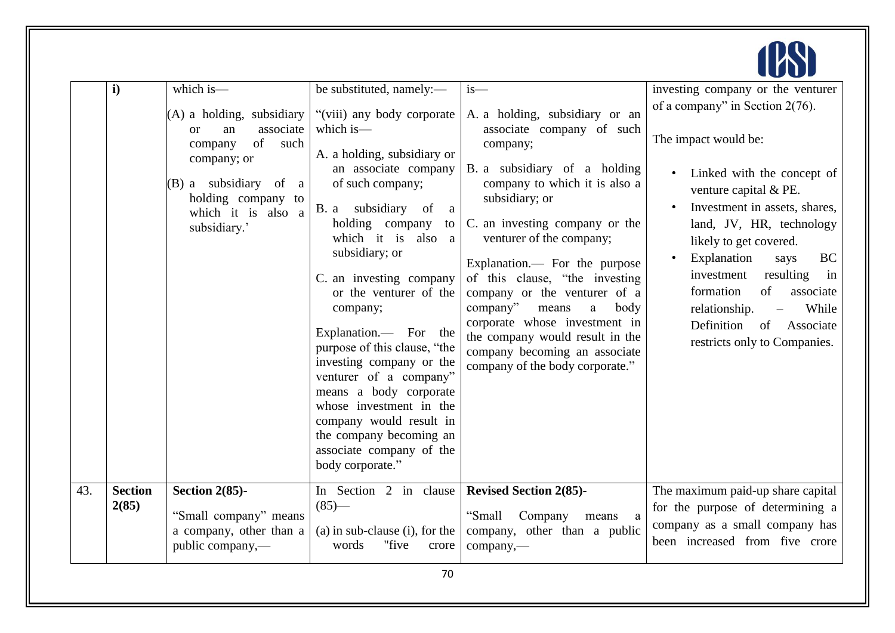| | | | | | |
|---|---|---|---|---|---|
| | i) | which is—<br><br>(A) a holding, subsidiary or an associate company of such company; or<br><br>(B) a subsidiary of a holding company to which it is also a subsidiary.' | be substituted, namely:—<br><br>"(viii) any body corporate which is—<br><br>A. a holding, subsidiary or an associate company of such company;<br><br>B. a subsidiary of a holding company to which it is also a subsidiary; or<br><br>C. an investing company or the venturer of the company;<br><br>Explanation.— For the purpose of this clause, "the investing company or the venturer of a company" means a body corporate whose investment in the company would result in the company becoming an associate company of the body corporate." | is—<br><br>A. a holding, subsidiary or an associate company of such company;<br><br>B. a subsidiary of a holding company to which it is also a subsidiary; or<br><br>C. an investing company or the venturer of the company;<br><br>Explanation.— For the purpose of this clause, "the investing company or the venturer of a company" means a body corporate whose investment in the company would result in the company becoming an associate company of the body corporate." | investing company or the venturer of a company" in Section 2(76).<br><br>The impact would be:<br><br>• Linked with the concept of venture capital & PE.<br>• Investment in assets, shares, land, JV, HR, technology likely to get covered.<br>• Explanation says BC investment resulting in formation of associate relationship. – While Definition of Associate restricts only to Companies. |
| 43. | **Section 2(85)** | **Section 2(85)-**<br><br>"Small company" means a company, other than a public company,— | In Section 2 in clause (85)—<br><br>(a) in sub-clause (i), for the words "five crore | **Revised Section 2(85)-**<br><br>"Small Company means a company, other than a public company,— | The maximum paid-up share capital for the purpose of determining a company as a small company has been increased from five crore |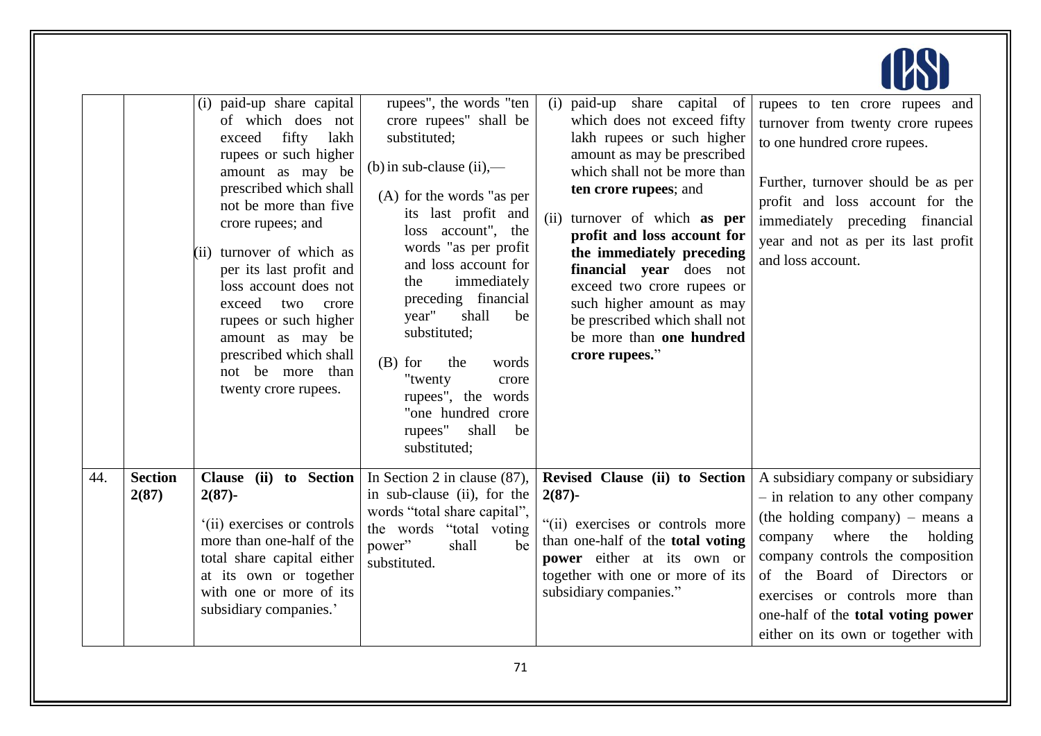| | | | | | |
|---|---|---|---|---|---|
| | | (i) paid-up share capital of which does not exceed fifty lakh rupees or such higher amount as may be prescribed which shall not be more than five crore rupees; and<br><br>(ii) turnover of which as per its last profit and loss account does not exceed two crore rupees or such higher amount as may be prescribed which shall not be more than twenty crore rupees. | rupees", the words "ten crore rupees" shall be substituted;<br><br>(b) in sub-clause (ii),—<br><br>(A) for the words "as per its last profit and loss account", the words "as per profit and loss account for the immediately preceding financial year" shall be substituted;<br><br>(B) for the words "twenty crore rupees", the words "one hundred crore rupees" shall be substituted; | (i) paid-up share capital of which does not exceed fifty lakh rupees or such higher amount as may be prescribed which shall not be more than **ten crore rupees**; and<br><br>(ii) turnover of which **as per profit and loss account for the immediately preceding financial year** does not exceed two crore rupees or such higher amount as may be prescribed which shall not be more than **one hundred crore rupees.**" | rupees to ten crore rupees and turnover from twenty crore rupees to one hundred crore rupees.<br><br>Further, turnover should be as per profit and loss account for the immediately preceding financial year and not as per its last profit and loss account. |
| 44. | **Section 2(87)** | **Clause (ii) to Section 2(87)-**<br><br>'(ii) exercises or controls more than one-half of the total share capital either at its own or together with one or more of its subsidiary companies.' | In Section 2 in clause (87), in sub-clause (ii), for the words "total share capital", the words "total voting power" shall be substituted. | **Revised Clause (ii) to Section 2(87)-**<br><br>"(ii) exercises or controls more than one-half of the **total voting power** either at its own or together with one or more of its subsidiary companies." | A subsidiary company or subsidiary – in relation to any other company (the holding company) – means a company where the holding company controls the composition of the Board of Directors or exercises or controls more than one-half of the **total voting power** either on its own or together with |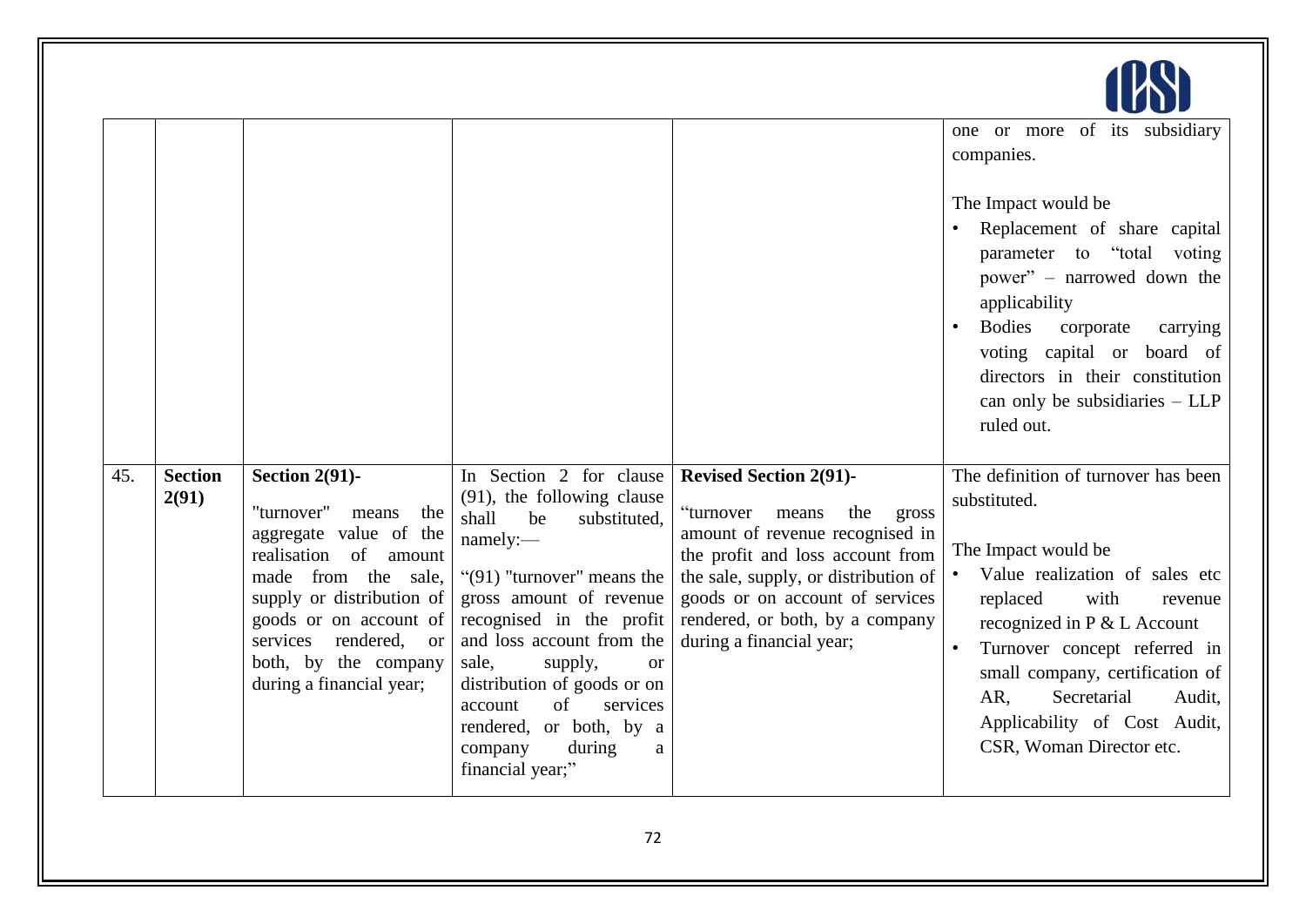| | | | | | |
|---|---|---|---|---|---|
| | | | | | one or more of its subsidiary companies.<br><br>The Impact would be<br>• Replacement of share capital parameter to "total voting power" – narrowed down the applicability<br>• Bodies corporate carrying voting capital or board of directors in their constitution can only be subsidiaries – LLP ruled out. |
| 45. | **Section 2(91)** | **Section 2(91)-**<br><br>"turnover" means the aggregate value of the realisation of amount made from the sale, supply or distribution of goods or on account of services rendered, or both, by the company during a financial year; | In Section 2 for clause (91), the following clause shall be substituted, namely:—<br><br>"(91) "turnover" means the gross amount of revenue recognised in the profit and loss account from the sale, supply, or distribution of goods or on account of services rendered, or both, by a company during a financial year;" | **Revised Section 2(91)-**<br><br>"turnover means the gross amount of revenue recognised in the profit and loss account from the sale, supply, or distribution of goods or on account of services rendered, or both, by a company during a financial year; | The definition of turnover has been substituted.<br><br>The Impact would be<br>• Value realization of sales etc replaced with revenue recognized in P & L Account<br>• Turnover concept referred in small company, certification of AR, Secretarial Audit, Applicability of Cost Audit, CSR, Woman Director etc. |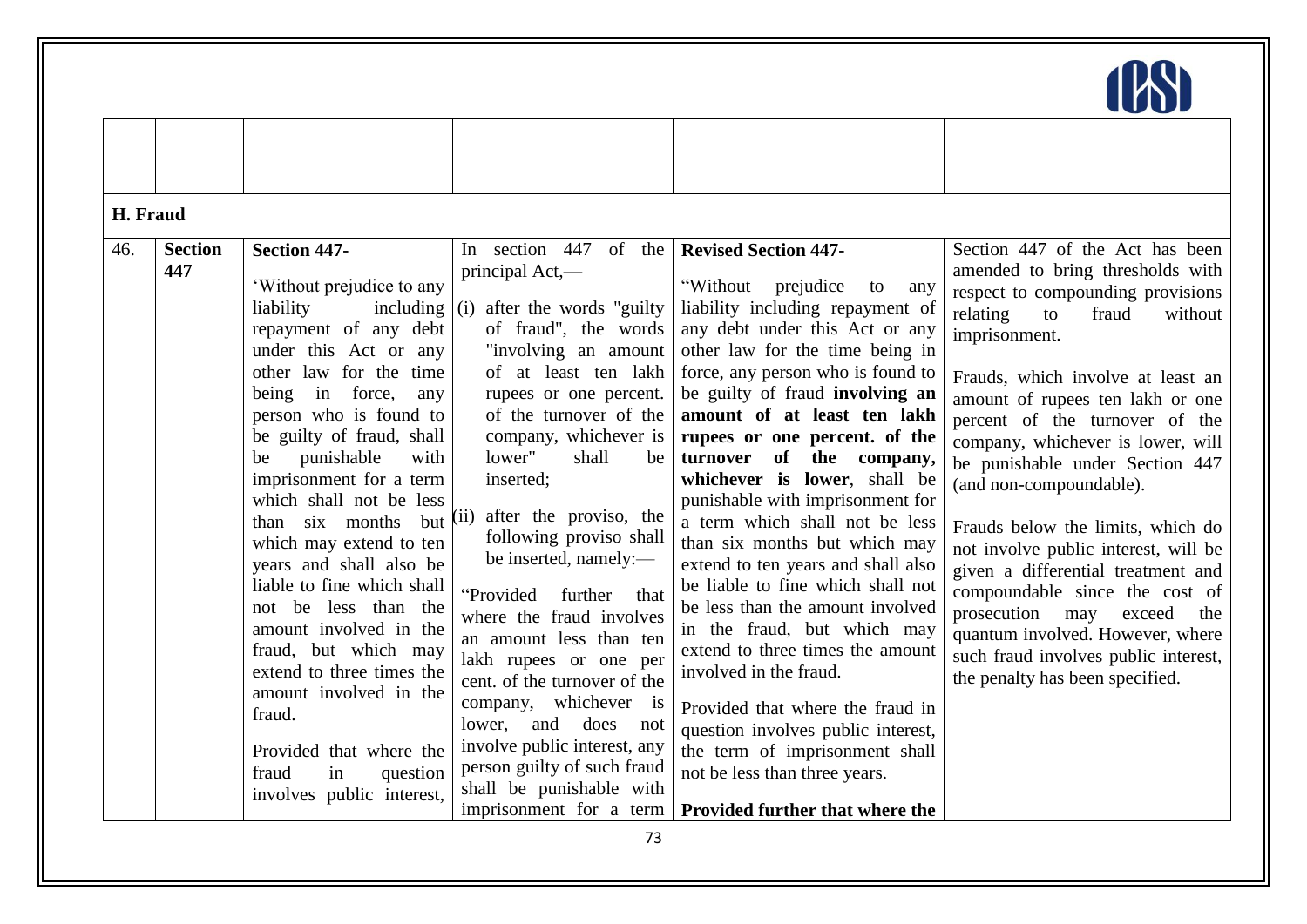| | | | | | |
|---|---|---|---|---|---|
| | | | | | |
| **H. Fraud** | | | | | |
| 46. | **Section 447** | **Section 447-** 'Without prejudice to any liability including repayment of any debt under this Act or any other law for the time being in force, any person who is found to be guilty of fraud, shall be punishable with imprisonment for a term which shall not be less than six months but which may extend to ten years and shall also be liable to fine which shall not be less than the amount involved in the fraud, but which may extend to three times the amount involved in the fraud. Provided that where the fraud in question involves public interest, | In section 447 of the principal Act,— (i) after the words "guilty of fraud", the words "involving an amount of at least ten lakh rupees or one percent. of the turnover of the company, whichever is lower" shall be inserted; (ii) after the proviso, the following proviso shall be inserted, namely:— "Provided further that where the fraud involves an amount less than ten lakh rupees or one per cent. of the turnover of the company, whichever is lower, and does not involve public interest, any person guilty of such fraud shall be punishable with imprisonment for a term | **Revised Section 447-** "Without prejudice to any liability including repayment of any debt under this Act or any other law for the time being in force, any person who is found to be guilty of fraud **involving an amount of at least ten lakh rupees or one percent. of the turnover of the company, whichever is lower**, shall be punishable with imprisonment for a term which shall not be less than six months but which may extend to ten years and shall also be liable to fine which shall not be less than the amount involved in the fraud, but which may extend to three times the amount involved in the fraud. Provided that where the fraud in question involves public interest, the term of imprisonment shall not be less than three years. **Provided further that where the** | Section 447 of the Act has been amended to bring thresholds with respect to compounding provisions relating to fraud without imprisonment. Frauds, which involve at least an amount of rupees ten lakh or one percent of the turnover of the company, whichever is lower, will be punishable under Section 447 (and non-compoundable). Frauds below the limits, which do not involve public interest, will be given a differential treatment and compoundable since the cost of prosecution may exceed the quantum involved. However, where such fraud involves public interest, the penalty has been specified. |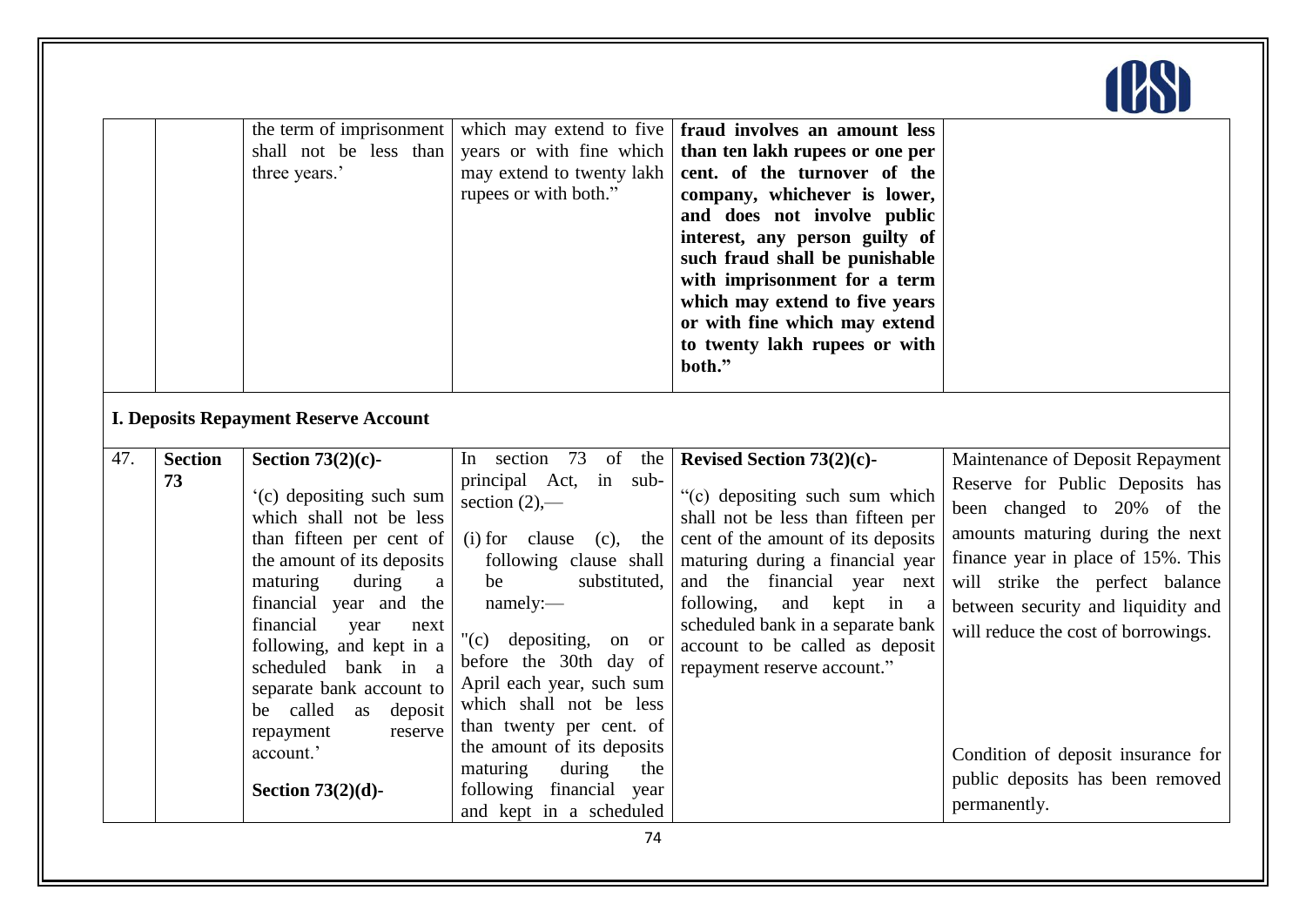| | | the term of imprisonment shall not be less than three years.' | which may extend to five years or with fine which may extend to twenty lakh rupees or with both." | **fraud involves an amount less than ten lakh rupees or one per cent. of the turnover of the company, whichever is lower, and does not involve public interest, any person guilty of such fraud shall be punishable with imprisonment for a term which may extend to five years or with fine which may extend to twenty lakh rupees or with both."** | |
|---|---|---|---|---|---|

**I. Deposits Repayment Reserve Account**

| | | | | | |
|---|---|---|---|---|---|
| 47. | **Section 73** | **Section 73(2)(c)-**<br><br>'(c) depositing such sum which shall not be less than fifteen per cent of the amount of its deposits maturing during a financial year and the financial year next following, and kept in a scheduled bank in a separate bank account to be called as deposit repayment reserve account.'<br><br>**Section 73(2)(d)-** | In section 73 of the principal Act, in sub-section (2),—<br><br>(i) for clause (c), the following clause shall be substituted, namely:—<br><br>"(c) depositing, on or before the 30th day of April each year, such sum which shall not be less than twenty per cent. of the amount of its deposits maturing during the following financial year and kept in a scheduled | **Revised Section 73(2)(c)-**<br><br>"(c) depositing such sum which shall not be less than fifteen per cent of the amount of its deposits maturing during a financial year and the financial year next following, and kept in a scheduled bank in a separate bank account to be called as deposit repayment reserve account." | Maintenance of Deposit Repayment Reserve for Public Deposits has been changed to 20% of the amounts maturing during the next finance year in place of 15%. This will strike the perfect balance between security and liquidity and will reduce the cost of borrowings.<br><br>Condition of deposit insurance for public deposits has been removed permanently. |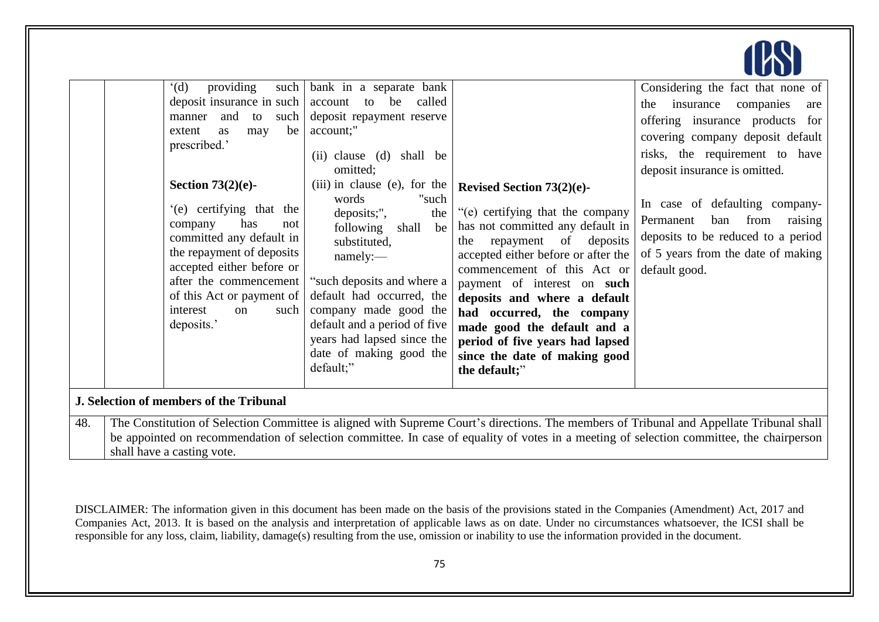| | | | | | |
|---|---|---|---|---|---|
| | | '(d) providing such deposit insurance in such manner and to such extent as may be prescribed.'<br><br>**Section 73(2)(e)-**<br><br>'(e) certifying that the company has not committed any default in the repayment of deposits accepted either before or after the commencement of this Act or payment of interest on such deposits.' | bank in a separate bank account to be called deposit repayment reserve account;"<br><br>(ii) clause (d) shall be omitted;<br><br>(iii) in clause (e), for the words "such deposits;", the following shall be substituted, namely:—<br><br>"such deposits and where a default had occurred, the company made good the default and a period of five years had lapsed since the date of making good the default;" | **Revised Section 73(2)(e)-**<br><br>"(e) certifying that the company has not committed any default in the repayment of deposits accepted either before or after the commencement of this Act or payment of interest on **such deposits and where a default had occurred, the company made good the default and a period of five years had lapsed since the date of making good the default;**" | Considering the fact that none of the insurance companies are offering insurance products for covering company deposit default risks, the requirement to have deposit insurance is omitted.<br><br>In case of defaulting company- Permanent ban from raising deposits to be reduced to a period of 5 years from the date of making default good. |
| **J. Selection of members of the Tribunal** | | | | | |
| 48. | The Constitution of Selection Committee is aligned with Supreme Court's directions. The members of Tribunal and Appellate Tribunal shall be appointed on recommendation of selection committee. In case of equality of votes in a meeting of selection committee, the chairperson shall have a casting vote. | | | | |

DISCLAIMER: The information given in this document has been made on the basis of the provisions stated in the Companies (Amendment) Act, 2017 and Companies Act, 2013. It is based on the analysis and interpretation of applicable laws as on date. Under no circumstances whatsoever, the ICSI shall be responsible for any loss, claim, liability, damage(s) resulting from the use, omission or inability to use the information provided in the document.